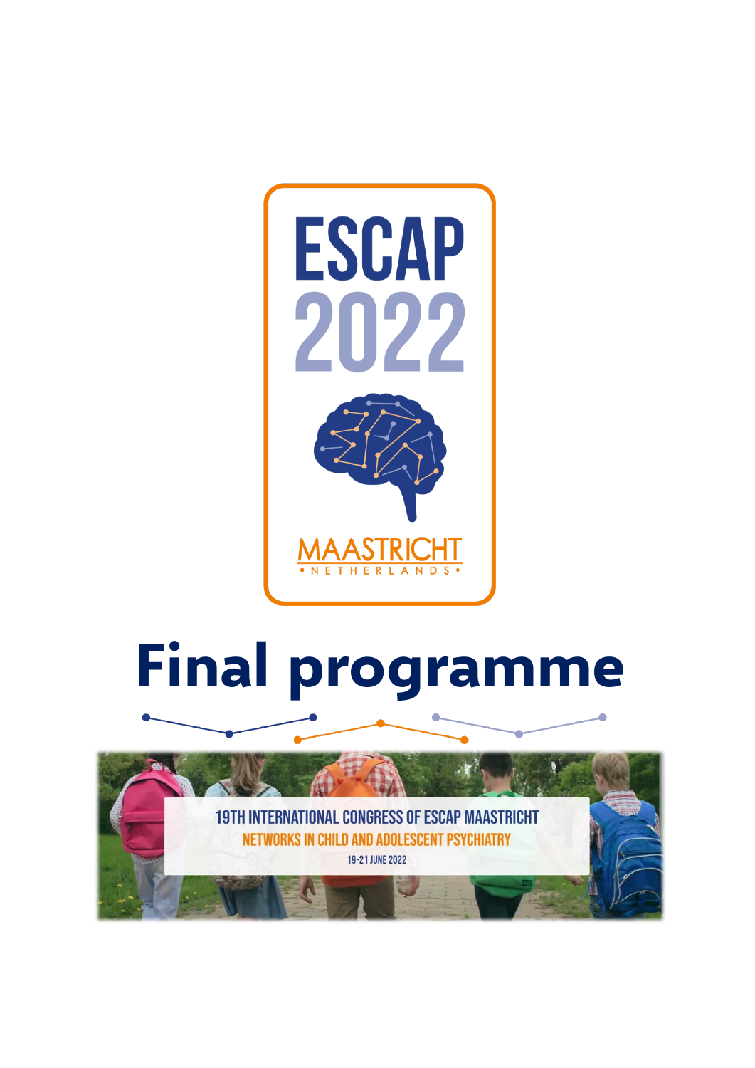# ESCAP 2022

MAASTRICHT
• NETHERLANDS •

# Final programme

19TH INTERNATIONAL CONGRESS OF ESCAP MAASTRICHT

NETWORKS IN CHILD AND ADOLESCENT PSYCHIATRY

19-21 JUNE 2022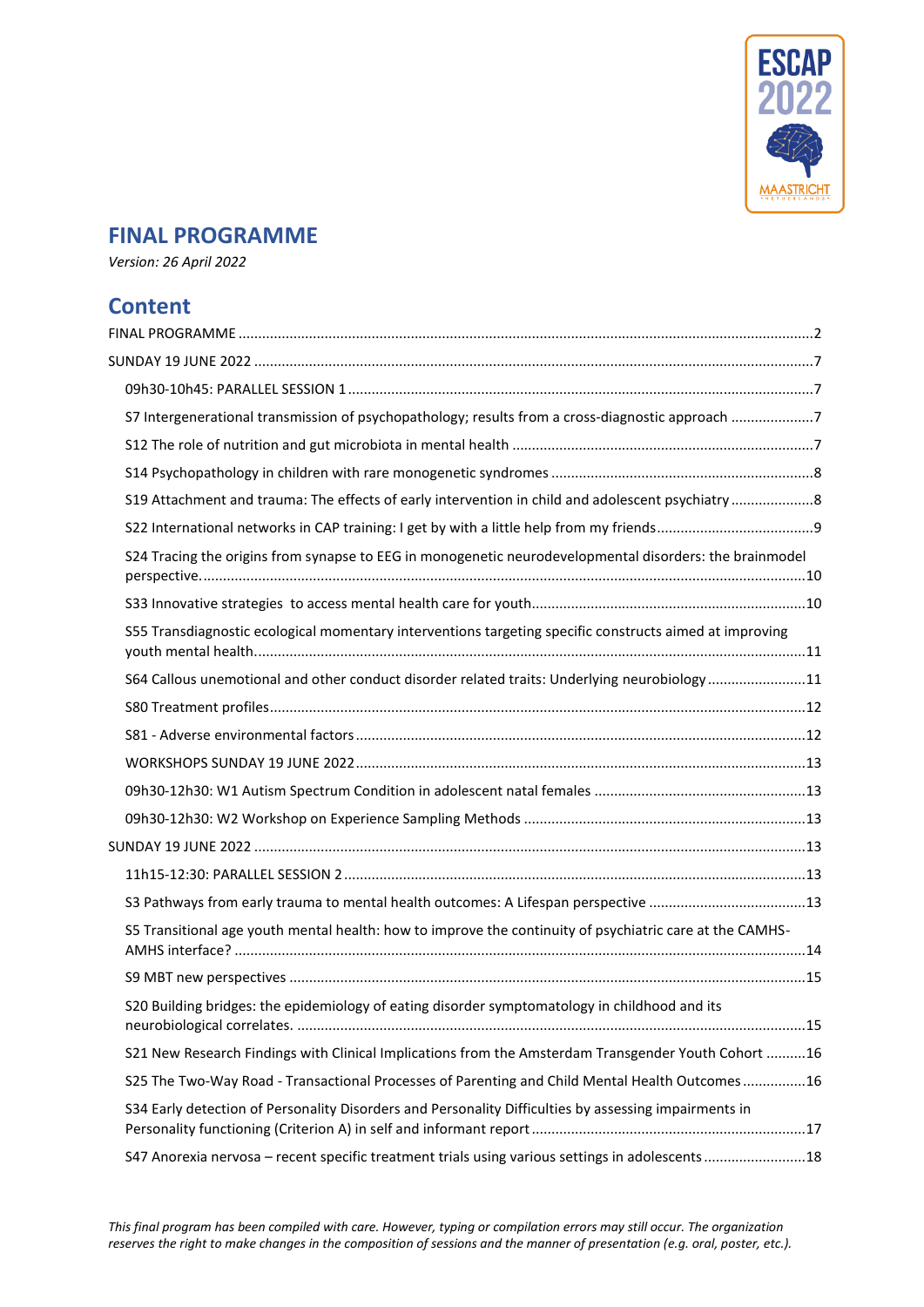## FINAL PROGRAMME

*Version: 26 April 2022*

## Content

FINAL PROGRAMME ....................................................................................................................2

SUNDAY 19 JUNE 2022 ....................................................................................................................7

- 09h30-10h45: PARALLEL SESSION 1 ....................................................................................................7
- S7 Intergenerational transmission of psychopathology; results from a cross-diagnostic approach ....................7
- S12 The role of nutrition and gut microbiota in mental health ....................................................................7
- S14 Psychopathology in children with rare monogenetic syndromes ..........................................................8
- S19 Attachment and trauma: The effects of early intervention in child and adolescent psychiatry ....................8
- S22 International networks in CAP training: I get by with a little help from my friends ....................................9
- S24 Tracing the origins from synapse to EEG in monogenetic neurodevelopmental disorders: the brainmodel perspective. ....................................................................................................................10
- S33 Innovative strategies to access mental health care for youth ....................................................................10
- S55 Transdiagnostic ecological momentary interventions targeting specific constructs aimed at improving youth mental health ....................................................................................................................11
- S64 Callous unemotional and other conduct disorder related traits: Underlying neurobiology ........................11
- S80 Treatment profiles ....................................................................................................................12
- S81 - Adverse environmental factors ....................................................................................................12
- WORKSHOPS SUNDAY 19 JUNE 2022 ....................................................................................................13
- 09h30-12h30: W1 Autism Spectrum Condition in adolescent natal females ....................................................13
- 09h30-12h30: W2 Workshop on Experience Sampling Methods ....................................................................13

SUNDAY 19 JUNE 2022 ....................................................................................................................13

- 11h15-12:30: PARALLEL SESSION 2 ....................................................................................................13
- S3 Pathways from early trauma to mental health outcomes: A Lifespan perspective ........................................13
- S5 Transitional age youth mental health: how to improve the continuity of psychiatric care at the CAMHS-AMHS interface? ....................................................................................................................14
- S9 MBT new perspectives ....................................................................................................................15
- S20 Building bridges: the epidemiology of eating disorder symptomatology in childhood and its neurobiological correlates. ....................................................................................................................15
- S21 New Research Findings with Clinical Implications from the Amsterdam Transgender Youth Cohort ..........16
- S25 The Two-Way Road - Transactional Processes of Parenting and Child Mental Health Outcomes ................16
- S34 Early detection of Personality Disorders and Personality Difficulties by assessing impairments in Personality functioning (Criterion A) in self and informant report ....................................................................17
- S47 Anorexia nervosa – recent specific treatment trials using various settings in adolescents ..........................18

*This final program has been compiled with care. However, typing or compilation errors may still occur. The organization reserves the right to make changes in the composition of sessions and the manner of presentation (e.g. oral, poster, etc.).*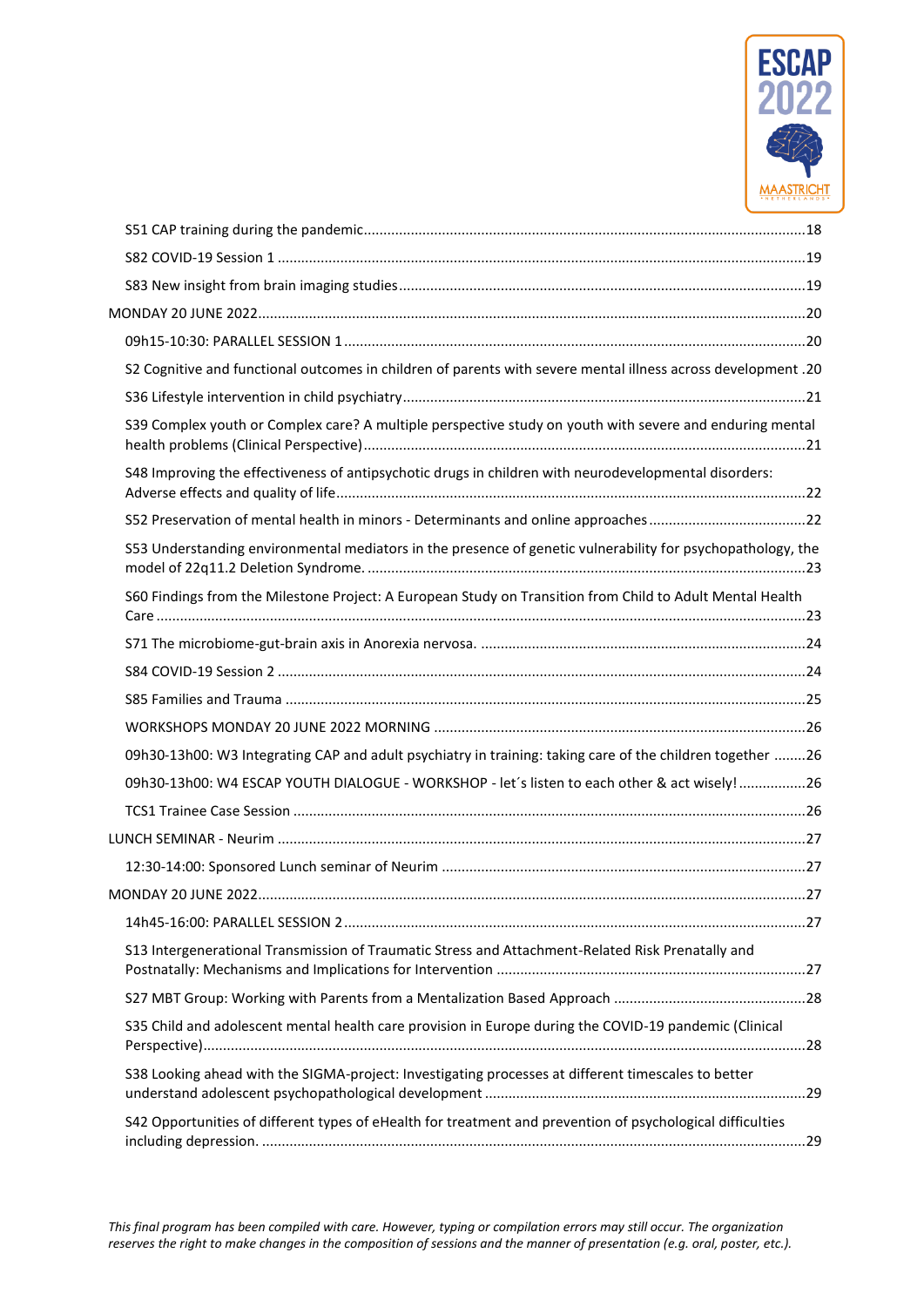S51 CAP training during the pandemic.........18

S82 COVID-19 Session 1.........19

S83 New insight from brain imaging studies.........19

MONDAY 20 JUNE 2022.........20

09h15-10:30: PARALLEL SESSION 1.........20

S2 Cognitive and functional outcomes in children of parents with severe mental illness across development .20

S36 Lifestyle intervention in child psychiatry.........21

S39 Complex youth or Complex care? A multiple perspective study on youth with severe and enduring mental health problems (Clinical Perspective).........21

S48 Improving the effectiveness of antipsychotic drugs in children with neurodevelopmental disorders: Adverse effects and quality of life.........22

S52 Preservation of mental health in minors - Determinants and online approaches.........22

S53 Understanding environmental mediators in the presence of genetic vulnerability for psychopathology, the model of 22q11.2 Deletion Syndrome..........23

S60 Findings from the Milestone Project: A European Study on Transition from Child to Adult Mental Health Care.........23

S71 The microbiome-gut-brain axis in Anorexia nervosa..........24

S84 COVID-19 Session 2.........24

S85 Families and Trauma.........25

WORKSHOPS MONDAY 20 JUNE 2022 MORNING.........26

09h30-13h00: W3 Integrating CAP and adult psychiatry in training: taking care of the children together.........26

09h30-13h00: W4 ESCAP YOUTH DIALOGUE - WORKSHOP - let´s listen to each other & act wisely!.........26

TCS1 Trainee Case Session.........26

LUNCH SEMINAR - Neurim.........27

12:30-14:00: Sponsored Lunch seminar of Neurim.........27

MONDAY 20 JUNE 2022.........27

14h45-16:00: PARALLEL SESSION 2.........27

S13 Intergenerational Transmission of Traumatic Stress and Attachment-Related Risk Prenatally and Postnatally: Mechanisms and Implications for Intervention.........27

S27 MBT Group: Working with Parents from a Mentalization Based Approach.........28

S35 Child and adolescent mental health care provision in Europe during the COVID-19 pandemic (Clinical Perspective).........28

S38 Looking ahead with the SIGMA-project: Investigating processes at different timescales to better understand adolescent psychopathological development.........29

S42 Opportunities of different types of eHealth for treatment and prevention of psychological difficulties including depression..........29

*This final program has been compiled with care. However, typing or compilation errors may still occur. The organization reserves the right to make changes in the composition of sessions and the manner of presentation (e.g. oral, poster, etc.).*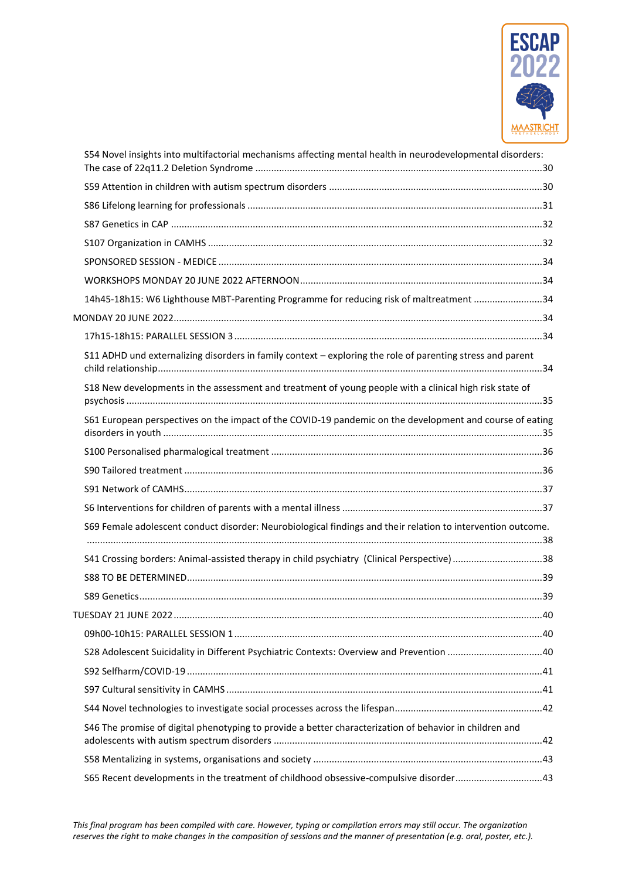S54 Novel insights into multifactorial mechanisms affecting mental health in neurodevelopmental disorders: The case of 22q11.2 Deletion Syndrome ....30

S59 Attention in children with autism spectrum disorders ....30

S86 Lifelong learning for professionals ....31

S87 Genetics in CAP ....32

S107 Organization in CAMHS ....32

SPONSORED SESSION - MEDICE ....34

WORKSHOPS MONDAY 20 JUNE 2022 AFTERNOON....34

14h45-18h15: W6 Lighthouse MBT-Parenting Programme for reducing risk of maltreatment ....34

MONDAY 20 JUNE 2022....34

17h15-18h15: PARALLEL SESSION 3 ....34

S11 ADHD und externalizing disorders in family context – exploring the role of parenting stress and parent child relationship....34

S18 New developments in the assessment and treatment of young people with a clinical high risk state of psychosis ....35

S61 European perspectives on the impact of the COVID-19 pandemic on the development and course of eating disorders in youth ....35

S100 Personalised pharmalogical treatment ....36

S90 Tailored treatment ....36

S91 Network of CAMHS....37

S6 Interventions for children of parents with a mental illness ....37

S69 Female adolescent conduct disorder: Neurobiological findings and their relation to intervention outcome. ....38

S41 Crossing borders: Animal-assisted therapy in child psychiatry (Clinical Perspective) ....38

S88 TO BE DETERMINED....39

S89 Genetics....39

TUESDAY 21 JUNE 2022....40

09h00-10h15: PARALLEL SESSION 1 ....40

S28 Adolescent Suicidality in Different Psychiatric Contexts: Overview and Prevention ....40

S92 Selfharm/COVID-19 ....41

S97 Cultural sensitivity in CAMHS ....41

S44 Novel technologies to investigate social processes across the lifespan....42

S46 The promise of digital phenotyping to provide a better characterization of behavior in children and adolescents with autism spectrum disorders ....42

S58 Mentalizing in systems, organisations and society ....43

S65 Recent developments in the treatment of childhood obsessive-compulsive disorder....43

*This final program has been compiled with care. However, typing or compilation errors may still occur. The organization reserves the right to make changes in the composition of sessions and the manner of presentation (e.g. oral, poster, etc.).*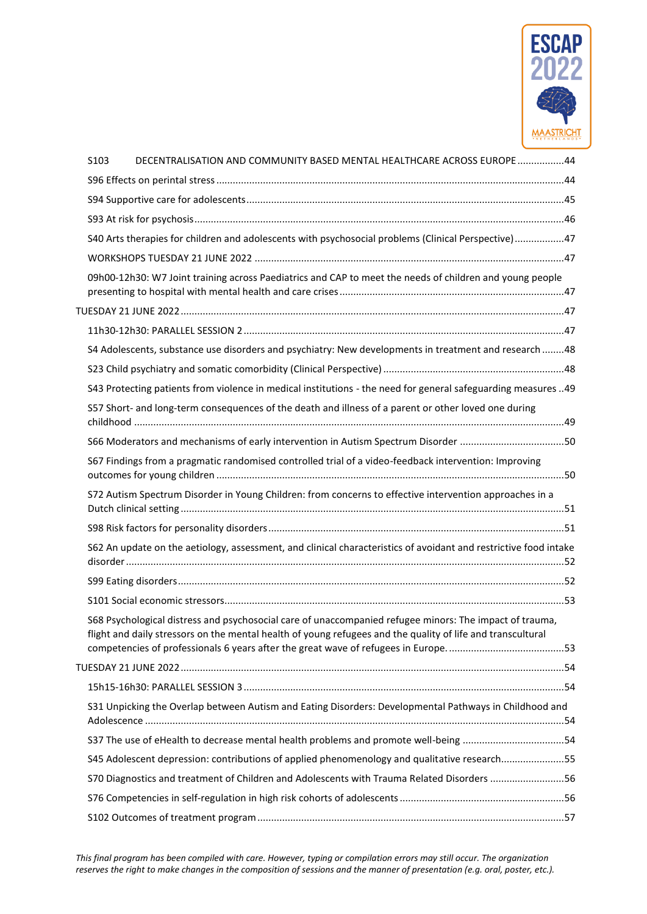S103 DECENTRALISATION AND COMMUNITY BASED MENTAL HEALTHCARE ACROSS EUROPE ..................44

S96 Effects on perintal stress ..................44

S94 Supportive care for adolescents ..................45

S93 At risk for psychosis ..................46

S40 Arts therapies for children and adolescents with psychosocial problems (Clinical Perspective) ..................47

WORKSHOPS TUESDAY 21 JUNE 2022 ..................47

09h00-12h30: W7 Joint training across Paediatrics and CAP to meet the needs of children and young people presenting to hospital with mental health and care crises ..................47

TUESDAY 21 JUNE 2022 ..................47

11h30-12h30: PARALLEL SESSION 2 ..................47

S4 Adolescents, substance use disorders and psychiatry: New developments in treatment and research ..................48

S23 Child psychiatry and somatic comorbidity (Clinical Perspective) ..................48

S43 Protecting patients from violence in medical institutions - the need for general safeguarding measures ..49

S57 Short- and long-term consequences of the death and illness of a parent or other loved one during childhood ..................49

S66 Moderators and mechanisms of early intervention in Autism Spectrum Disorder ..................50

S67 Findings from a pragmatic randomised controlled trial of a video-feedback intervention: Improving outcomes for young children ..................50

S72 Autism Spectrum Disorder in Young Children: from concerns to effective intervention approaches in a Dutch clinical setting ..................51

S98 Risk factors for personality disorders ..................51

S62 An update on the aetiology, assessment, and clinical characteristics of avoidant and restrictive food intake disorder ..................52

S99 Eating disorders ..................52

S101 Social economic stressors ..................53

S68 Psychological distress and psychosocial care of unaccompanied refugee minors: The impact of trauma, flight and daily stressors on the mental health of young refugees and the quality of life and transcultural competencies of professionals 6 years after the great wave of refugees in Europe. ..................53

TUESDAY 21 JUNE 2022 ..................54

15h15-16h30: PARALLEL SESSION 3 ..................54

S31 Unpicking the Overlap between Autism and Eating Disorders: Developmental Pathways in Childhood and Adolescence ..................54

S37 The use of eHealth to decrease mental health problems and promote well-being ..................54

S45 Adolescent depression: contributions of applied phenomenology and qualitative research ..................55

S70 Diagnostics and treatment of Children and Adolescents with Trauma Related Disorders ..................56

S76 Competencies in self-regulation in high risk cohorts of adolescents ..................56

S102 Outcomes of treatment program ..................57

*This final program has been compiled with care. However, typing or compilation errors may still occur. The organization reserves the right to make changes in the composition of sessions and the manner of presentation (e.g. oral, poster, etc.).*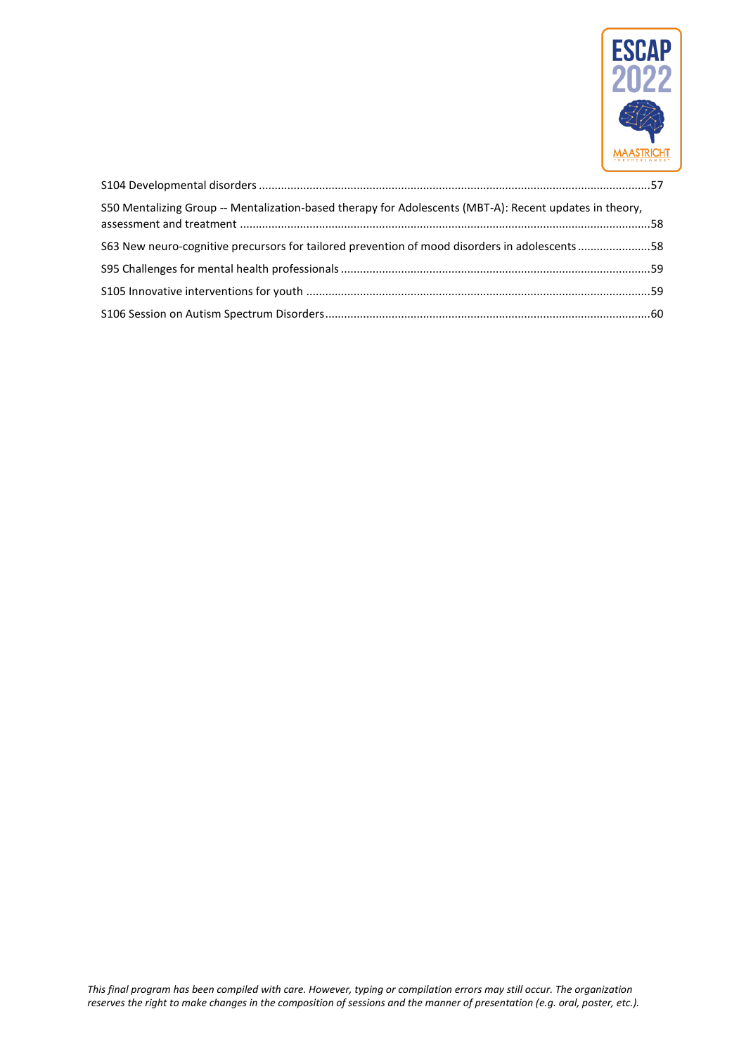S104 Developmental disorders ..........................................................................................................................57

S50 Mentalizing Group -- Mentalization-based therapy for Adolescents (MBT-A): Recent updates in theory, assessment and treatment .................................................................................................................................58

S63 New neuro-cognitive precursors for tailored prevention of mood disorders in adolescents .......................58

S95 Challenges for mental health professionals ..................................................................................................59

S105 Innovative interventions for youth ............................................................................................................59

S106 Session on Autism Spectrum Disorders......................................................................................................60

*This final program has been compiled with care. However, typing or compilation errors may still occur. The organization reserves the right to make changes in the composition of sessions and the manner of presentation (e.g. oral, poster, etc.).*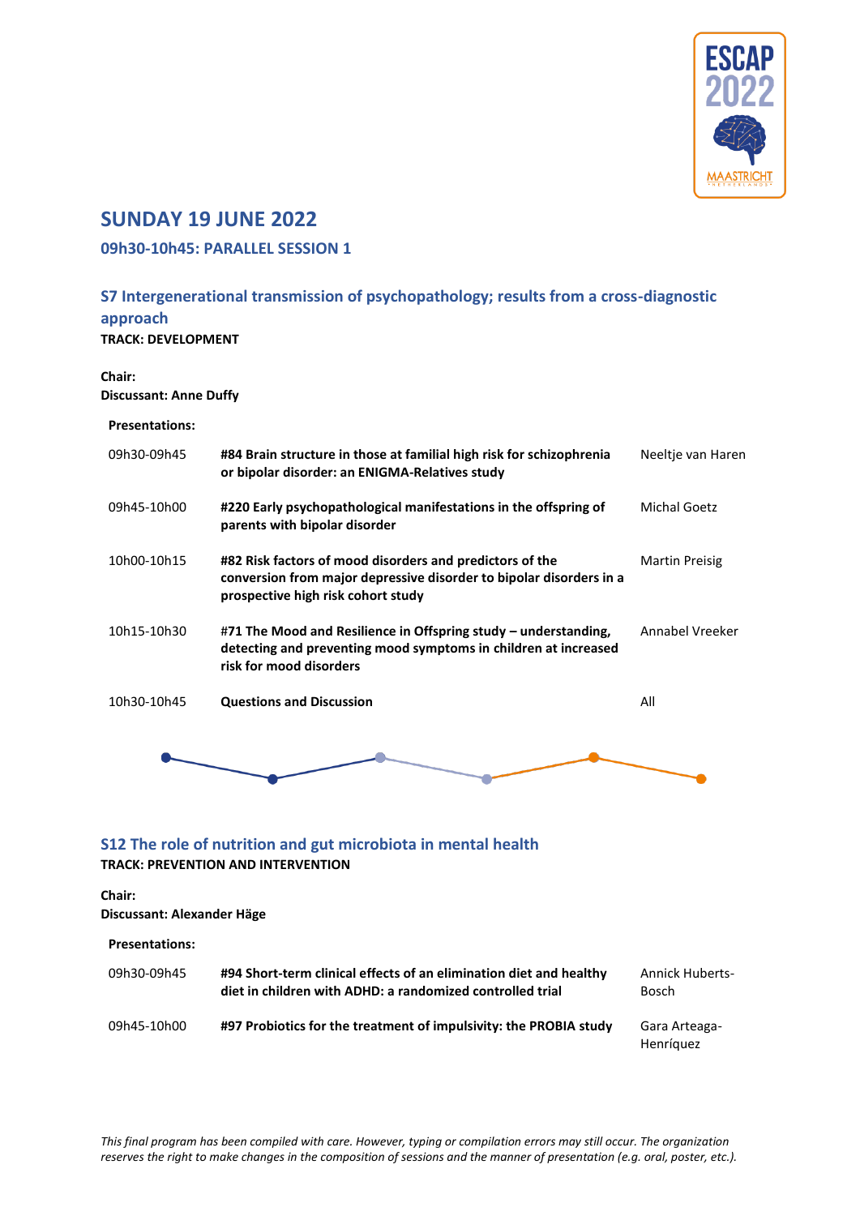# SUNDAY 19 JUNE 2022

## 09h30-10h45: PARALLEL SESSION 1

### S7 Intergenerational transmission of psychopathology; results from a cross-diagnostic approach

**TRACK: DEVELOPMENT**

**Chair:**
**Discussant: Anne Duffy**

**Presentations:**

| | | |
|---|---|---|
| 09h30-09h45 | **#84 Brain structure in those at familial high risk for schizophrenia or bipolar disorder: an ENIGMA-Relatives study** | Neeltje van Haren |
| 09h45-10h00 | **#220 Early psychopathological manifestations in the offspring of parents with bipolar disorder** | Michal Goetz |
| 10h00-10h15 | **#82 Risk factors of mood disorders and predictors of the conversion from major depressive disorder to bipolar disorders in a prospective high risk cohort study** | Martin Preisig |
| 10h15-10h30 | **#71 The Mood and Resilience in Offspring study – understanding, detecting and preventing mood symptoms in children at increased risk for mood disorders** | Annabel Vreeker |
| 10h30-10h45 | **Questions and Discussion** | All |

### S12 The role of nutrition and gut microbiota in mental health

**TRACK: PREVENTION AND INTERVENTION**

**Chair:**
**Discussant: Alexander Häge**

**Presentations:**

| | | |
|---|---|---|
| 09h30-09h45 | **#94 Short-term clinical effects of an elimination diet and healthy diet in children with ADHD: a randomized controlled trial** | Annick Huberts-Bosch |
| 09h45-10h00 | **#97 Probiotics for the treatment of impulsivity: the PROBIA study** | Gara Arteaga-Henríquez |

*This final program has been compiled with care. However, typing or compilation errors may still occur. The organization reserves the right to make changes in the composition of sessions and the manner of presentation (e.g. oral, poster, etc.).*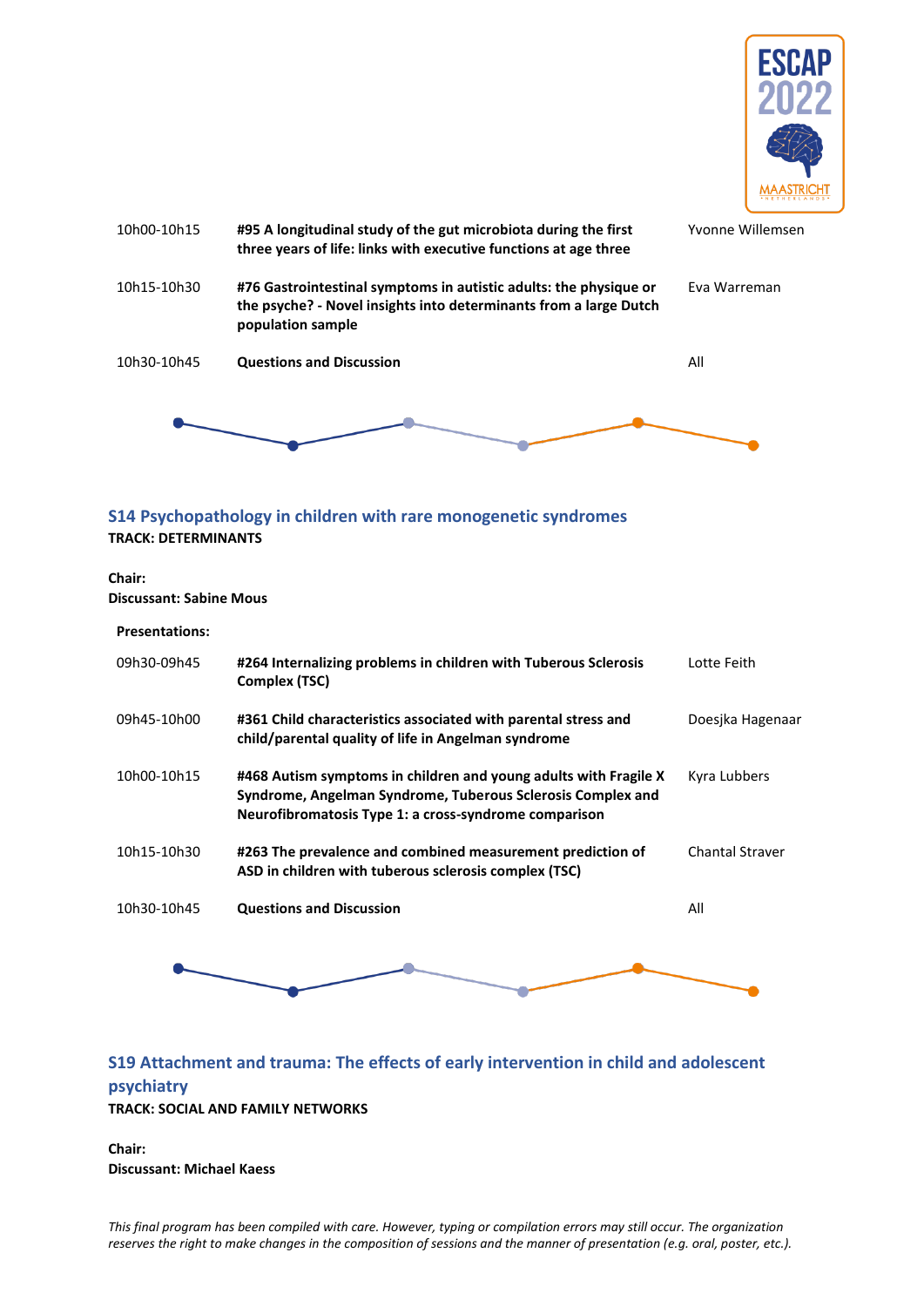| | | |
|---|---|---|
| 10h00-10h15 | **#95 A longitudinal study of the gut microbiota during the first three years of life: links with executive functions at age three** | Yvonne Willemsen |
| 10h15-10h30 | **#76 Gastrointestinal symptoms in autistic adults: the physique or the psyche? - Novel insights into determinants from a large Dutch population sample** | Eva Warreman |
| 10h30-10h45 | **Questions and Discussion** | All |

## S14 Psychopathology in children with rare monogenetic syndromes

**TRACK: DETERMINANTS**

**Chair:**
**Discussant: Sabine Mous**

**Presentations:**

| | | |
|---|---|---|
| 09h30-09h45 | **#264 Internalizing problems in children with Tuberous Sclerosis Complex (TSC)** | Lotte Feith |
| 09h45-10h00 | **#361 Child characteristics associated with parental stress and child/parental quality of life in Angelman syndrome** | Doesjka Hagenaar |
| 10h00-10h15 | **#468 Autism symptoms in children and young adults with Fragile X Syndrome, Angelman Syndrome, Tuberous Sclerosis Complex and Neurofibromatosis Type 1: a cross-syndrome comparison** | Kyra Lubbers |
| 10h15-10h30 | **#263 The prevalence and combined measurement prediction of ASD in children with tuberous sclerosis complex (TSC)** | Chantal Straver |
| 10h30-10h45 | **Questions and Discussion** | All |

## S19 Attachment and trauma: The effects of early intervention in child and adolescent psychiatry

**TRACK: SOCIAL AND FAMILY NETWORKS**

**Chair:**
**Discussant: Michael Kaess**

*This final program has been compiled with care. However, typing or compilation errors may still occur. The organization reserves the right to make changes in the composition of sessions and the manner of presentation (e.g. oral, poster, etc.).*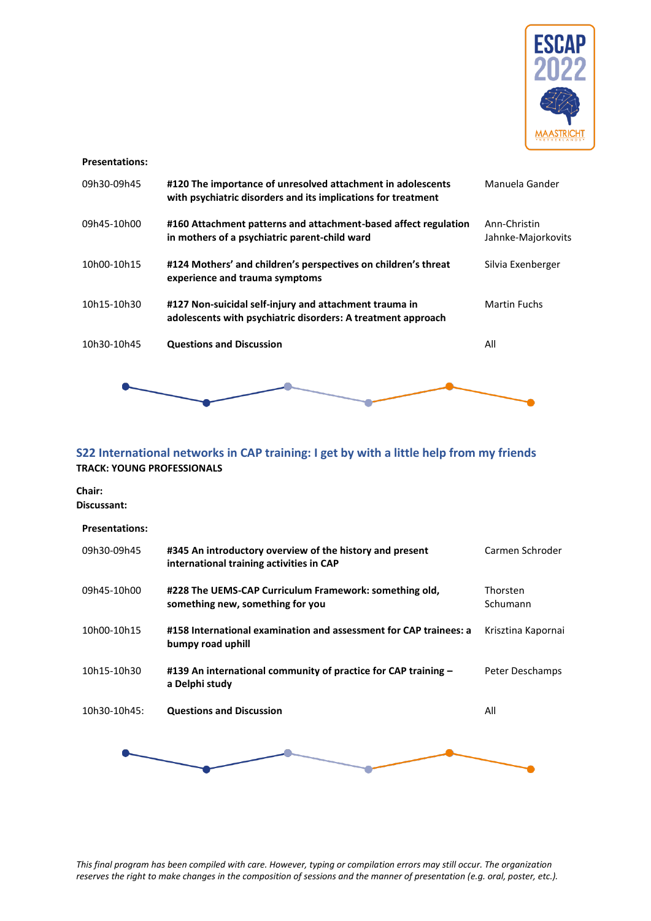**Presentations:**

| | | |
|---|---|---|
| 09h30-09h45 | **#120 The importance of unresolved attachment in adolescents with psychiatric disorders and its implications for treatment** | Manuela Gander |
| 09h45-10h00 | **#160 Attachment patterns and attachment-based affect regulation in mothers of a psychiatric parent-child ward** | Ann-Christin Jahnke-Majorkovits |
| 10h00-10h15 | **#124 Mothers' and children's perspectives on children's threat experience and trauma symptoms** | Silvia Exenberger |
| 10h15-10h30 | **#127 Non-suicidal self-injury and attachment trauma in adolescents with psychiatric disorders: A treatment approach** | Martin Fuchs |
| 10h30-10h45 | **Questions and Discussion** | All |

## S22 International networks in CAP training: I get by with a little help from my friends

**TRACK: YOUNG PROFESSIONALS**

**Chair:**
**Discussant:**

**Presentations:**

| | | |
|---|---|---|
| 09h30-09h45 | **#345 An introductory overview of the history and present international training activities in CAP** | Carmen Schroder |
| 09h45-10h00 | **#228 The UEMS-CAP Curriculum Framework: something old, something new, something for you** | Thorsten Schumann |
| 10h00-10h15 | **#158 International examination and assessment for CAP trainees: a bumpy road uphill** | Krisztina Kapornai |
| 10h15-10h30 | **#139 An international community of practice for CAP training – a Delphi study** | Peter Deschamps |
| 10h30-10h45: | **Questions and Discussion** | All |

*This final program has been compiled with care. However, typing or compilation errors may still occur. The organization reserves the right to make changes in the composition of sessions and the manner of presentation (e.g. oral, poster, etc.).*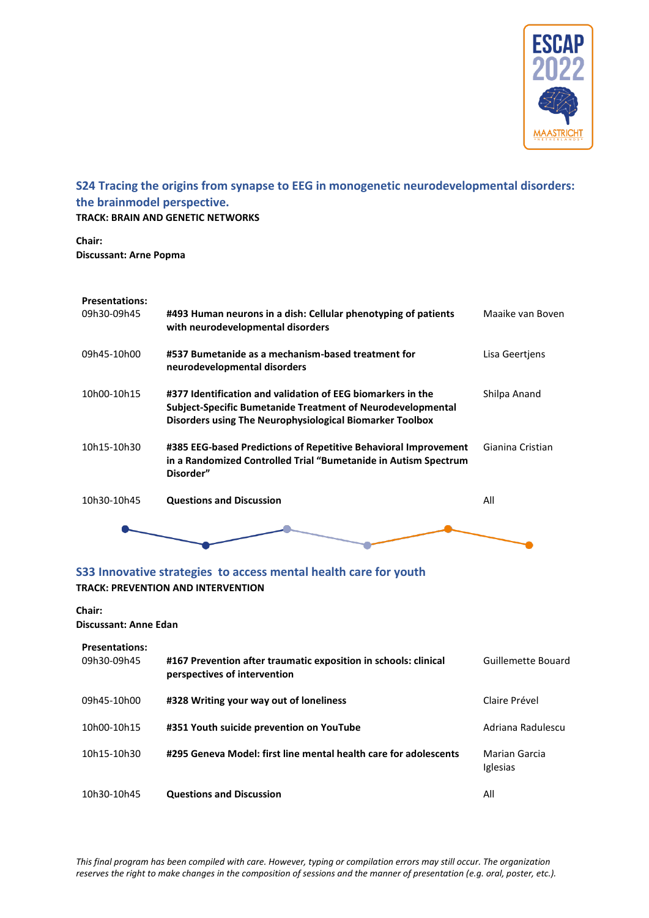## S24 Tracing the origins from synapse to EEG in monogenetic neurodevelopmental disorders: the brainmodel perspective.

**TRACK: BRAIN AND GENETIC NETWORKS**

**Chair:**
**Discussant: Arne Popma**

**Presentations:**

| | | |
|---|---|---|
| 09h30-09h45 | **#493 Human neurons in a dish: Cellular phenotyping of patients with neurodevelopmental disorders** | Maaike van Boven |
| 09h45-10h00 | **#537 Bumetanide as a mechanism-based treatment for neurodevelopmental disorders** | Lisa Geertjens |
| 10h00-10h15 | **#377 Identification and validation of EEG biomarkers in the Subject-Specific Bumetanide Treatment of Neurodevelopmental Disorders using The Neurophysiological Biomarker Toolbox** | Shilpa Anand |
| 10h15-10h30 | **#385 EEG-based Predictions of Repetitive Behavioral Improvement in a Randomized Controlled Trial "Bumetanide in Autism Spectrum Disorder"** | Gianina Cristian |
| 10h30-10h45 | **Questions and Discussion** | All |

## S33 Innovative strategies to access mental health care for youth

**TRACK: PREVENTION AND INTERVENTION**

**Chair:**
**Discussant: Anne Edan**

**Presentations:**

| | | |
|---|---|---|
| 09h30-09h45 | **#167 Prevention after traumatic exposition in schools: clinical perspectives of intervention** | Guillemette Bouard |
| 09h45-10h00 | **#328 Writing your way out of loneliness** | Claire Prével |
| 10h00-10h15 | **#351 Youth suicide prevention on YouTube** | Adriana Radulescu |
| 10h15-10h30 | **#295 Geneva Model: first line mental health care for adolescents** | Marian Garcia Iglesias |
| 10h30-10h45 | **Questions and Discussion** | All |

*This final program has been compiled with care. However, typing or compilation errors may still occur. The organization reserves the right to make changes in the composition of sessions and the manner of presentation (e.g. oral, poster, etc.).*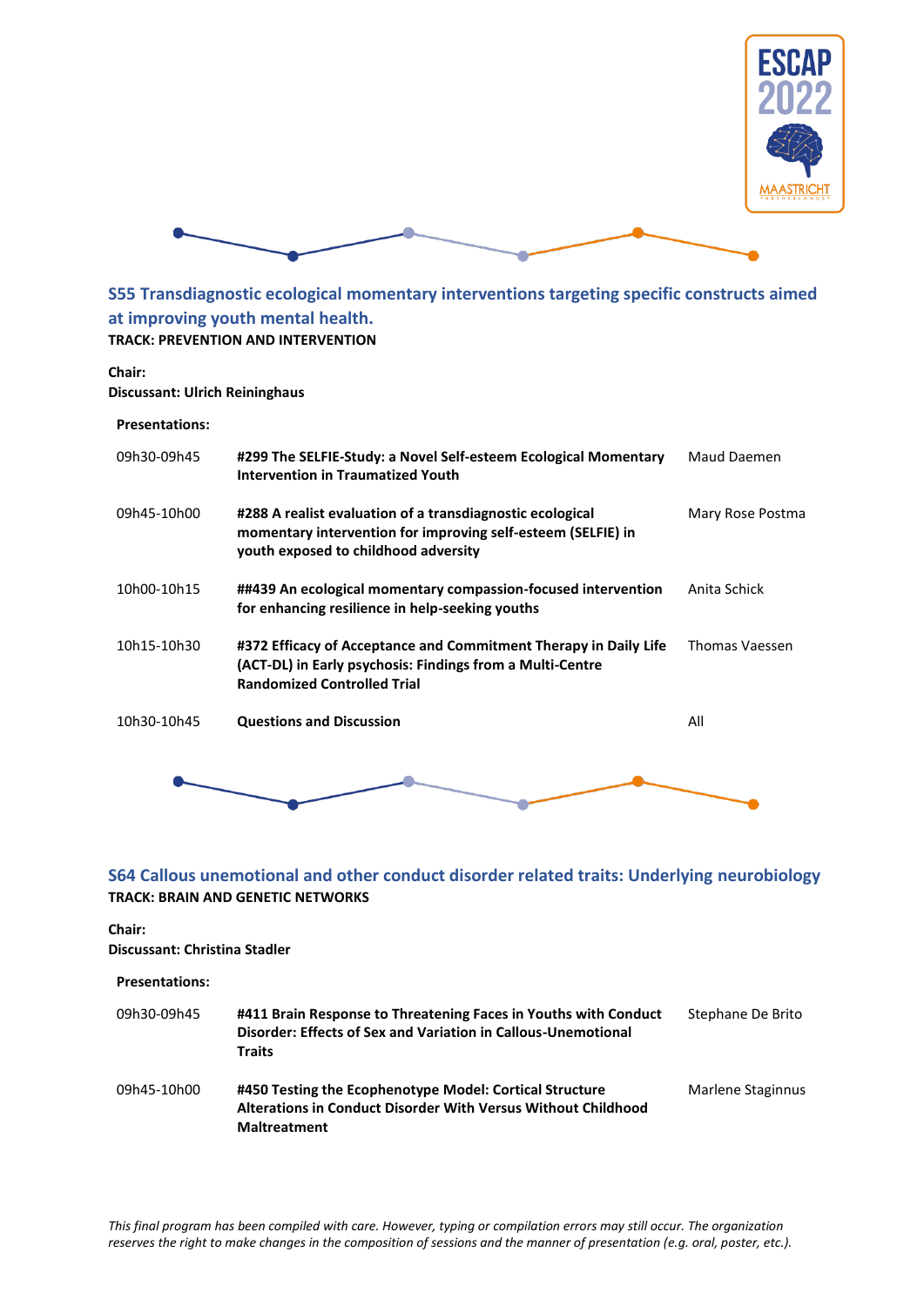## S55 Transdiagnostic ecological momentary interventions targeting specific constructs aimed at improving youth mental health.

**TRACK: PREVENTION AND INTERVENTION**

**Chair:**
**Discussant: Ulrich Reininghaus**

**Presentations:**

| | | |
|---|---|---|
| 09h30-09h45 | **#299 The SELFIE-Study: a Novel Self-esteem Ecological Momentary Intervention in Traumatized Youth** | Maud Daemen |
| 09h45-10h00 | **#288 A realist evaluation of a transdiagnostic ecological momentary intervention for improving self-esteem (SELFIE) in youth exposed to childhood adversity** | Mary Rose Postma |
| 10h00-10h15 | **##439 An ecological momentary compassion-focused intervention for enhancing resilience in help-seeking youths** | Anita Schick |
| 10h15-10h30 | **#372 Efficacy of Acceptance and Commitment Therapy in Daily Life (ACT-DL) in Early psychosis: Findings from a Multi-Centre Randomized Controlled Trial** | Thomas Vaessen |
| 10h30-10h45 | **Questions and Discussion** | All |

## S64 Callous unemotional and other conduct disorder related traits: Underlying neurobiology

**TRACK: BRAIN AND GENETIC NETWORKS**

**Chair:**
**Discussant: Christina Stadler**

**Presentations:**

| | | |
|---|---|---|
| 09h30-09h45 | **#411 Brain Response to Threatening Faces in Youths with Conduct Disorder: Effects of Sex and Variation in Callous-Unemotional Traits** | Stephane De Brito |
| 09h45-10h00 | **#450 Testing the Ecophenotype Model: Cortical Structure Alterations in Conduct Disorder With Versus Without Childhood Maltreatment** | Marlene Staginnus |

*This final program has been compiled with care. However, typing or compilation errors may still occur. The organization reserves the right to make changes in the composition of sessions and the manner of presentation (e.g. oral, poster, etc.).*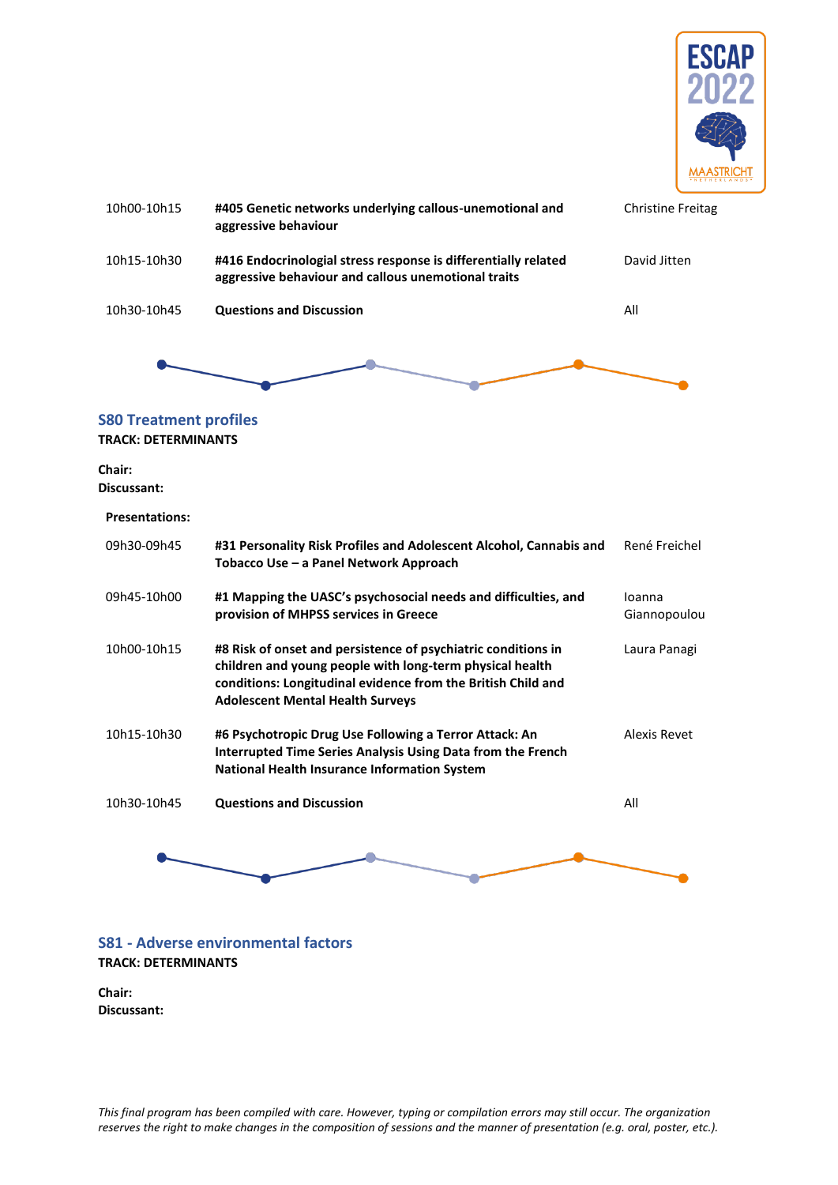| | | |
|---|---|---|
| 10h00-10h15 | **#405 Genetic networks underlying callous-unemotional and aggressive behaviour** | Christine Freitag |
| 10h15-10h30 | **#416 Endocrinologial stress response is differentially related aggressive behaviour and callous unemotional traits** | David Jitten |
| 10h30-10h45 | **Questions and Discussion** | All |

## S80 Treatment profiles

**TRACK: DETERMINANTS**

**Chair:**
**Discussant:**

**Presentations:**

| | | |
|---|---|---|
| 09h30-09h45 | **#31 Personality Risk Profiles and Adolescent Alcohol, Cannabis and Tobacco Use – a Panel Network Approach** | René Freichel |
| 09h45-10h00 | **#1 Mapping the UASC's psychosocial needs and difficulties, and provision of MHPSS services in Greece** | Ioanna Giannopoulou |
| 10h00-10h15 | **#8 Risk of onset and persistence of psychiatric conditions in children and young people with long-term physical health conditions: Longitudinal evidence from the British Child and Adolescent Mental Health Surveys** | Laura Panagi |
| 10h15-10h30 | **#6 Psychotropic Drug Use Following a Terror Attack: An Interrupted Time Series Analysis Using Data from the French National Health Insurance Information System** | Alexis Revet |
| 10h30-10h45 | **Questions and Discussion** | All |

## S81 - Adverse environmental factors

**TRACK: DETERMINANTS**

**Chair:**
**Discussant:**

*This final program has been compiled with care. However, typing or compilation errors may still occur. The organization reserves the right to make changes in the composition of sessions and the manner of presentation (e.g. oral, poster, etc.).*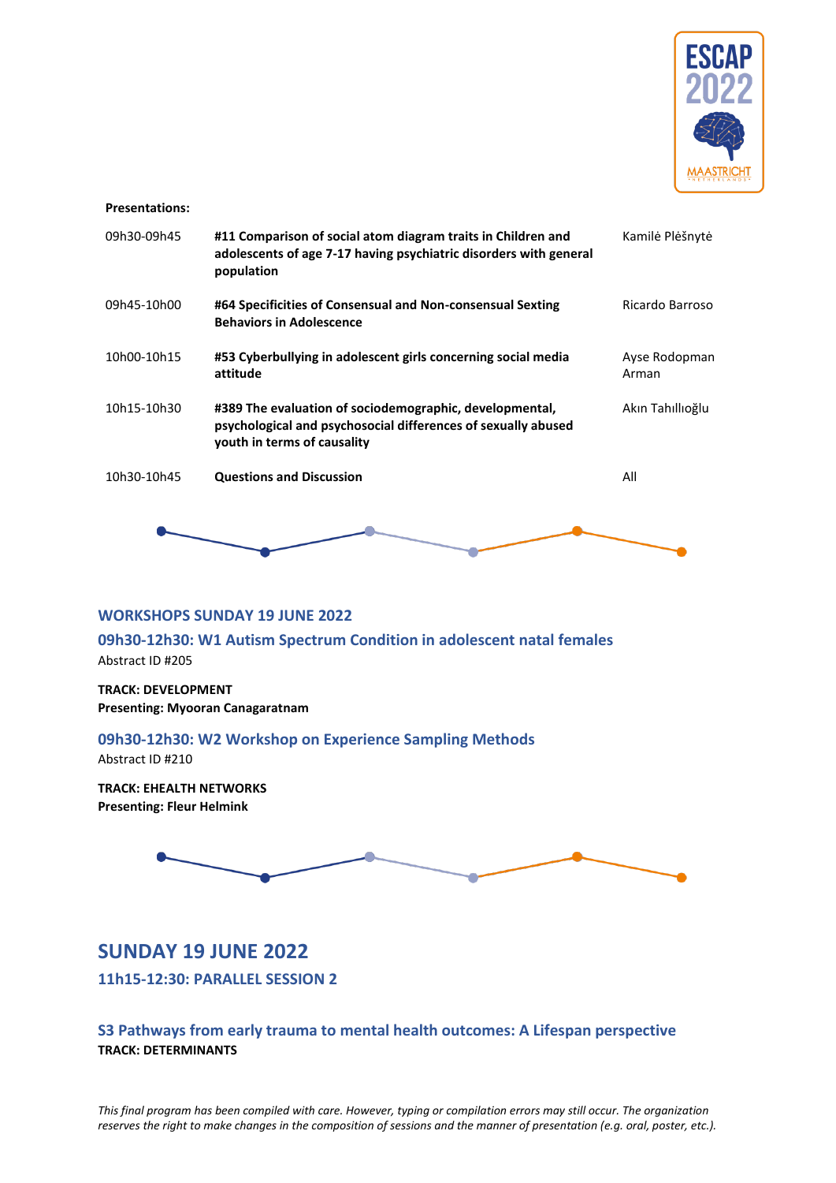**Presentations:**

| | | |
|---|---|---|
| 09h30-09h45 | **#11 Comparison of social atom diagram traits in Children and adolescents of age 7-17 having psychiatric disorders with general population** | Kamilė Plėšnytė |
| 09h45-10h00 | **#64 Specificities of Consensual and Non-consensual Sexting Behaviors in Adolescence** | Ricardo Barroso |
| 10h00-10h15 | **#53 Cyberbullying in adolescent girls concerning social media attitude** | Ayse Rodopman Arman |
| 10h15-10h30 | **#389 The evaluation of sociodemographic, developmental, psychological and psychosocial differences of sexually abused youth in terms of causality** | Akın Tahıllıoğlu |
| 10h30-10h45 | **Questions and Discussion** | All |

## WORKSHOPS SUNDAY 19 JUNE 2022

### 09h30-12h30: W1 Autism Spectrum Condition in adolescent natal females

Abstract ID #205

**TRACK: DEVELOPMENT**
**Presenting: Myooran Canagaratnam**

### 09h30-12h30: W2 Workshop on Experience Sampling Methods

Abstract ID #210

**TRACK: EHEALTH NETWORKS**
**Presenting: Fleur Helmink**

# SUNDAY 19 JUNE 2022

## 11h15-12:30: PARALLEL SESSION 2

### S3 Pathways from early trauma to mental health outcomes: A Lifespan perspective

**TRACK: DETERMINANTS**

*This final program has been compiled with care. However, typing or compilation errors may still occur. The organization reserves the right to make changes in the composition of sessions and the manner of presentation (e.g. oral, poster, etc.).*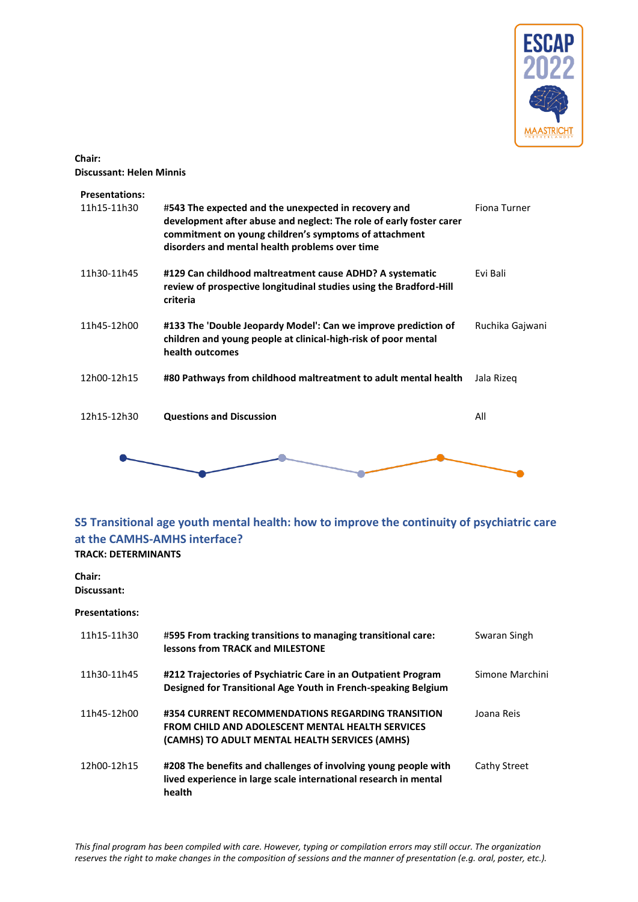**Chair:**
**Discussant: Helen Minnis**

**Presentations:**

| | | |
|---|---|---|
| 11h15-11h30 | **#543 The expected and the unexpected in recovery and development after abuse and neglect: The role of early foster carer commitment on young children's symptoms of attachment disorders and mental health problems over time** | Fiona Turner |
| 11h30-11h45 | **#129 Can childhood maltreatment cause ADHD? A systematic review of prospective longitudinal studies using the Bradford-Hill criteria** | Evi Bali |
| 11h45-12h00 | **#133 The 'Double Jeopardy Model': Can we improve prediction of children and young people at clinical-high-risk of poor mental health outcomes** | Ruchika Gajwani |
| 12h00-12h15 | **#80 Pathways from childhood maltreatment to adult mental health** | Jala Rizeq |
| 12h15-12h30 | **Questions and Discussion** | All |

## S5 Transitional age youth mental health: how to improve the continuity of psychiatric care at the CAMHS-AMHS interface?

**TRACK: DETERMINANTS**

**Chair:**
**Discussant:**

**Presentations:**

| | | |
|---|---|---|
| 11h15-11h30 | **#595 From tracking transitions to managing transitional care: lessons from TRACK and MILESTONE** | Swaran Singh |
| 11h30-11h45 | **#212 Trajectories of Psychiatric Care in an Outpatient Program Designed for Transitional Age Youth in French-speaking Belgium** | Simone Marchini |
| 11h45-12h00 | **#354 CURRENT RECOMMENDATIONS REGARDING TRANSITION FROM CHILD AND ADOLESCENT MENTAL HEALTH SERVICES (CAMHS) TO ADULT MENTAL HEALTH SERVICES (AMHS)** | Joana Reis |
| 12h00-12h15 | **#208 The benefits and challenges of involving young people with lived experience in large scale international research in mental health** | Cathy Street |

*This final program has been compiled with care. However, typing or compilation errors may still occur. The organization reserves the right to make changes in the composition of sessions and the manner of presentation (e.g. oral, poster, etc.).*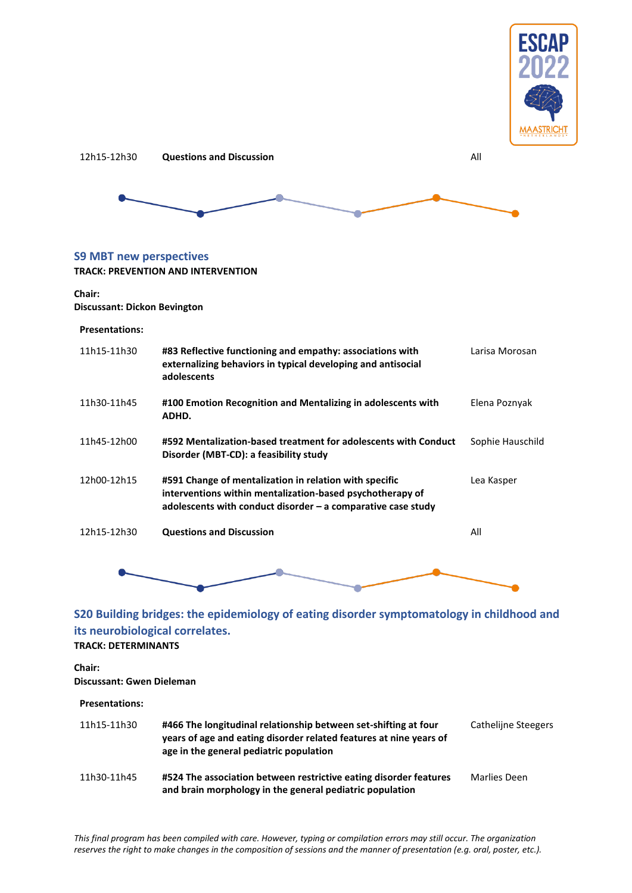| | | |
|---|---|---|
| 12h15-12h30 | **Questions and Discussion** | All |

## S9 MBT new perspectives

**TRACK: PREVENTION AND INTERVENTION**

**Chair:**
**Discussant: Dickon Bevington**

**Presentations:**

| | | |
|---|---|---|
| 11h15-11h30 | **#83 Reflective functioning and empathy: associations with externalizing behaviors in typical developing and antisocial adolescents** | Larisa Morosan |
| 11h30-11h45 | **#100 Emotion Recognition and Mentalizing in adolescents with ADHD.** | Elena Poznyak |
| 11h45-12h00 | **#592 Mentalization-based treatment for adolescents with Conduct Disorder (MBT-CD): a feasibility study** | Sophie Hauschild |
| 12h00-12h15 | **#591 Change of mentalization in relation with specific interventions within mentalization-based psychotherapy of adolescents with conduct disorder – a comparative case study** | Lea Kasper |
| 12h15-12h30 | **Questions and Discussion** | All |

## S20 Building bridges: the epidemiology of eating disorder symptomatology in childhood and its neurobiological correlates.

**TRACK: DETERMINANTS**

**Chair:**
**Discussant: Gwen Dieleman**

**Presentations:**

| | | |
|---|---|---|
| 11h15-11h30 | **#466 The longitudinal relationship between set-shifting at four years of age and eating disorder related features at nine years of age in the general pediatric population** | Cathelijne Steegers |
| 11h30-11h45 | **#524 The association between restrictive eating disorder features and brain morphology in the general pediatric population** | Marlies Deen |

*This final program has been compiled with care. However, typing or compilation errors may still occur. The organization reserves the right to make changes in the composition of sessions and the manner of presentation (e.g. oral, poster, etc.).*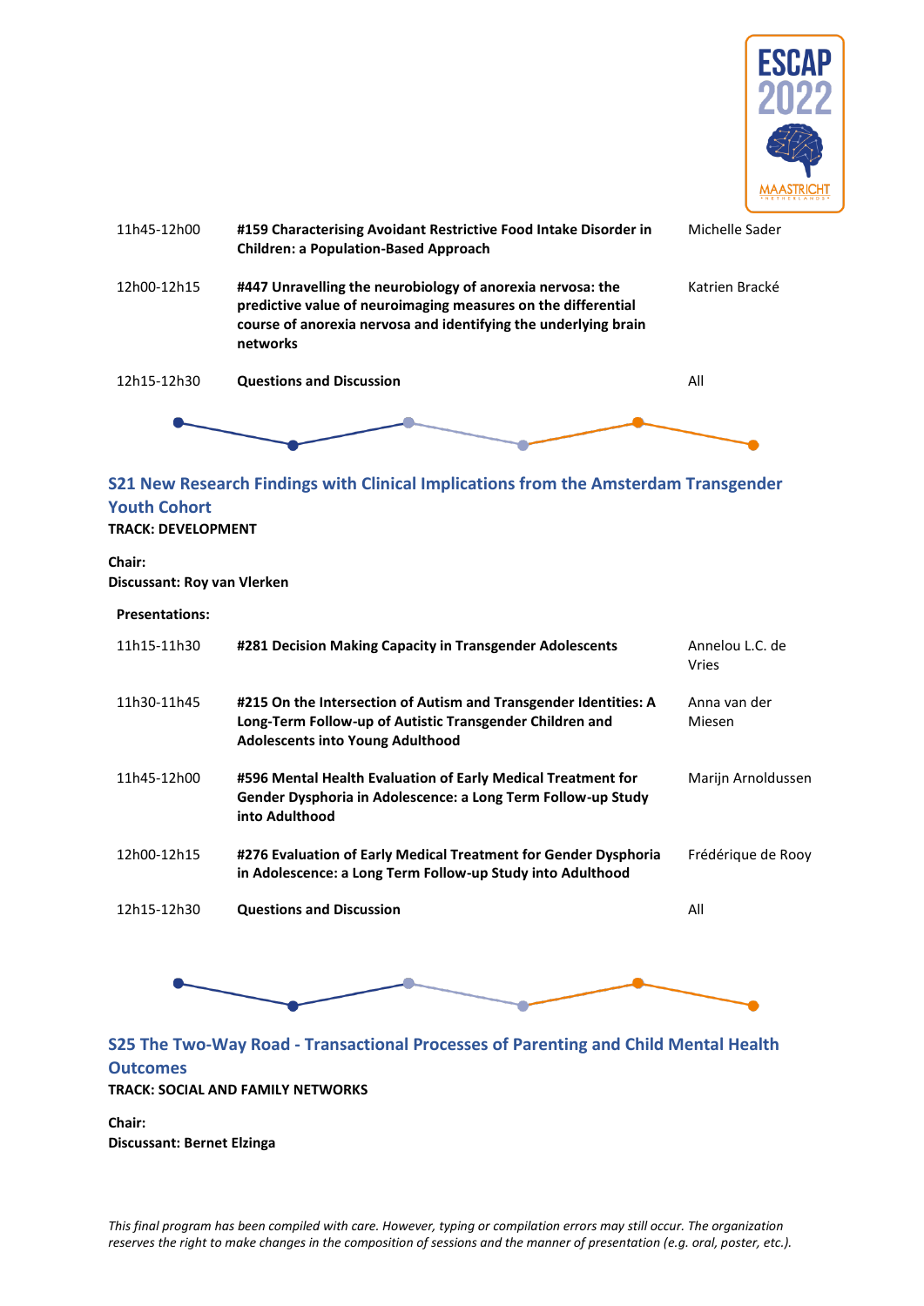| | | |
|---|---|---|
| 11h45-12h00 | **#159 Characterising Avoidant Restrictive Food Intake Disorder in Children: a Population-Based Approach** | Michelle Sader |
| 12h00-12h15 | **#447 Unravelling the neurobiology of anorexia nervosa: the predictive value of neuroimaging measures on the differential course of anorexia nervosa and identifying the underlying brain networks** | Katrien Bracké |
| 12h15-12h30 | **Questions and Discussion** | All |

## S21 New Research Findings with Clinical Implications from the Amsterdam Transgender Youth Cohort

**TRACK: DEVELOPMENT**

**Chair:**
**Discussant: Roy van Vlerken**

**Presentations:**

| | | |
|---|---|---|
| 11h15-11h30 | **#281 Decision Making Capacity in Transgender Adolescents** | Annelou L.C. de Vries |
| 11h30-11h45 | **#215 On the Intersection of Autism and Transgender Identities: A Long-Term Follow-up of Autistic Transgender Children and Adolescents into Young Adulthood** | Anna van der Miesen |
| 11h45-12h00 | **#596 Mental Health Evaluation of Early Medical Treatment for Gender Dysphoria in Adolescence: a Long Term Follow-up Study into Adulthood** | Marijn Arnoldussen |
| 12h00-12h15 | **#276 Evaluation of Early Medical Treatment for Gender Dysphoria in Adolescence: a Long Term Follow-up Study into Adulthood** | Frédérique de Rooy |
| 12h15-12h30 | **Questions and Discussion** | All |

## S25 The Two-Way Road - Transactional Processes of Parenting and Child Mental Health Outcomes

**TRACK: SOCIAL AND FAMILY NETWORKS**

**Chair:**
**Discussant: Bernet Elzinga**

*This final program has been compiled with care. However, typing or compilation errors may still occur. The organization reserves the right to make changes in the composition of sessions and the manner of presentation (e.g. oral, poster, etc.).*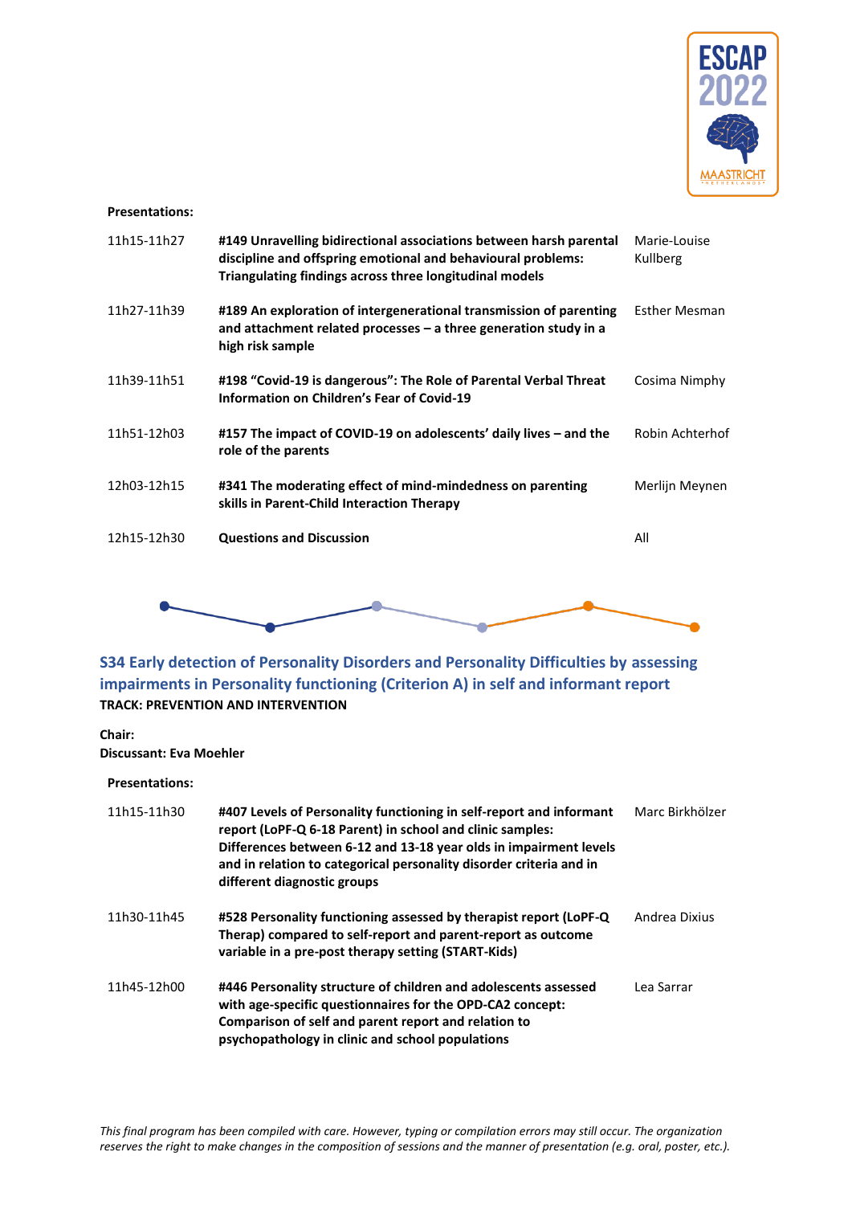**Presentations:**

| | | |
|---|---|---|
| 11h15-11h27 | **#149 Unravelling bidirectional associations between harsh parental discipline and offspring emotional and behavioural problems: Triangulating findings across three longitudinal models** | Marie-Louise Kullberg |
| 11h27-11h39 | **#189 An exploration of intergenerational transmission of parenting and attachment related processes – a three generation study in a high risk sample** | Esther Mesman |
| 11h39-11h51 | **#198 "Covid-19 is dangerous": The Role of Parental Verbal Threat Information on Children's Fear of Covid-19** | Cosima Nimphy |
| 11h51-12h03 | **#157 The impact of COVID-19 on adolescents' daily lives – and the role of the parents** | Robin Achterhof |
| 12h03-12h15 | **#341 The moderating effect of mind-mindedness on parenting skills in Parent-Child Interaction Therapy** | Merlijn Meynen |
| 12h15-12h30 | **Questions and Discussion** | All |

## S34 Early detection of Personality Disorders and Personality Difficulties by assessing impairments in Personality functioning (Criterion A) in self and informant report

**TRACK: PREVENTION AND INTERVENTION**

**Chair:**
**Discussant: Eva Moehler**

**Presentations:**

| | | |
|---|---|---|
| 11h15-11h30 | **#407 Levels of Personality functioning in self-report and informant report (LoPF-Q 6-18 Parent) in school and clinic samples: Differences between 6-12 and 13-18 year olds in impairment levels and in relation to categorical personality disorder criteria and in different diagnostic groups** | Marc Birkhölzer |
| 11h30-11h45 | **#528 Personality functioning assessed by therapist report (LoPF-Q Therap) compared to self-report and parent-report as outcome variable in a pre-post therapy setting (START-Kids)** | Andrea Dixius |
| 11h45-12h00 | **#446 Personality structure of children and adolescents assessed with age-specific questionnaires for the OPD-CA2 concept: Comparison of self and parent report and relation to psychopathology in clinic and school populations** | Lea Sarrar |

*This final program has been compiled with care. However, typing or compilation errors may still occur. The organization reserves the right to make changes in the composition of sessions and the manner of presentation (e.g. oral, poster, etc.).*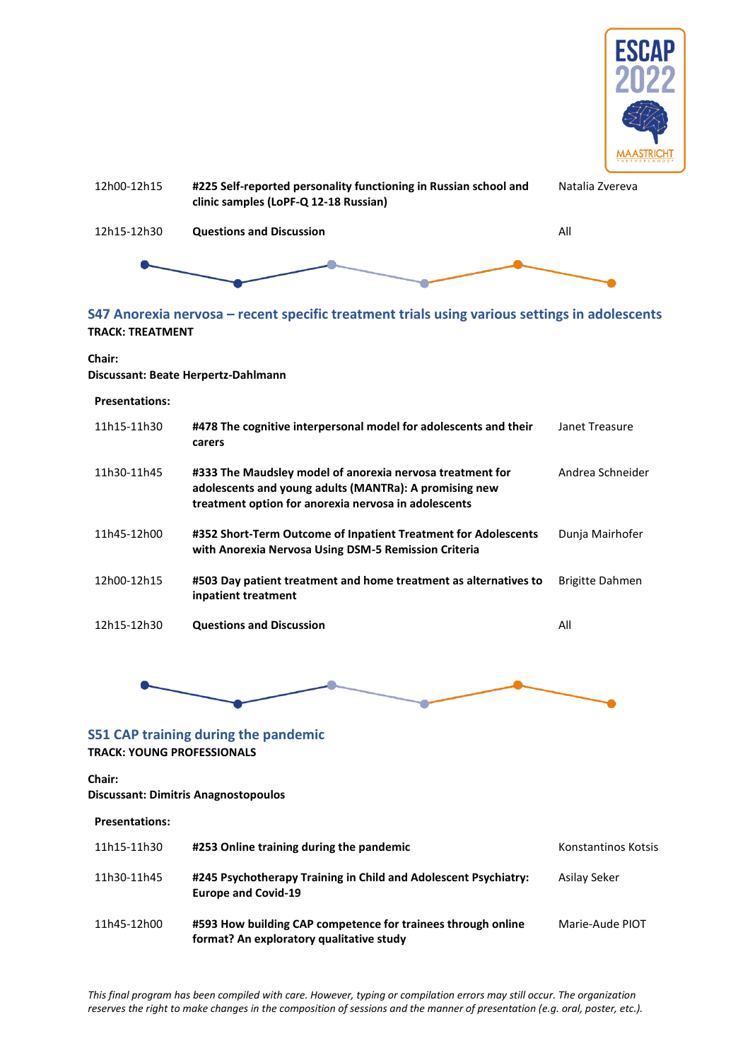| | | |
|---|---|---|
| 12h00-12h15 | **#225 Self-reported personality functioning in Russian school and clinic samples (LoPF-Q 12-18 Russian)** | Natalia Zvereva |
| 12h15-12h30 | **Questions and Discussion** | All |

## S47 Anorexia nervosa – recent specific treatment trials using various settings in adolescents

**TRACK: TREATMENT**

**Chair:**
**Discussant: Beate Herpertz-Dahlmann**

**Presentations:**

| | | |
|---|---|---|
| 11h15-11h30 | **#478 The cognitive interpersonal model for adolescents and their carers** | Janet Treasure |
| 11h30-11h45 | **#333 The Maudsley model of anorexia nervosa treatment for adolescents and young adults (MANTRa): A promising new treatment option for anorexia nervosa in adolescents** | Andrea Schneider |
| 11h45-12h00 | **#352 Short-Term Outcome of Inpatient Treatment for Adolescents with Anorexia Nervosa Using DSM-5 Remission Criteria** | Dunja Mairhofer |
| 12h00-12h15 | **#503 Day patient treatment and home treatment as alternatives to inpatient treatment** | Brigitte Dahmen |
| 12h15-12h30 | **Questions and Discussion** | All |

## S51 CAP training during the pandemic

**TRACK: YOUNG PROFESSIONALS**

**Chair:**
**Discussant: Dimitris Anagnostopoulos**

**Presentations:**

| | | |
|---|---|---|
| 11h15-11h30 | **#253 Online training during the pandemic** | Konstantinos Kotsis |
| 11h30-11h45 | **#245 Psychotherapy Training in Child and Adolescent Psychiatry: Europe and Covid-19** | Asilay Seker |
| 11h45-12h00 | **#593 How building CAP competence for trainees through online format? An exploratory qualitative study** | Marie-Aude PIOT |

*This final program has been compiled with care. However, typing or compilation errors may still occur. The organization reserves the right to make changes in the composition of sessions and the manner of presentation (e.g. oral, poster, etc.).*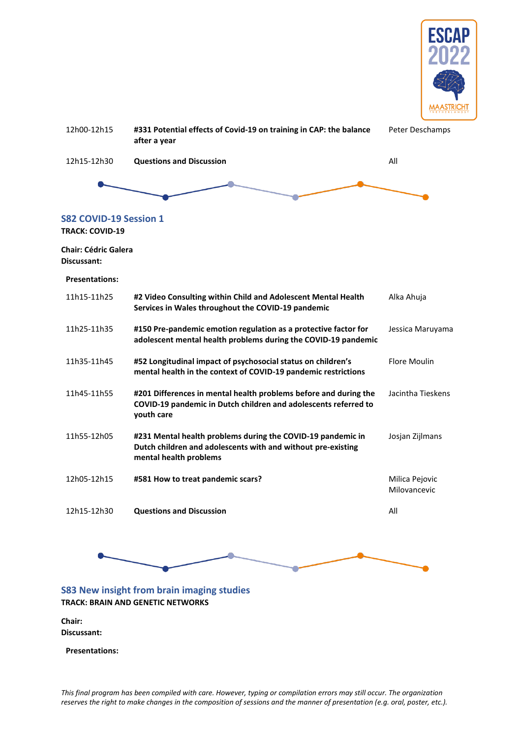| | | |
|---|---|---|
| 12h00-12h15 | **#331 Potential effects of Covid-19 on training in CAP: the balance after a year** | Peter Deschamps |
| 12h15-12h30 | **Questions and Discussion** | All |

## S82 COVID-19 Session 1

**TRACK: COVID-19**

**Chair: Cédric Galera**
**Discussant:**

**Presentations:**

| | | |
|---|---|---|
| 11h15-11h25 | **#2 Video Consulting within Child and Adolescent Mental Health Services in Wales throughout the COVID-19 pandemic** | Alka Ahuja |
| 11h25-11h35 | **#150 Pre-pandemic emotion regulation as a protective factor for adolescent mental health problems during the COVID-19 pandemic** | Jessica Maruyama |
| 11h35-11h45 | **#52 Longitudinal impact of psychosocial status on children's mental health in the context of COVID-19 pandemic restrictions** | Flore Moulin |
| 11h45-11h55 | **#201 Differences in mental health problems before and during the COVID-19 pandemic in Dutch children and adolescents referred to youth care** | Jacintha Tieskens |
| 11h55-12h05 | **#231 Mental health problems during the COVID-19 pandemic in Dutch children and adolescents with and without pre-existing mental health problems** | Josjan Zijlmans |
| 12h05-12h15 | **#581 How to treat pandemic scars?** | Milica Pejovic Milovancevic |
| 12h15-12h30 | **Questions and Discussion** | All |

## S83 New insight from brain imaging studies

**TRACK: BRAIN AND GENETIC NETWORKS**

**Chair:**
**Discussant:**

**Presentations:**

*This final program has been compiled with care. However, typing or compilation errors may still occur. The organization reserves the right to make changes in the composition of sessions and the manner of presentation (e.g. oral, poster, etc.).*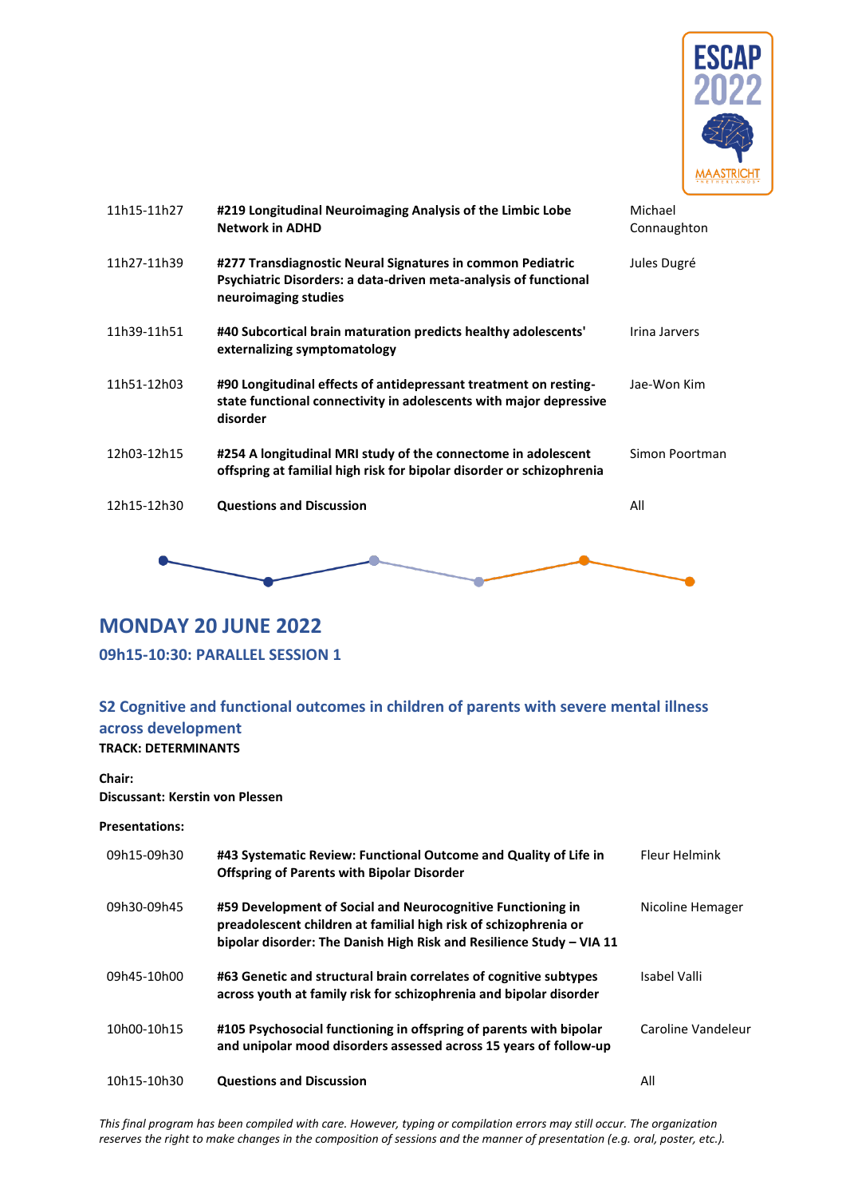| | | |
|---|---|---|
| 11h15-11h27 | **#219 Longitudinal Neuroimaging Analysis of the Limbic Lobe Network in ADHD** | Michael Connaughton |
| 11h27-11h39 | **#277 Transdiagnostic Neural Signatures in common Pediatric Psychiatric Disorders: a data-driven meta-analysis of functional neuroimaging studies** | Jules Dugré |
| 11h39-11h51 | **#40 Subcortical brain maturation predicts healthy adolescents' externalizing symptomatology** | Irina Jarvers |
| 11h51-12h03 | **#90 Longitudinal effects of antidepressant treatment on resting-state functional connectivity in adolescents with major depressive disorder** | Jae-Won Kim |
| 12h03-12h15 | **#254 A longitudinal MRI study of the connectome in adolescent offspring at familial high risk for bipolar disorder or schizophrenia** | Simon Poortman |
| 12h15-12h30 | **Questions and Discussion** | All |

## MONDAY 20 JUNE 2022

### 09h15-10:30: PARALLEL SESSION 1

### S2 Cognitive and functional outcomes in children of parents with severe mental illness across development

**TRACK: DETERMINANTS**

**Chair:**
**Discussant: Kerstin von Plessen**

**Presentations:**

| | | |
|---|---|---|
| 09h15-09h30 | **#43 Systematic Review: Functional Outcome and Quality of Life in Offspring of Parents with Bipolar Disorder** | Fleur Helmink |
| 09h30-09h45 | **#59 Development of Social and Neurocognitive Functioning in preadolescent children at familial high risk of schizophrenia or bipolar disorder: The Danish High Risk and Resilience Study – VIA 11** | Nicoline Hemager |
| 09h45-10h00 | **#63 Genetic and structural brain correlates of cognitive subtypes across youth at family risk for schizophrenia and bipolar disorder** | Isabel Valli |
| 10h00-10h15 | **#105 Psychosocial functioning in offspring of parents with bipolar and unipolar mood disorders assessed across 15 years of follow-up** | Caroline Vandeleur |
| 10h15-10h30 | **Questions and Discussion** | All |

*This final program has been compiled with care. However, typing or compilation errors may still occur. The organization reserves the right to make changes in the composition of sessions and the manner of presentation (e.g. oral, poster, etc.).*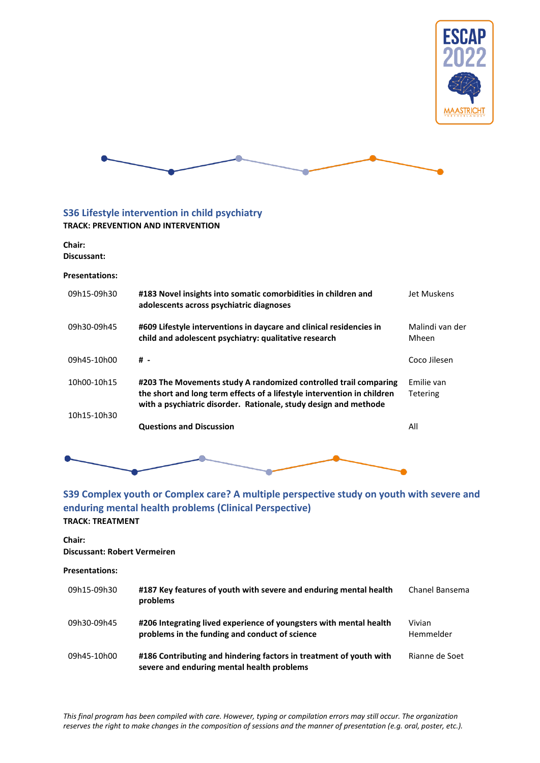## S36 Lifestyle intervention in child psychiatry

**TRACK: PREVENTION AND INTERVENTION**

**Chair:**
**Discussant:**

**Presentations:**

| | | |
|---|---|---|
| 09h15-09h30 | **#183 Novel insights into somatic comorbidities in children and adolescents across psychiatric diagnoses** | Jet Muskens |
| 09h30-09h45 | **#609 Lifestyle interventions in daycare and clinical residencies in child and adolescent psychiatry: qualitative research** | Malindi van der Mheen |
| 09h45-10h00 | **# -** | Coco Jilesen |
| 10h00-10h15 | **#203 The Movements study A randomized controlled trail comparing the short and long term effects of a lifestyle intervention in children with a psychiatric disorder. Rationale, study design and methode** | Emilie van Tetering |
| 10h15-10h30 | **Questions and Discussion** | All |

## S39 Complex youth or Complex care? A multiple perspective study on youth with severe and enduring mental health problems (Clinical Perspective)

**TRACK: TREATMENT**

**Chair:**
**Discussant: Robert Vermeiren**

**Presentations:**

| | | |
|---|---|---|
| 09h15-09h30 | **#187 Key features of youth with severe and enduring mental health problems** | Chanel Bansema |
| 09h30-09h45 | **#206 Integrating lived experience of youngsters with mental health problems in the funding and conduct of science** | Vivian Hemmelder |
| 09h45-10h00 | **#186 Contributing and hindering factors in treatment of youth with severe and enduring mental health problems** | Rianne de Soet |

*This final program has been compiled with care. However, typing or compilation errors may still occur. The organization reserves the right to make changes in the composition of sessions and the manner of presentation (e.g. oral, poster, etc.).*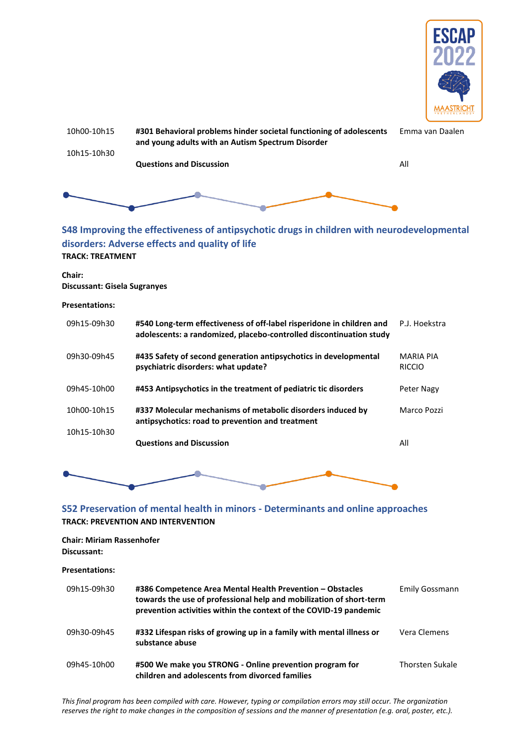| | | |
|---|---|---|
| 10h00-10h15 | **#301 Behavioral problems hinder societal functioning of adolescents and young adults with an Autism Spectrum Disorder** | Emma van Daalen |
| 10h15-10h30 | **Questions and Discussion** | All |

## S48 Improving the effectiveness of antipsychotic drugs in children with neurodevelopmental disorders: Adverse effects and quality of life

**TRACK: TREATMENT**

**Chair:**
**Discussant: Gisela Sugranyes**

**Presentations:**

| | | |
|---|---|---|
| 09h15-09h30 | **#540 Long-term effectiveness of off-label risperidone in children and adolescents: a randomized, placebo-controlled discontinuation study** | P.J. Hoekstra |
| 09h30-09h45 | **#435 Safety of second generation antipsychotics in developmental psychiatric disorders: what update?** | MARIA PIA RICCIO |
| 09h45-10h00 | **#453 Antipsychotics in the treatment of pediatric tic disorders** | Peter Nagy |
| 10h00-10h15 | **#337 Molecular mechanisms of metabolic disorders induced by antipsychotics: road to prevention and treatment** | Marco Pozzi |
| 10h15-10h30 | **Questions and Discussion** | All |

## S52 Preservation of mental health in minors - Determinants and online approaches

**TRACK: PREVENTION AND INTERVENTION**

**Chair: Miriam Rassenhofer**
**Discussant:**

**Presentations:**

| | | |
|---|---|---|
| 09h15-09h30 | **#386 Competence Area Mental Health Prevention – Obstacles towards the use of professional help and mobilization of short-term prevention activities within the context of the COVID-19 pandemic** | Emily Gossmann |
| 09h30-09h45 | **#332 Lifespan risks of growing up in a family with mental illness or substance abuse** | Vera Clemens |
| 09h45-10h00 | **#500 We make you STRONG - Online prevention program for children and adolescents from divorced families** | Thorsten Sukale |

*This final program has been compiled with care. However, typing or compilation errors may still occur. The organization reserves the right to make changes in the composition of sessions and the manner of presentation (e.g. oral, poster, etc.).*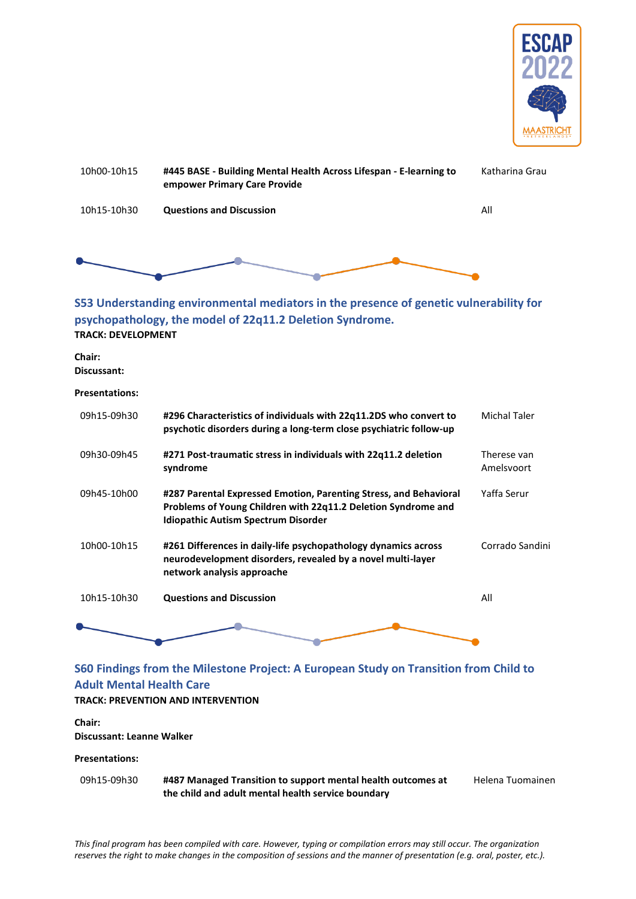| | | |
|---|---|---|
| 10h00-10h15 | **#445 BASE - Building Mental Health Across Lifespan - E-learning to empower Primary Care Provide** | Katharina Grau |
| 10h15-10h30 | **Questions and Discussion** | All |

## S53 Understanding environmental mediators in the presence of genetic vulnerability for psychopathology, the model of 22q11.2 Deletion Syndrome.

**TRACK: DEVELOPMENT**

**Chair:**
**Discussant:**

**Presentations:**

| | | |
|---|---|---|
| 09h15-09h30 | **#296 Characteristics of individuals with 22q11.2DS who convert to psychotic disorders during a long-term close psychiatric follow-up** | Michal Taler |
| 09h30-09h45 | **#271 Post-traumatic stress in individuals with 22q11.2 deletion syndrome** | Therese van Amelsvoort |
| 09h45-10h00 | **#287 Parental Expressed Emotion, Parenting Stress, and Behavioral Problems of Young Children with 22q11.2 Deletion Syndrome and Idiopathic Autism Spectrum Disorder** | Yaffa Serur |
| 10h00-10h15 | **#261 Differences in daily-life psychopathology dynamics across neurodevelopment disorders, revealed by a novel multi-layer network analysis approache** | Corrado Sandini |
| 10h15-10h30 | **Questions and Discussion** | All |

## S60 Findings from the Milestone Project: A European Study on Transition from Child to Adult Mental Health Care

**TRACK: PREVENTION AND INTERVENTION**

**Chair:**
**Discussant: Leanne Walker**

**Presentations:**

| | | |
|---|---|---|
| 09h15-09h30 | **#487 Managed Transition to support mental health outcomes at the child and adult mental health service boundary** | Helena Tuomainen |

*This final program has been compiled with care. However, typing or compilation errors may still occur. The organization reserves the right to make changes in the composition of sessions and the manner of presentation (e.g. oral, poster, etc.).*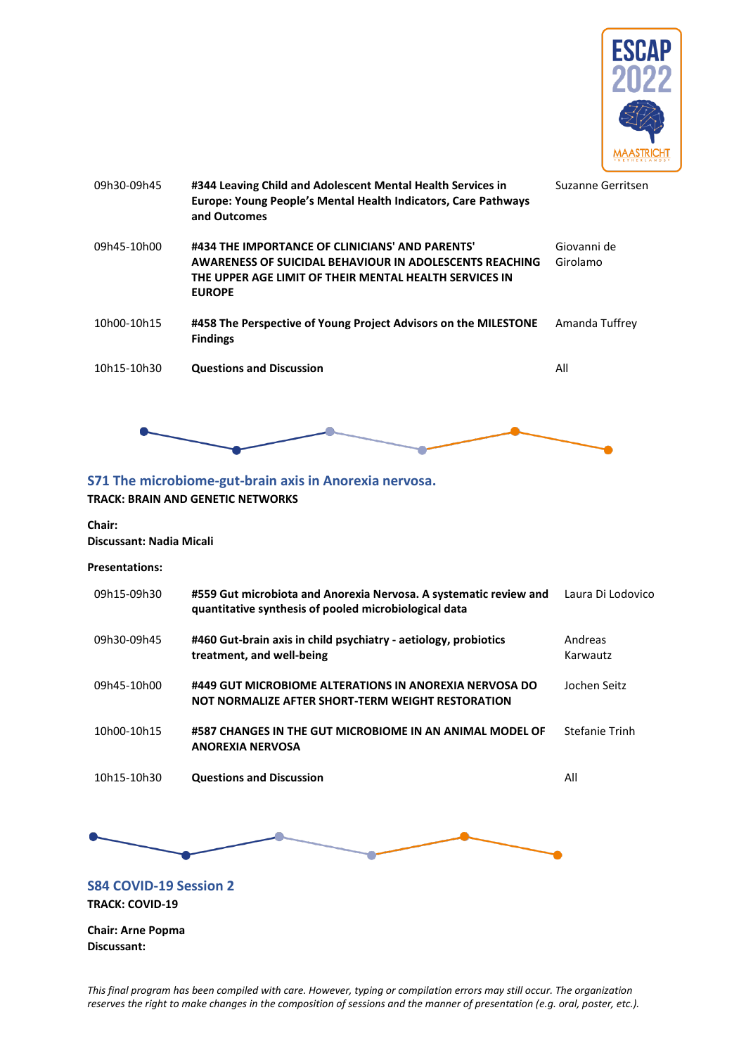| | | |
|---|---|---|
| 09h30-09h45 | **#344 Leaving Child and Adolescent Mental Health Services in Europe: Young People's Mental Health Indicators, Care Pathways and Outcomes** | Suzanne Gerritsen |
| 09h45-10h00 | **#434 THE IMPORTANCE OF CLINICIANS' AND PARENTS' AWARENESS OF SUICIDAL BEHAVIOUR IN ADOLESCENTS REACHING THE UPPER AGE LIMIT OF THEIR MENTAL HEALTH SERVICES IN EUROPE** | Giovanni de Girolamo |
| 10h00-10h15 | **#458 The Perspective of Young Project Advisors on the MILESTONE Findings** | Amanda Tuffrey |
| 10h15-10h30 | **Questions and Discussion** | All |

## S71 The microbiome-gut-brain axis in Anorexia nervosa.

**TRACK: BRAIN AND GENETIC NETWORKS**

**Chair:**
**Discussant: Nadia Micali**

**Presentations:**

| | | |
|---|---|---|
| 09h15-09h30 | **#559 Gut microbiota and Anorexia Nervosa. A systematic review and quantitative synthesis of pooled microbiological data** | Laura Di Lodovico |
| 09h30-09h45 | **#460 Gut-brain axis in child psychiatry - aetiology, probiotics treatment, and well-being** | Andreas Karwautz |
| 09h45-10h00 | **#449 GUT MICROBIOME ALTERATIONS IN ANOREXIA NERVOSA DO NOT NORMALIZE AFTER SHORT-TERM WEIGHT RESTORATION** | Jochen Seitz |
| 10h00-10h15 | **#587 CHANGES IN THE GUT MICROBIOME IN AN ANIMAL MODEL OF ANOREXIA NERVOSA** | Stefanie Trinh |
| 10h15-10h30 | **Questions and Discussion** | All |

## S84 COVID-19 Session 2

**TRACK: COVID-19**

**Chair: Arne Popma**
**Discussant:**

*This final program has been compiled with care. However, typing or compilation errors may still occur. The organization reserves the right to make changes in the composition of sessions and the manner of presentation (e.g. oral, poster, etc.).*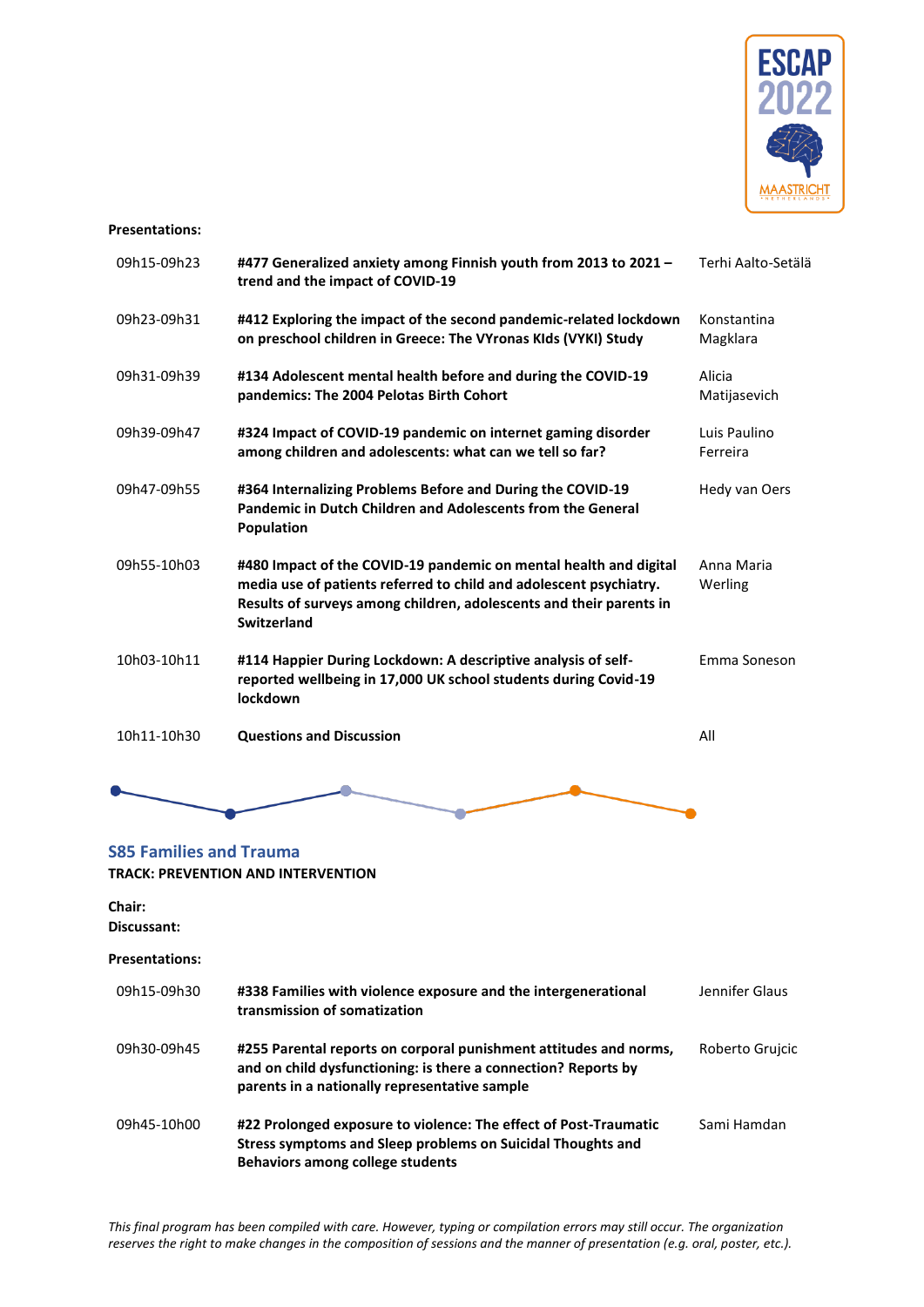**Presentations:**

| | | |
|---|---|---|
| 09h15-09h23 | **#477 Generalized anxiety among Finnish youth from 2013 to 2021 – trend and the impact of COVID-19** | Terhi Aalto-Setälä |
| 09h23-09h31 | **#412 Exploring the impact of the second pandemic-related lockdown on preschool children in Greece: The VYronas KIds (VYKI) Study** | Konstantina Magklara |
| 09h31-09h39 | **#134 Adolescent mental health before and during the COVID-19 pandemics: The 2004 Pelotas Birth Cohort** | Alicia Matijasevich |
| 09h39-09h47 | **#324 Impact of COVID-19 pandemic on internet gaming disorder among children and adolescents: what can we tell so far?** | Luis Paulino Ferreira |
| 09h47-09h55 | **#364 Internalizing Problems Before and During the COVID-19 Pandemic in Dutch Children and Adolescents from the General Population** | Hedy van Oers |
| 09h55-10h03 | **#480 Impact of the COVID-19 pandemic on mental health and digital media use of patients referred to child and adolescent psychiatry. Results of surveys among children, adolescents and their parents in Switzerland** | Anna Maria Werling |
| 10h03-10h11 | **#114 Happier During Lockdown: A descriptive analysis of self-reported wellbeing in 17,000 UK school students during Covid-19 lockdown** | Emma Soneson |
| 10h11-10h30 | **Questions and Discussion** | All |

## S85 Families and Trauma

**TRACK: PREVENTION AND INTERVENTION**

**Chair:**
**Discussant:**

**Presentations:**

| | | |
|---|---|---|
| 09h15-09h30 | **#338 Families with violence exposure and the intergenerational transmission of somatization** | Jennifer Glaus |
| 09h30-09h45 | **#255 Parental reports on corporal punishment attitudes and norms, and on child dysfunctioning: is there a connection? Reports by parents in a nationally representative sample** | Roberto Grujcic |
| 09h45-10h00 | **#22 Prolonged exposure to violence: The effect of Post-Traumatic Stress symptoms and Sleep problems on Suicidal Thoughts and Behaviors among college students** | Sami Hamdan |

*This final program has been compiled with care. However, typing or compilation errors may still occur. The organization reserves the right to make changes in the composition of sessions and the manner of presentation (e.g. oral, poster, etc.).*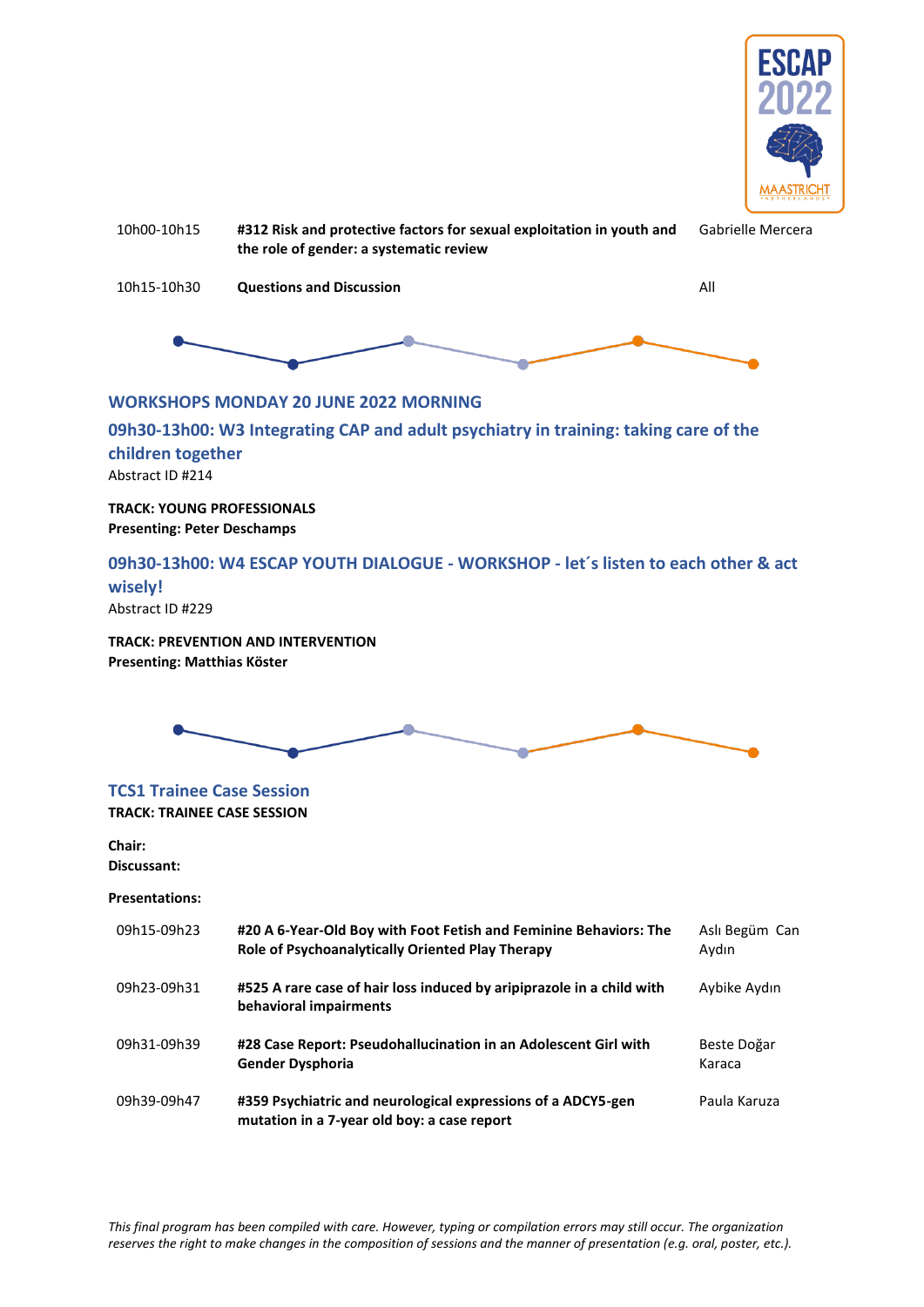| | | |
|---|---|---|
| 10h00-10h15 | **#312 Risk and protective factors for sexual exploitation in youth and the role of gender: a systematic review** | Gabrielle Mercera |
| 10h15-10h30 | **Questions and Discussion** | All |

## WORKSHOPS MONDAY 20 JUNE 2022 MORNING

### 09h30-13h00: W3 Integrating CAP and adult psychiatry in training: taking care of the children together

Abstract ID #214

**TRACK: YOUNG PROFESSIONALS**
**Presenting: Peter Deschamps**

### 09h30-13h00: W4 ESCAP YOUTH DIALOGUE - WORKSHOP - let´s listen to each other & act wisely!

Abstract ID #229

**TRACK: PREVENTION AND INTERVENTION**
**Presenting: Matthias Köster**

### TCS1 Trainee Case Session

**TRACK: TRAINEE CASE SESSION**

**Chair:**
**Discussant:**

**Presentations:**

| | | |
|---|---|---|
| 09h15-09h23 | **#20 A 6-Year-Old Boy with Foot Fetish and Feminine Behaviors: The Role of Psychoanalytically Oriented Play Therapy** | Aslı Begüm Can Aydın |
| 09h23-09h31 | **#525 A rare case of hair loss induced by aripiprazole in a child with behavioral impairments** | Aybike Aydın |
| 09h31-09h39 | **#28 Case Report: Pseudohallucination in an Adolescent Girl with Gender Dysphoria** | Beste Doğar Karaca |
| 09h39-09h47 | **#359 Psychiatric and neurological expressions of a ADCY5-gen mutation in a 7-year old boy: a case report** | Paula Karuza |

*This final program has been compiled with care. However, typing or compilation errors may still occur. The organization reserves the right to make changes in the composition of sessions and the manner of presentation (e.g. oral, poster, etc.).*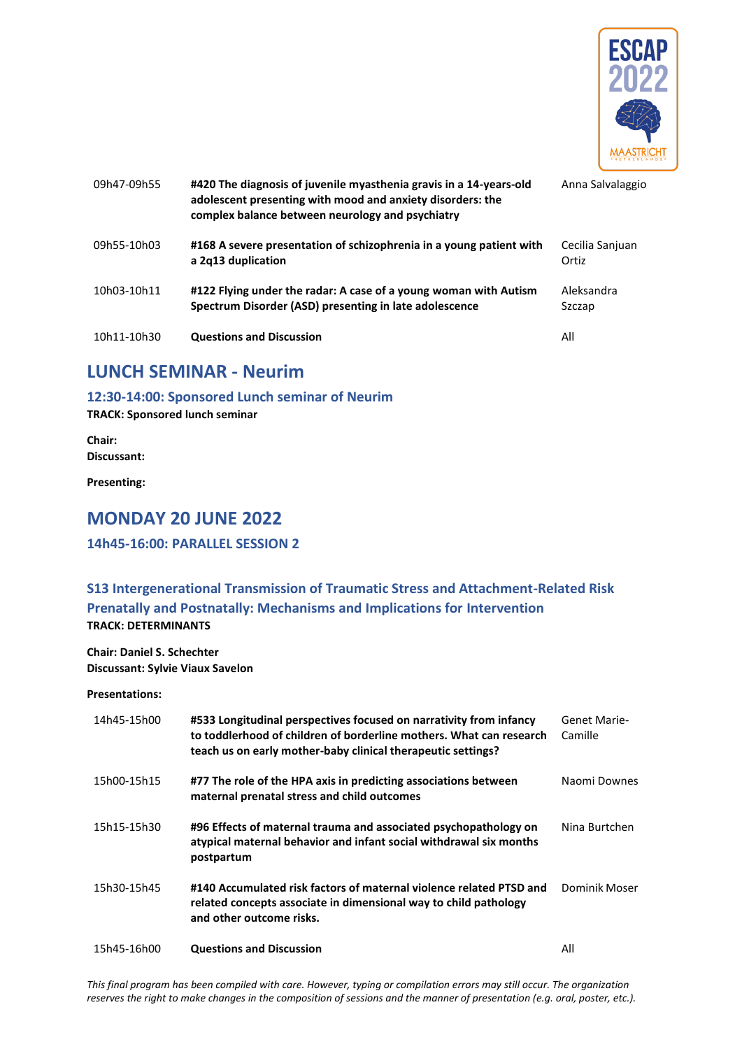| | | |
|---|---|---|
| 09h47-09h55 | **#420 The diagnosis of juvenile myasthenia gravis in a 14-years-old adolescent presenting with mood and anxiety disorders: the complex balance between neurology and psychiatry** | Anna Salvalaggio |
| 09h55-10h03 | **#168 A severe presentation of schizophrenia in a young patient with a 2q13 duplication** | Cecilia Sanjuan Ortiz |
| 10h03-10h11 | **#122 Flying under the radar: A case of a young woman with Autism Spectrum Disorder (ASD) presenting in late adolescence** | Aleksandra Szczap |
| 10h11-10h30 | **Questions and Discussion** | All |

## LUNCH SEMINAR - Neurim

### 12:30-14:00: Sponsored Lunch seminar of Neurim

**TRACK: Sponsored lunch seminar**

**Chair:**
**Discussant:**

**Presenting:**

## MONDAY 20 JUNE 2022

### 14h45-16:00: PARALLEL SESSION 2

### S13 Intergenerational Transmission of Traumatic Stress and Attachment-Related Risk Prenatally and Postnatally: Mechanisms and Implications for Intervention

**TRACK: DETERMINANTS**

**Chair: Daniel S. Schechter**
**Discussant: Sylvie Viaux Savelon**

**Presentations:**

| | | |
|---|---|---|
| 14h45-15h00 | **#533 Longitudinal perspectives focused on narrativity from infancy to toddlerhood of children of borderline mothers. What can research teach us on early mother-baby clinical therapeutic settings?** | Genet Marie-Camille |
| 15h00-15h15 | **#77 The role of the HPA axis in predicting associations between maternal prenatal stress and child outcomes** | Naomi Downes |
| 15h15-15h30 | **#96 Effects of maternal trauma and associated psychopathology on atypical maternal behavior and infant social withdrawal six months postpartum** | Nina Burtchen |
| 15h30-15h45 | **#140 Accumulated risk factors of maternal violence related PTSD and related concepts associate in dimensional way to child pathology and other outcome risks.** | Dominik Moser |
| 15h45-16h00 | **Questions and Discussion** | All |

*This final program has been compiled with care. However, typing or compilation errors may still occur. The organization reserves the right to make changes in the composition of sessions and the manner of presentation (e.g. oral, poster, etc.).*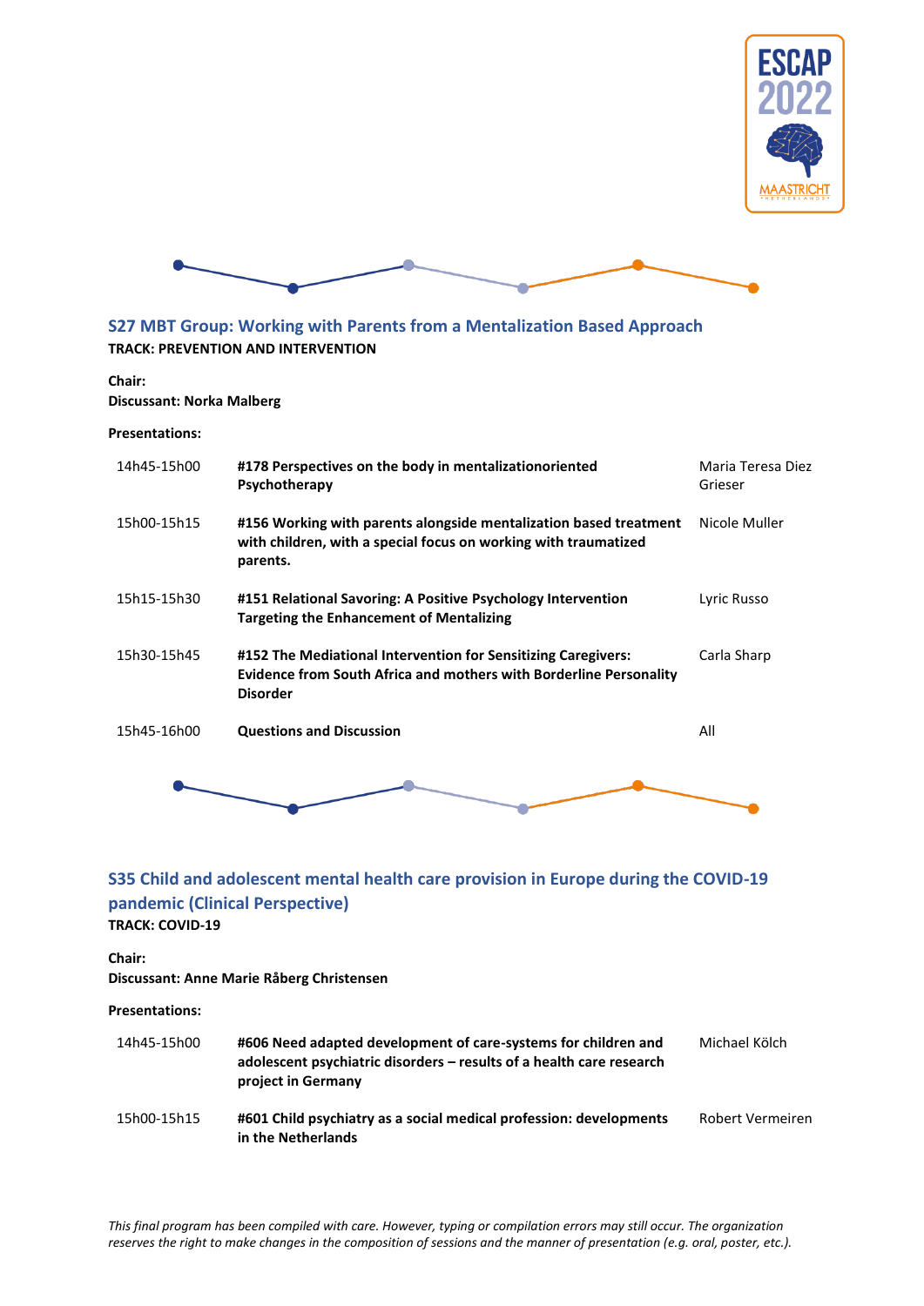## S27 MBT Group: Working with Parents from a Mentalization Based Approach

**TRACK: PREVENTION AND INTERVENTION**

**Chair:**
**Discussant: Norka Malberg**

**Presentations:**

| | | |
|---|---|---|
| 14h45-15h00 | **#178 Perspectives on the body in mentalizationoriented Psychotherapy** | Maria Teresa Diez Grieser |
| 15h00-15h15 | **#156 Working with parents alongside mentalization based treatment with children, with a special focus on working with traumatized parents.** | Nicole Muller |
| 15h15-15h30 | **#151 Relational Savoring: A Positive Psychology Intervention Targeting the Enhancement of Mentalizing** | Lyric Russo |
| 15h30-15h45 | **#152 The Mediational Intervention for Sensitizing Caregivers: Evidence from South Africa and mothers with Borderline Personality Disorder** | Carla Sharp |
| 15h45-16h00 | **Questions and Discussion** | All |

## S35 Child and adolescent mental health care provision in Europe during the COVID-19 pandemic (Clinical Perspective)

**TRACK: COVID-19**

**Chair:**
**Discussant: Anne Marie Råberg Christensen**

**Presentations:**

| | | |
|---|---|---|
| 14h45-15h00 | **#606 Need adapted development of care-systems for children and adolescent psychiatric disorders – results of a health care research project in Germany** | Michael Kölch |
| 15h00-15h15 | **#601 Child psychiatry as a social medical profession: developments in the Netherlands** | Robert Vermeiren |

*This final program has been compiled with care. However, typing or compilation errors may still occur. The organization reserves the right to make changes in the composition of sessions and the manner of presentation (e.g. oral, poster, etc.).*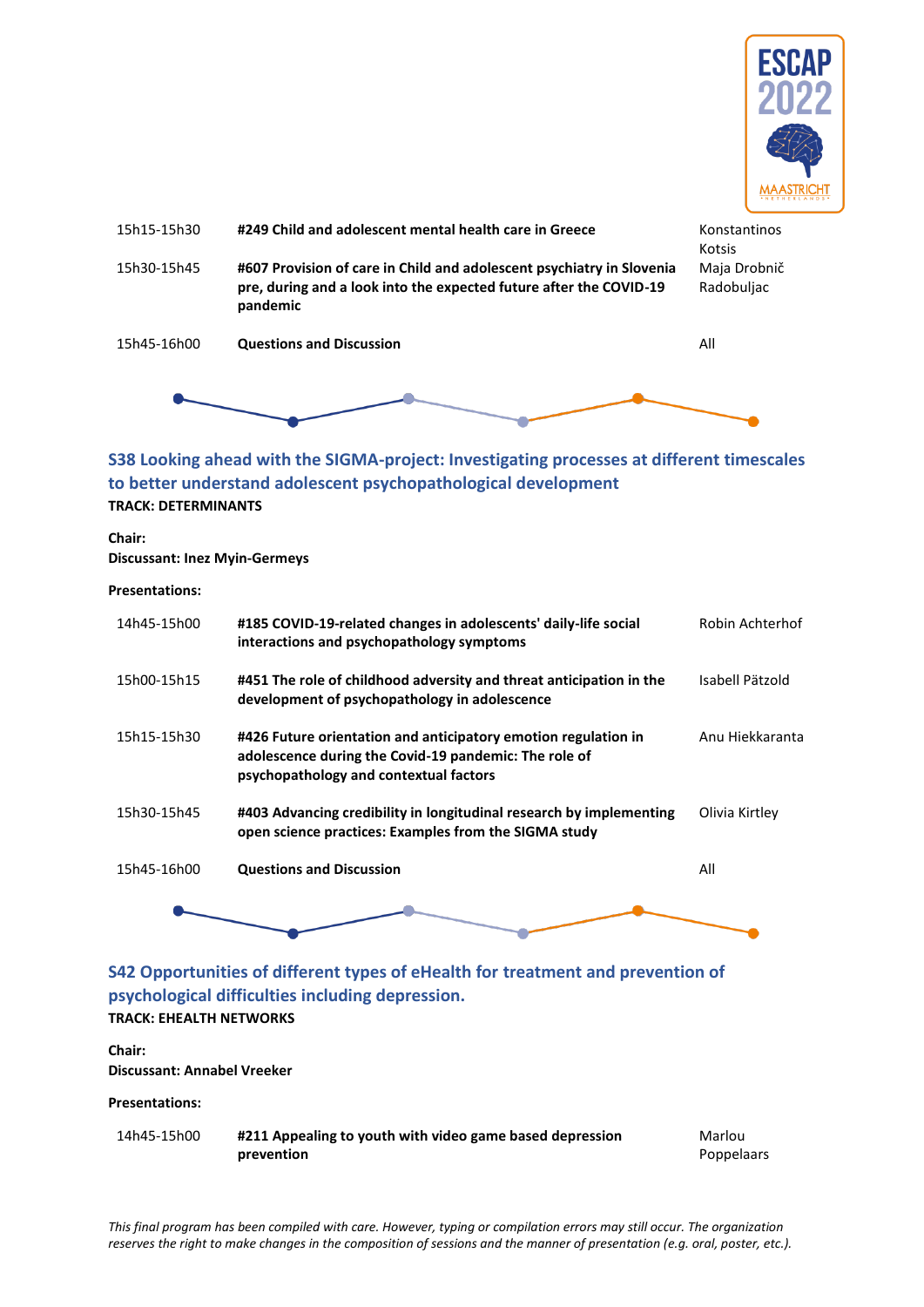| | | |
|---|---|---|
| 15h15-15h30 | **#249 Child and adolescent mental health care in Greece** | Konstantinos Kotsis |
| 15h30-15h45 | **#607 Provision of care in Child and adolescent psychiatry in Slovenia pre, during and a look into the expected future after the COVID-19 pandemic** | Maja Drobnič Radobuljac |
| 15h45-16h00 | **Questions and Discussion** | All |

## S38 Looking ahead with the SIGMA-project: Investigating processes at different timescales to better understand adolescent psychopathological development

**TRACK: DETERMINANTS**

**Chair:**
**Discussant: Inez Myin-Germeys**

**Presentations:**

| | | |
|---|---|---|
| 14h45-15h00 | **#185 COVID-19-related changes in adolescents' daily-life social interactions and psychopathology symptoms** | Robin Achterhof |
| 15h00-15h15 | **#451 The role of childhood adversity and threat anticipation in the development of psychopathology in adolescence** | Isabell Pätzold |
| 15h15-15h30 | **#426 Future orientation and anticipatory emotion regulation in adolescence during the Covid-19 pandemic: The role of psychopathology and contextual factors** | Anu Hiekkaranta |
| 15h30-15h45 | **#403 Advancing credibility in longitudinal research by implementing open science practices: Examples from the SIGMA study** | Olivia Kirtley |
| 15h45-16h00 | **Questions and Discussion** | All |

## S42 Opportunities of different types of eHealth for treatment and prevention of psychological difficulties including depression.

**TRACK: EHEALTH NETWORKS**

**Chair:**
**Discussant: Annabel Vreeker**

**Presentations:**

| | | |
|---|---|---|
| 14h45-15h00 | **#211 Appealing to youth with video game based depression prevention** | Marlou Poppelaars |

*This final program has been compiled with care. However, typing or compilation errors may still occur. The organization reserves the right to make changes in the composition of sessions and the manner of presentation (e.g. oral, poster, etc.).*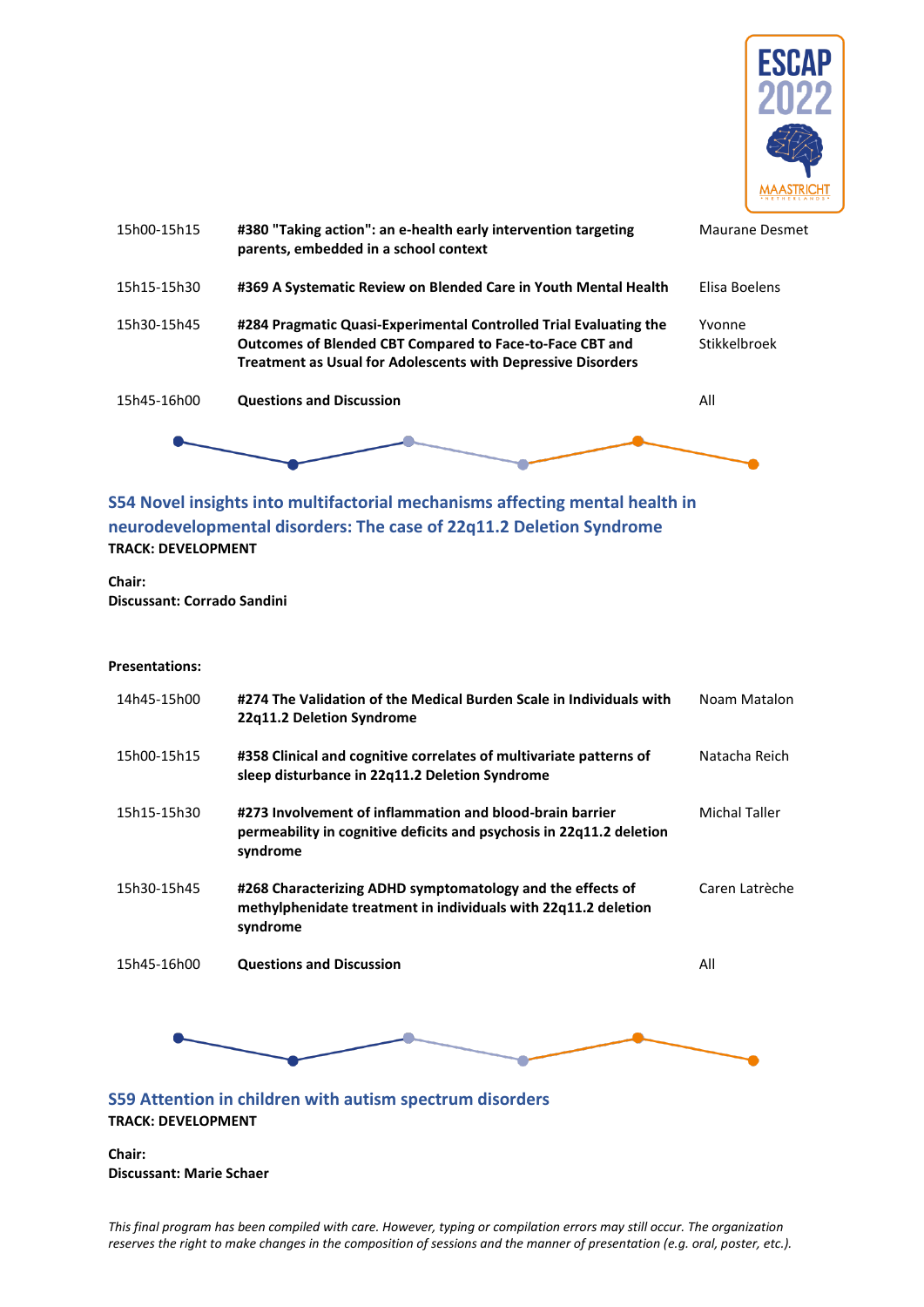| | | |
|---|---|---|
| 15h00-15h15 | **#380 "Taking action": an e-health early intervention targeting parents, embedded in a school context** | Maurane Desmet |
| 15h15-15h30 | **#369 A Systematic Review on Blended Care in Youth Mental Health** | Elisa Boelens |
| 15h30-15h45 | **#284 Pragmatic Quasi-Experimental Controlled Trial Evaluating the Outcomes of Blended CBT Compared to Face-to-Face CBT and Treatment as Usual for Adolescents with Depressive Disorders** | Yvonne Stikkelbroek |
| 15h45-16h00 | **Questions and Discussion** | All |

## S54 Novel insights into multifactorial mechanisms affecting mental health in neurodevelopmental disorders: The case of 22q11.2 Deletion Syndrome

**TRACK: DEVELOPMENT**

**Chair:**
**Discussant: Corrado Sandini**

**Presentations:**

| | | |
|---|---|---|
| 14h45-15h00 | **#274 The Validation of the Medical Burden Scale in Individuals with 22q11.2 Deletion Syndrome** | Noam Matalon |
| 15h00-15h15 | **#358 Clinical and cognitive correlates of multivariate patterns of sleep disturbance in 22q11.2 Deletion Syndrome** | Natacha Reich |
| 15h15-15h30 | **#273 Involvement of inflammation and blood-brain barrier permeability in cognitive deficits and psychosis in 22q11.2 deletion syndrome** | Michal Taller |
| 15h30-15h45 | **#268 Characterizing ADHD symptomatology and the effects of methylphenidate treatment in individuals with 22q11.2 deletion syndrome** | Caren Latrèche |
| 15h45-16h00 | **Questions and Discussion** | All |

## S59 Attention in children with autism spectrum disorders

**TRACK: DEVELOPMENT**

**Chair:**
**Discussant: Marie Schaer**

*This final program has been compiled with care. However, typing or compilation errors may still occur. The organization reserves the right to make changes in the composition of sessions and the manner of presentation (e.g. oral, poster, etc.).*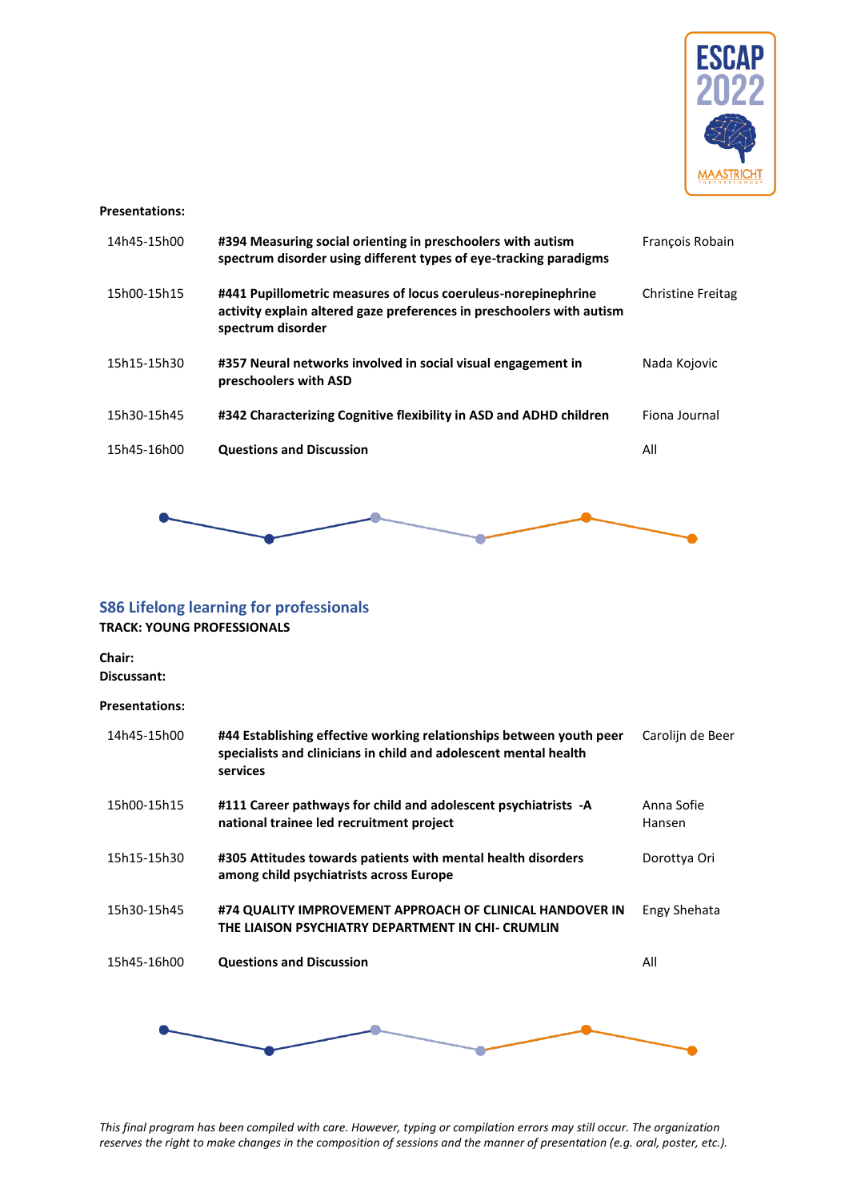**Presentations:**

| | | |
|---|---|---|
| 14h45-15h00 | **#394 Measuring social orienting in preschoolers with autism spectrum disorder using different types of eye-tracking paradigms** | François Robain |
| 15h00-15h15 | **#441 Pupillometric measures of locus coeruleus-norepinephrine activity explain altered gaze preferences in preschoolers with autism spectrum disorder** | Christine Freitag |
| 15h15-15h30 | **#357 Neural networks involved in social visual engagement in preschoolers with ASD** | Nada Kojovic |
| 15h30-15h45 | **#342 Characterizing Cognitive flexibility in ASD and ADHD children** | Fiona Journal |
| 15h45-16h00 | **Questions and Discussion** | All |

## S86 Lifelong learning for professionals

**TRACK: YOUNG PROFESSIONALS**

**Chair:**
**Discussant:**

**Presentations:**

| | | |
|---|---|---|
| 14h45-15h00 | **#44 Establishing effective working relationships between youth peer specialists and clinicians in child and adolescent mental health services** | Carolijn de Beer |
| 15h00-15h15 | **#111 Career pathways for child and adolescent psychiatrists -A national trainee led recruitment project** | Anna Sofie Hansen |
| 15h15-15h30 | **#305 Attitudes towards patients with mental health disorders among child psychiatrists across Europe** | Dorottya Ori |
| 15h30-15h45 | **#74 QUALITY IMPROVEMENT APPROACH OF CLINICAL HANDOVER IN THE LIAISON PSYCHIATRY DEPARTMENT IN CHI- CRUMLIN** | Engy Shehata |
| 15h45-16h00 | **Questions and Discussion** | All |

*This final program has been compiled with care. However, typing or compilation errors may still occur. The organization reserves the right to make changes in the composition of sessions and the manner of presentation (e.g. oral, poster, etc.).*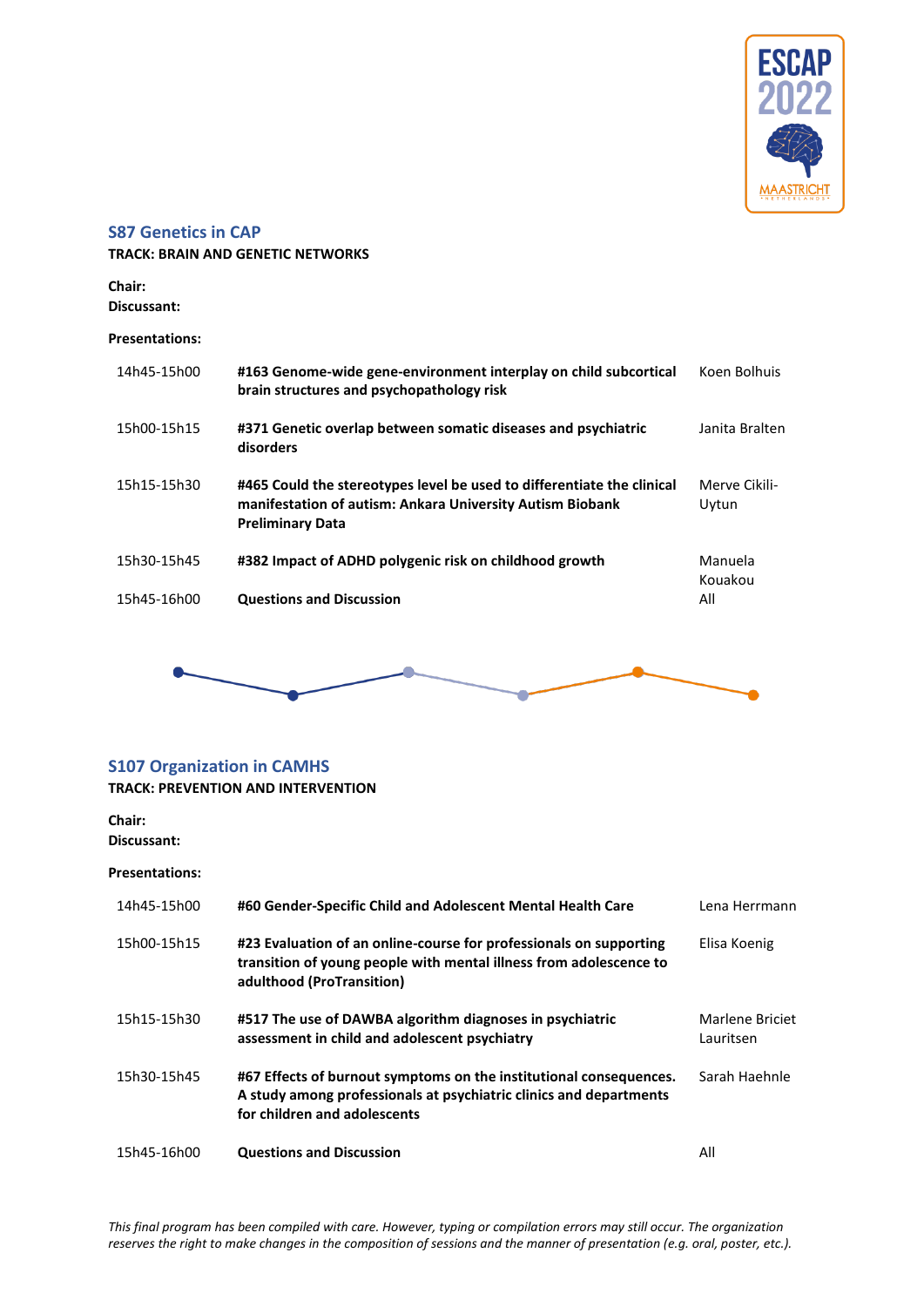## S87 Genetics in CAP

**TRACK: BRAIN AND GENETIC NETWORKS**

**Chair:**
**Discussant:**

**Presentations:**

| | | |
|---|---|---|
| 14h45-15h00 | **#163 Genome-wide gene-environment interplay on child subcortical brain structures and psychopathology risk** | Koen Bolhuis |
| 15h00-15h15 | **#371 Genetic overlap between somatic diseases and psychiatric disorders** | Janita Bralten |
| 15h15-15h30 | **#465 Could the stereotypes level be used to differentiate the clinical manifestation of autism: Ankara University Autism Biobank Preliminary Data** | Merve Cikili-Uytun |
| 15h30-15h45 | **#382 Impact of ADHD polygenic risk on childhood growth** | Manuela Kouakou |
| 15h45-16h00 | **Questions and Discussion** | All |

## S107 Organization in CAMHS

**TRACK: PREVENTION AND INTERVENTION**

**Chair:**
**Discussant:**

**Presentations:**

| | | |
|---|---|---|
| 14h45-15h00 | **#60 Gender-Specific Child and Adolescent Mental Health Care** | Lena Herrmann |
| 15h00-15h15 | **#23 Evaluation of an online-course for professionals on supporting transition of young people with mental illness from adolescence to adulthood (ProTransition)** | Elisa Koenig |
| 15h15-15h30 | **#517 The use of DAWBA algorithm diagnoses in psychiatric assessment in child and adolescent psychiatry** | Marlene Briciet Lauritsen |
| 15h30-15h45 | **#67 Effects of burnout symptoms on the institutional consequences. A study among professionals at psychiatric clinics and departments for children and adolescents** | Sarah Haehnle |
| 15h45-16h00 | **Questions and Discussion** | All |

*This final program has been compiled with care. However, typing or compilation errors may still occur. The organization reserves the right to make changes in the composition of sessions and the manner of presentation (e.g. oral, poster, etc.).*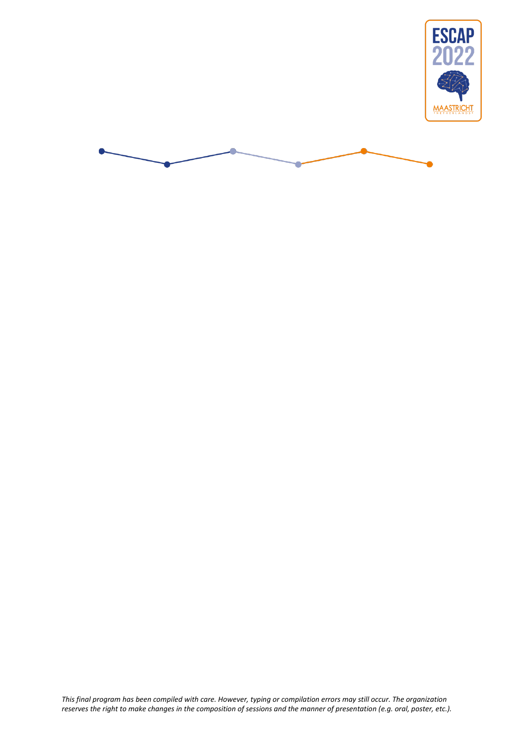*This final program has been compiled with care. However, typing or compilation errors may still occur. The organization reserves the right to make changes in the composition of sessions and the manner of presentation (e.g. oral, poster, etc.).*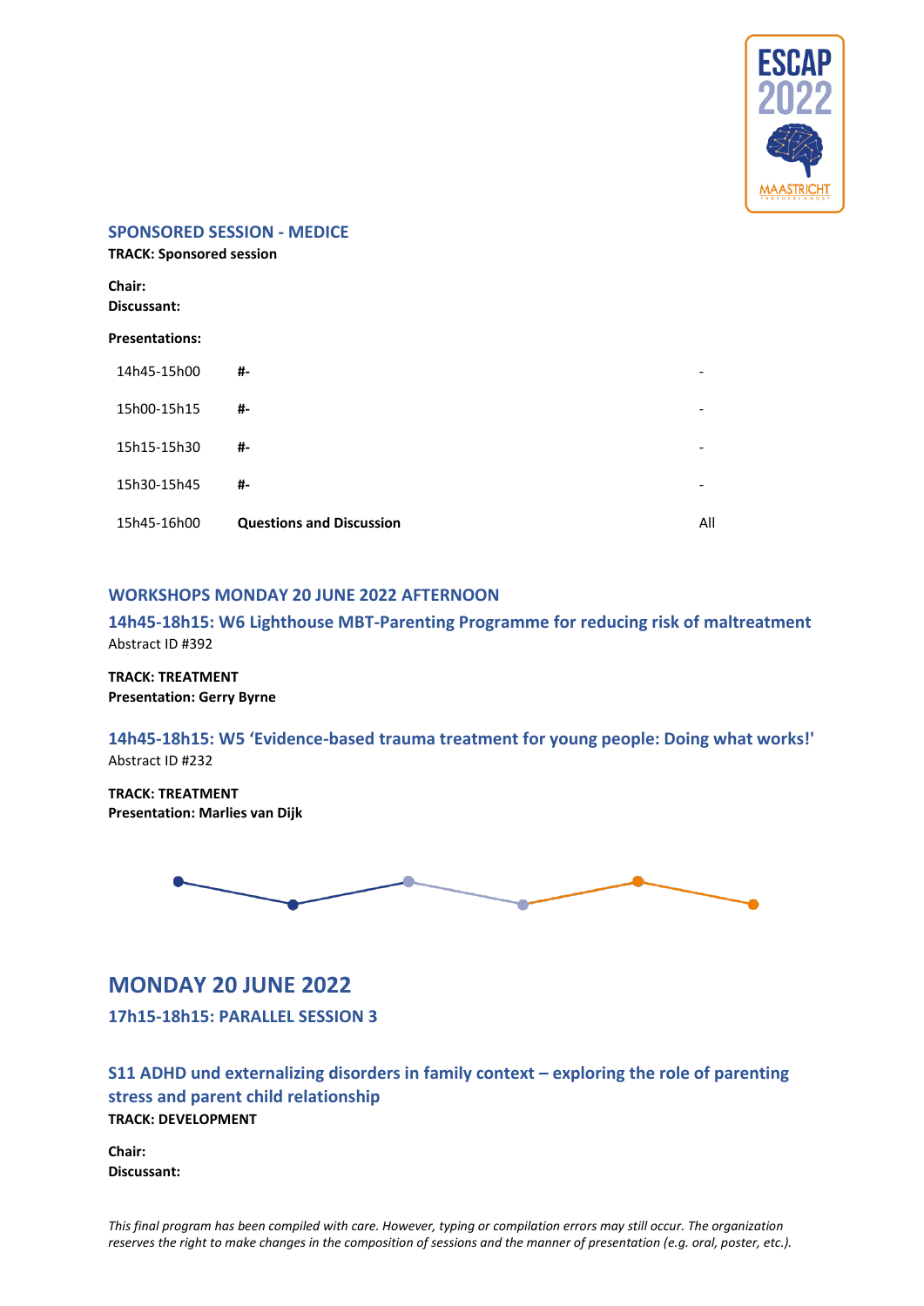## SPONSORED SESSION - MEDICE

**TRACK: Sponsored session**

**Chair:**
**Discussant:**

**Presentations:**

| | | |
|---|---|---|
| 14h45-15h00 | **#-** | - |
| 15h00-15h15 | **#-** | - |
| 15h15-15h30 | **#-** | - |
| 15h30-15h45 | **#-** | - |
| 15h45-16h00 | **Questions and Discussion** | All |

## WORKSHOPS MONDAY 20 JUNE 2022 AFTERNOON

### 14h45-18h15: W6 Lighthouse MBT-Parenting Programme for reducing risk of maltreatment

Abstract ID #392

**TRACK: TREATMENT**
**Presentation: Gerry Byrne**

### 14h45-18h15: W5 'Evidence-based trauma treatment for young people: Doing what works!'

Abstract ID #232

**TRACK: TREATMENT**
**Presentation: Marlies van Dijk**

# MONDAY 20 JUNE 2022

## 17h15-18h15: PARALLEL SESSION 3

### S11 ADHD und externalizing disorders in family context – exploring the role of parenting stress and parent child relationship

**TRACK: DEVELOPMENT**

**Chair:**
**Discussant:**

*This final program has been compiled with care. However, typing or compilation errors may still occur. The organization reserves the right to make changes in the composition of sessions and the manner of presentation (e.g. oral, poster, etc.).*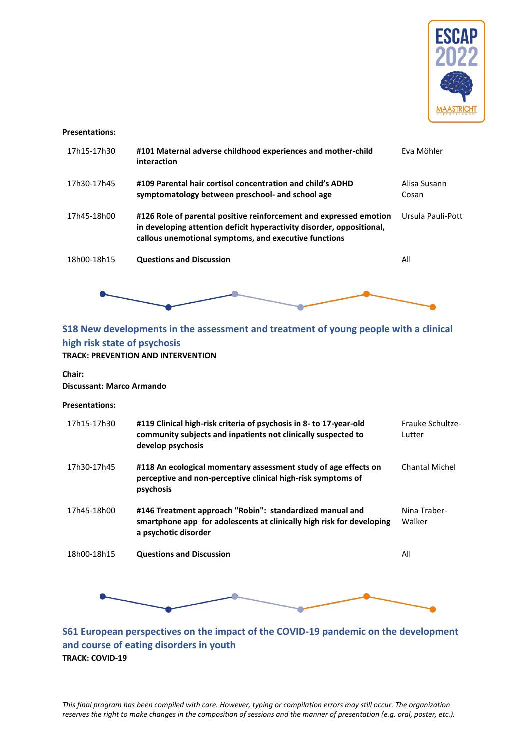**Presentations:**

| | | |
|---|---|---|
| 17h15-17h30 | **#101 Maternal adverse childhood experiences and mother-child interaction** | Eva Möhler |
| 17h30-17h45 | **#109 Parental hair cortisol concentration and child's ADHD symptomatology between preschool- and school age** | Alisa Susann Cosan |
| 17h45-18h00 | **#126 Role of parental positive reinforcement and expressed emotion in developing attention deficit hyperactivity disorder, oppositional, callous unemotional symptoms, and executive functions** | Ursula Pauli-Pott |
| 18h00-18h15 | **Questions and Discussion** | All |

## S18 New developments in the assessment and treatment of young people with a clinical high risk state of psychosis

**TRACK: PREVENTION AND INTERVENTION**

**Chair:**
**Discussant: Marco Armando**

**Presentations:**

| | | |
|---|---|---|
| 17h15-17h30 | **#119 Clinical high-risk criteria of psychosis in 8- to 17-year-old community subjects and inpatients not clinically suspected to develop psychosis** | Frauke Schultze-Lutter |
| 17h30-17h45 | **#118 An ecological momentary assessment study of age effects on perceptive and non-perceptive clinical high-risk symptoms of psychosis** | Chantal Michel |
| 17h45-18h00 | **#146 Treatment approach "Robin": standardized manual and smartphone app for adolescents at clinically high risk for developing a psychotic disorder** | Nina Traber-Walker |
| 18h00-18h15 | **Questions and Discussion** | All |

## S61 European perspectives on the impact of the COVID-19 pandemic on the development and course of eating disorders in youth

**TRACK: COVID-19**

*This final program has been compiled with care. However, typing or compilation errors may still occur. The organization reserves the right to make changes in the composition of sessions and the manner of presentation (e.g. oral, poster, etc.).*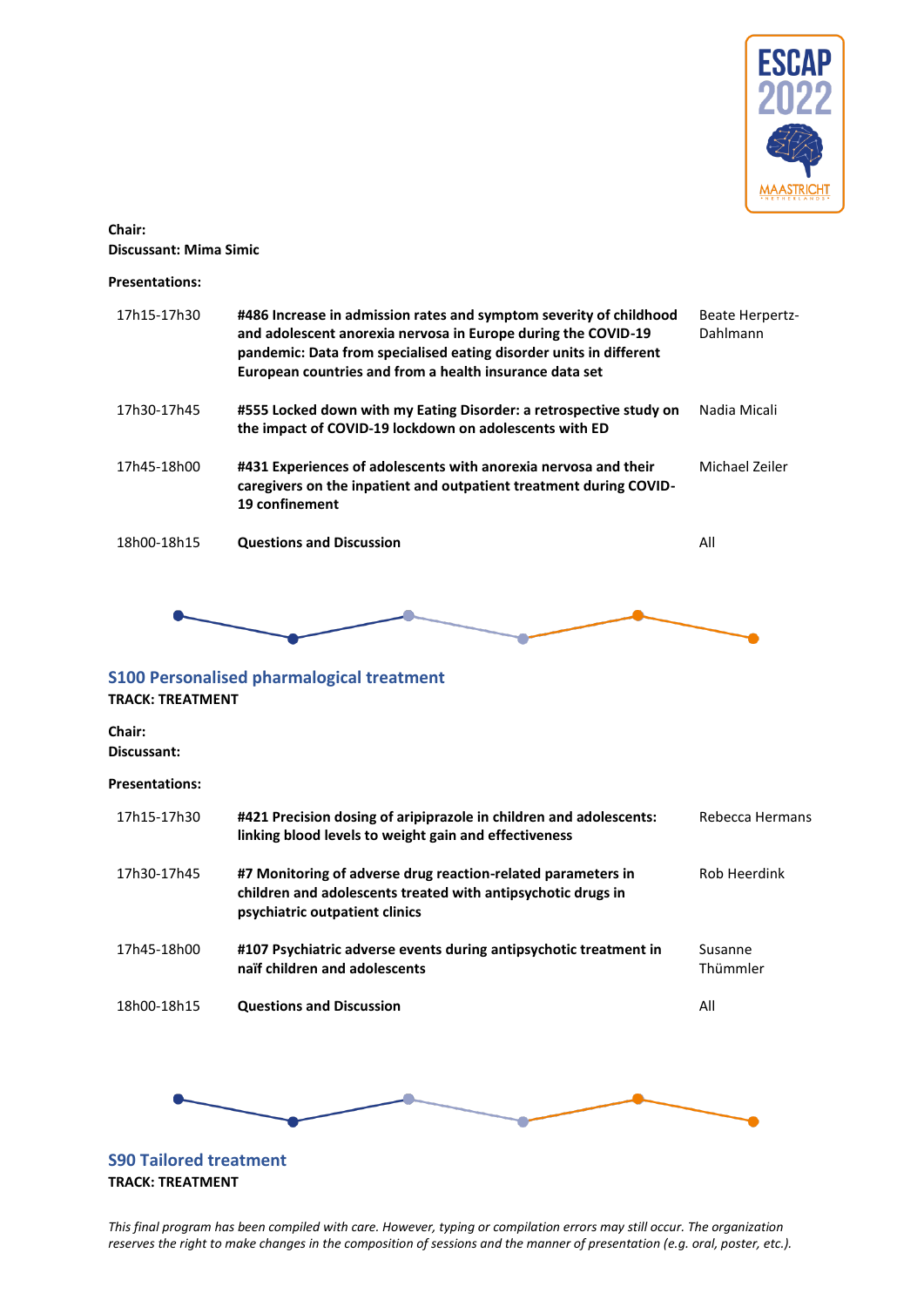**Chair:**
**Discussant: Mima Simic**

**Presentations:**

| | | |
|---|---|---|
| 17h15-17h30 | **#486 Increase in admission rates and symptom severity of childhood and adolescent anorexia nervosa in Europe during the COVID-19 pandemic: Data from specialised eating disorder units in different European countries and from a health insurance data set** | Beate Herpertz-Dahlmann |
| 17h30-17h45 | **#555 Locked down with my Eating Disorder: a retrospective study on the impact of COVID-19 lockdown on adolescents with ED** | Nadia Micali |
| 17h45-18h00 | **#431 Experiences of adolescents with anorexia nervosa and their caregivers on the inpatient and outpatient treatment during COVID-19 confinement** | Michael Zeiler |
| 18h00-18h15 | **Questions and Discussion** | All |

## S100 Personalised pharmalogical treatment

**TRACK: TREATMENT**

**Chair:**
**Discussant:**

**Presentations:**

| | | |
|---|---|---|
| 17h15-17h30 | **#421 Precision dosing of aripiprazole in children and adolescents: linking blood levels to weight gain and effectiveness** | Rebecca Hermans |
| 17h30-17h45 | **#7 Monitoring of adverse drug reaction-related parameters in children and adolescents treated with antipsychotic drugs in psychiatric outpatient clinics** | Rob Heerdink |
| 17h45-18h00 | **#107 Psychiatric adverse events during antipsychotic treatment in naïf children and adolescents** | Susanne Thümmler |
| 18h00-18h15 | **Questions and Discussion** | All |

## S90 Tailored treatment

**TRACK: TREATMENT**

*This final program has been compiled with care. However, typing or compilation errors may still occur. The organization reserves the right to make changes in the composition of sessions and the manner of presentation (e.g. oral, poster, etc.).*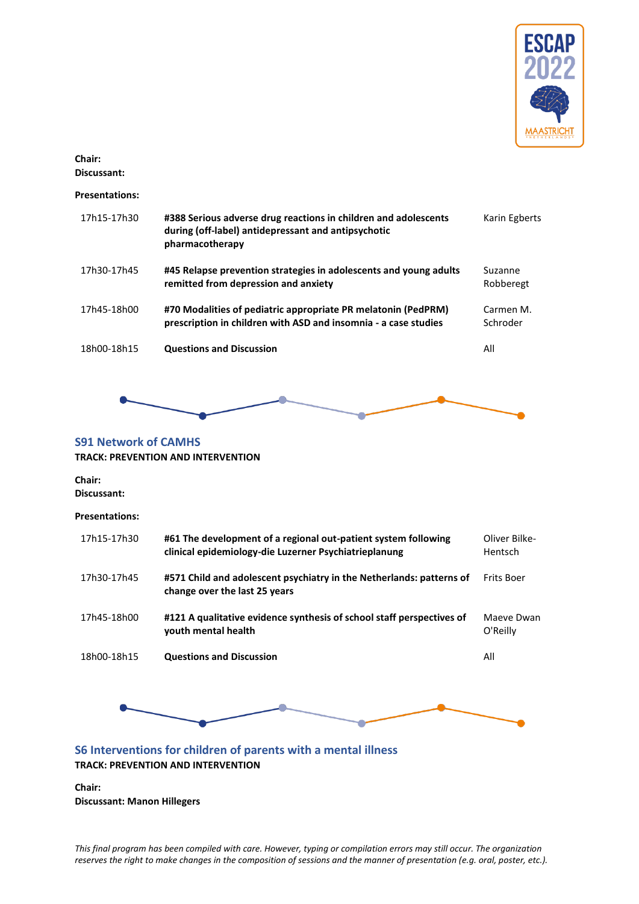**Chair:**
**Discussant:**

**Presentations:**

| | | |
|---|---|---|
| 17h15-17h30 | **#388 Serious adverse drug reactions in children and adolescents during (off-label) antidepressant and antipsychotic pharmacotherapy** | Karin Egberts |
| 17h30-17h45 | **#45 Relapse prevention strategies in adolescents and young adults remitted from depression and anxiety** | Suzanne Robberegt |
| 17h45-18h00 | **#70 Modalities of pediatric appropriate PR melatonin (PedPRM) prescription in children with ASD and insomnia - a case studies** | Carmen M. Schroder |
| 18h00-18h15 | **Questions and Discussion** | All |

## S91 Network of CAMHS

**TRACK: PREVENTION AND INTERVENTION**

**Chair:**
**Discussant:**

**Presentations:**

| | | |
|---|---|---|
| 17h15-17h30 | **#61 The development of a regional out-patient system following clinical epidemiology-die Luzerner Psychiatrieplanung** | Oliver Bilke-Hentsch |
| 17h30-17h45 | **#571 Child and adolescent psychiatry in the Netherlands: patterns of change over the last 25 years** | Frits Boer |
| 17h45-18h00 | **#121 A qualitative evidence synthesis of school staff perspectives of youth mental health** | Maeve Dwan O'Reilly |
| 18h00-18h15 | **Questions and Discussion** | All |

## S6 Interventions for children of parents with a mental illness

**TRACK: PREVENTION AND INTERVENTION**

**Chair:**
**Discussant: Manon Hillegers**

*This final program has been compiled with care. However, typing or compilation errors may still occur. The organization reserves the right to make changes in the composition of sessions and the manner of presentation (e.g. oral, poster, etc.).*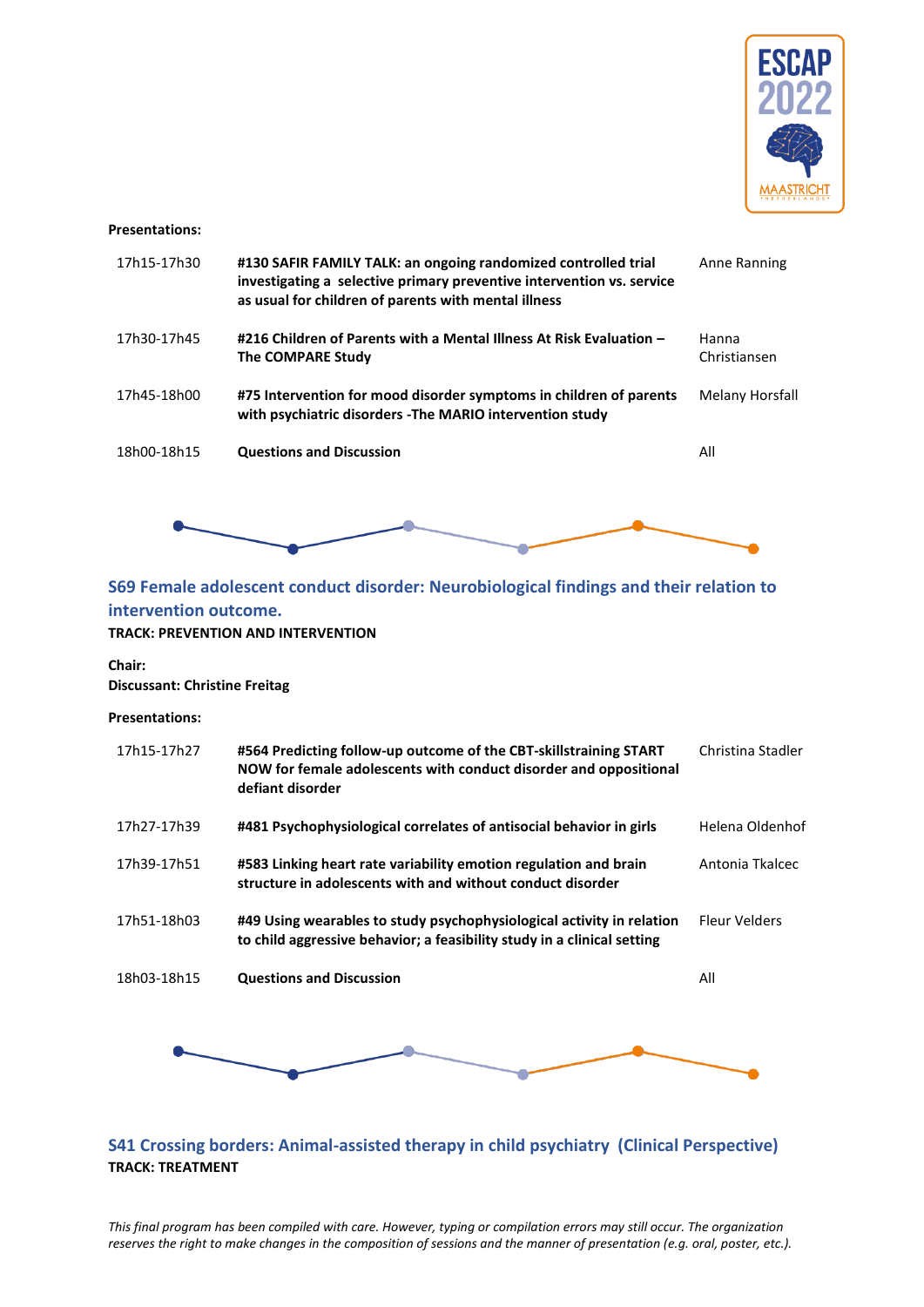**Presentations:**

| | | |
|---|---|---|
| 17h15-17h30 | **#130 SAFIR FAMILY TALK: an ongoing randomized controlled trial investigating a selective primary preventive intervention vs. service as usual for children of parents with mental illness** | Anne Ranning |
| 17h30-17h45 | **#216 Children of Parents with a Mental Illness At Risk Evaluation – The COMPARE Study** | Hanna Christiansen |
| 17h45-18h00 | **#75 Intervention for mood disorder symptoms in children of parents with psychiatric disorders -The MARIO intervention study** | Melany Horsfall |
| 18h00-18h15 | **Questions and Discussion** | All |

## S69 Female adolescent conduct disorder: Neurobiological findings and their relation to intervention outcome.

**TRACK: PREVENTION AND INTERVENTION**

**Chair:**
**Discussant: Christine Freitag**

**Presentations:**

| | | |
|---|---|---|
| 17h15-17h27 | **#564 Predicting follow-up outcome of the CBT-skillstraining START NOW for female adolescents with conduct disorder and oppositional defiant disorder** | Christina Stadler |
| 17h27-17h39 | **#481 Psychophysiological correlates of antisocial behavior in girls** | Helena Oldenhof |
| 17h39-17h51 | **#583 Linking heart rate variability emotion regulation and brain structure in adolescents with and without conduct disorder** | Antonia Tkalcec |
| 17h51-18h03 | **#49 Using wearables to study psychophysiological activity in relation to child aggressive behavior; a feasibility study in a clinical setting** | Fleur Velders |
| 18h03-18h15 | **Questions and Discussion** | All |

## S41 Crossing borders: Animal-assisted therapy in child psychiatry (Clinical Perspective)

**TRACK: TREATMENT**

*This final program has been compiled with care. However, typing or compilation errors may still occur. The organization reserves the right to make changes in the composition of sessions and the manner of presentation (e.g. oral, poster, etc.).*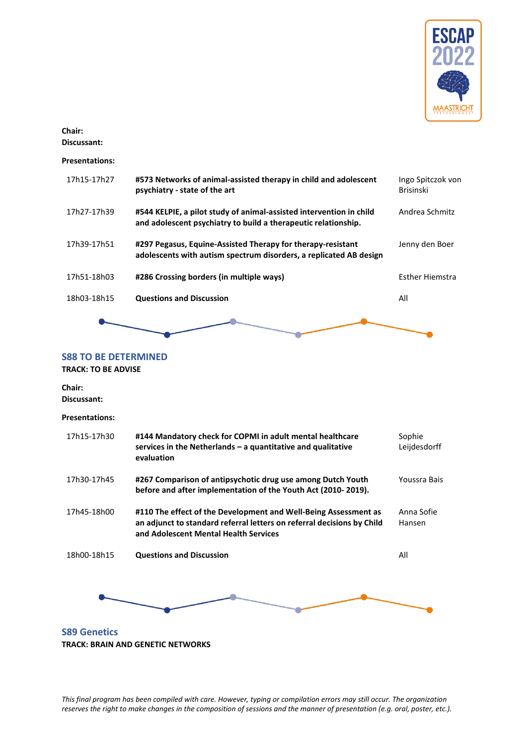**Chair:**
**Discussant:**

**Presentations:**

| | | |
|---|---|---|
| 17h15-17h27 | **#573 Networks of animal-assisted therapy in child and adolescent psychiatry - state of the art** | Ingo Spitczok von Brisinski |
| 17h27-17h39 | **#544 KELPIE, a pilot study of animal-assisted intervention in child and adolescent psychiatry to build a therapeutic relationship.** | Andrea Schmitz |
| 17h39-17h51 | **#297 Pegasus, Equine-Assisted Therapy for therapy-resistant adolescents with autism spectrum disorders, a replicated AB design** | Jenny den Boer |
| 17h51-18h03 | **#286 Crossing borders (in multiple ways)** | Esther Hiemstra |
| 18h03-18h15 | **Questions and Discussion** | All |

## S88 TO BE DETERMINED

**TRACK: TO BE ADVISE**

**Chair:**
**Discussant:**

**Presentations:**

| | | |
|---|---|---|
| 17h15-17h30 | **#144 Mandatory check for COPMI in adult mental healthcare services in the Netherlands – a quantitative and qualitative evaluation** | Sophie Leijdesdorff |
| 17h30-17h45 | **#267 Comparison of antipsychotic drug use among Dutch Youth before and after implementation of the Youth Act (2010- 2019).** | Youssra Bais |
| 17h45-18h00 | **#110 The effect of the Development and Well-Being Assessment as an adjunct to standard referral letters on referral decisions by Child and Adolescent Mental Health Services** | Anna Sofie Hansen |
| 18h00-18h15 | **Questions and Discussion** | All |

## S89 Genetics

**TRACK: BRAIN AND GENETIC NETWORKS**

*This final program has been compiled with care. However, typing or compilation errors may still occur. The organization reserves the right to make changes in the composition of sessions and the manner of presentation (e.g. oral, poster, etc.).*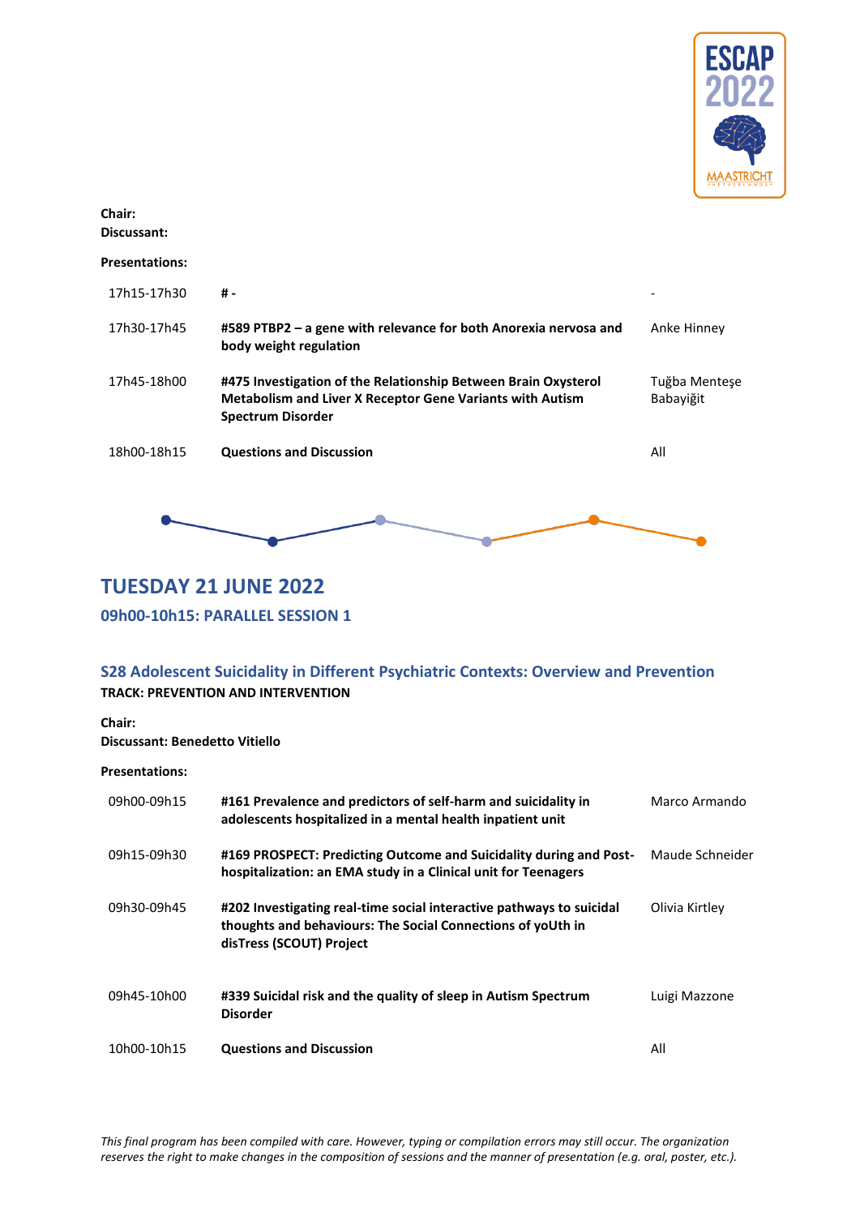**Chair:**
**Discussant:**

**Presentations:**

| | | |
|---|---|---|
| 17h15-17h30 | **# -** | - |
| 17h30-17h45 | **#589 PTBP2 – a gene with relevance for both Anorexia nervosa and body weight regulation** | Anke Hinney |
| 17h45-18h00 | **#475 Investigation of the Relationship Between Brain Oxysterol Metabolism and Liver X Receptor Gene Variants with Autism Spectrum Disorder** | Tuğba Menteşe Babayiğit |
| 18h00-18h15 | **Questions and Discussion** | All |

# TUESDAY 21 JUNE 2022

## 09h00-10h15: PARALLEL SESSION 1

### S28 Adolescent Suicidality in Different Psychiatric Contexts: Overview and Prevention

**TRACK: PREVENTION AND INTERVENTION**

**Chair:**
**Discussant: Benedetto Vitiello**

**Presentations:**

| | | |
|---|---|---|
| 09h00-09h15 | **#161 Prevalence and predictors of self-harm and suicidality in adolescents hospitalized in a mental health inpatient unit** | Marco Armando |
| 09h15-09h30 | **#169 PROSPECT: Predicting Outcome and Suicidality during and Post-hospitalization: an EMA study in a Clinical unit for Teenagers** | Maude Schneider |
| 09h30-09h45 | **#202 Investigating real-time social interactive pathways to suicidal thoughts and behaviours: The Social Connections of yoUth in disTress (SCOUT) Project** | Olivia Kirtley |
| 09h45-10h00 | **#339 Suicidal risk and the quality of sleep in Autism Spectrum Disorder** | Luigi Mazzone |
| 10h00-10h15 | **Questions and Discussion** | All |

*This final program has been compiled with care. However, typing or compilation errors may still occur. The organization reserves the right to make changes in the composition of sessions and the manner of presentation (e.g. oral, poster, etc.).*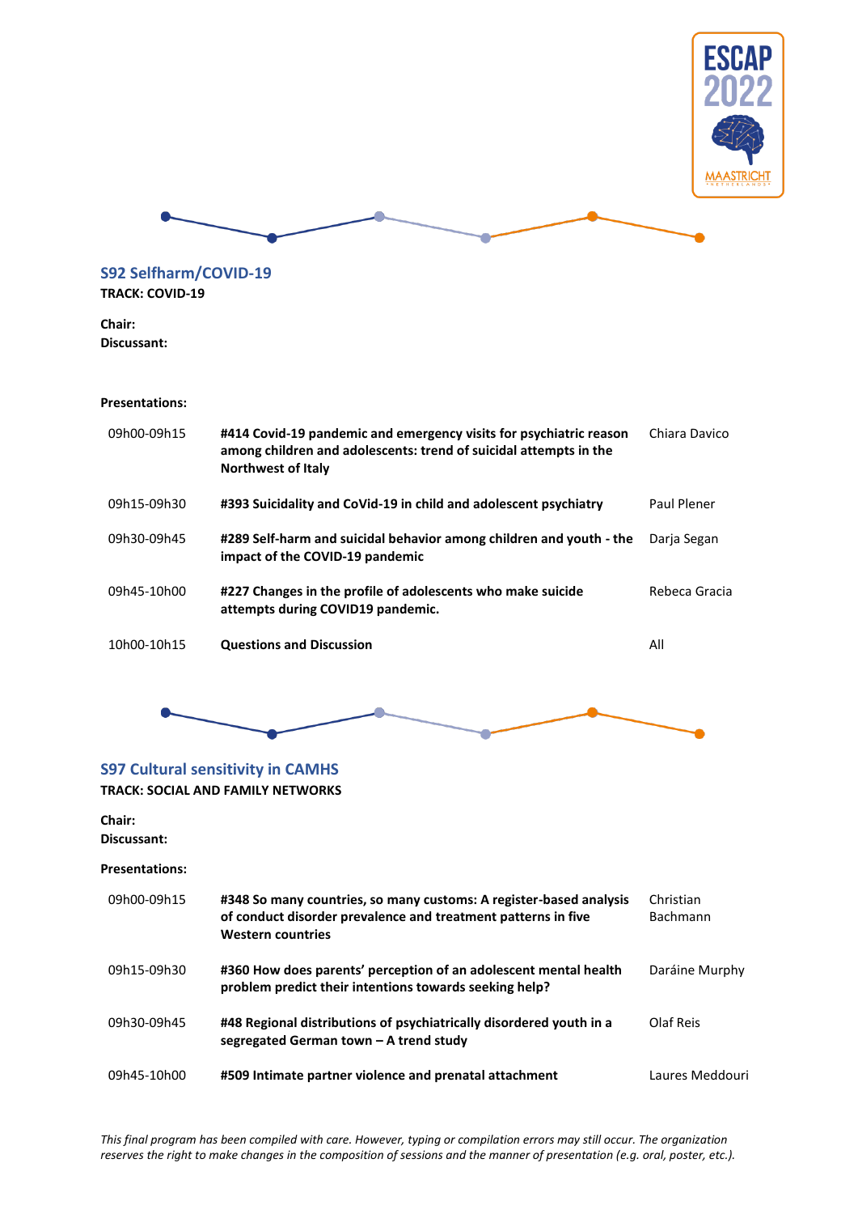## S92 Selfharm/COVID-19

**TRACK: COVID-19**

**Chair:**
**Discussant:**

**Presentations:**

| | | |
|---|---|---|
| 09h00-09h15 | **#414 Covid-19 pandemic and emergency visits for psychiatric reason among children and adolescents: trend of suicidal attempts in the Northwest of Italy** | Chiara Davico |
| 09h15-09h30 | **#393 Suicidality and CoVid-19 in child and adolescent psychiatry** | Paul Plener |
| 09h30-09h45 | **#289 Self-harm and suicidal behavior among children and youth - the impact of the COVID-19 pandemic** | Darja Segan |
| 09h45-10h00 | **#227 Changes in the profile of adolescents who make suicide attempts during COVID19 pandemic.** | Rebeca Gracia |
| 10h00-10h15 | **Questions and Discussion** | All |

## S97 Cultural sensitivity in CAMHS

**TRACK: SOCIAL AND FAMILY NETWORKS**

**Chair:**
**Discussant:**

**Presentations:**

| | | |
|---|---|---|
| 09h00-09h15 | **#348 So many countries, so many customs: A register-based analysis of conduct disorder prevalence and treatment patterns in five Western countries** | Christian Bachmann |
| 09h15-09h30 | **#360 How does parents' perception of an adolescent mental health problem predict their intentions towards seeking help?** | Daráine Murphy |
| 09h30-09h45 | **#48 Regional distributions of psychiatrically disordered youth in a segregated German town – A trend study** | Olaf Reis |
| 09h45-10h00 | **#509 Intimate partner violence and prenatal attachment** | Laures Meddouri |

*This final program has been compiled with care. However, typing or compilation errors may still occur. The organization reserves the right to make changes in the composition of sessions and the manner of presentation (e.g. oral, poster, etc.).*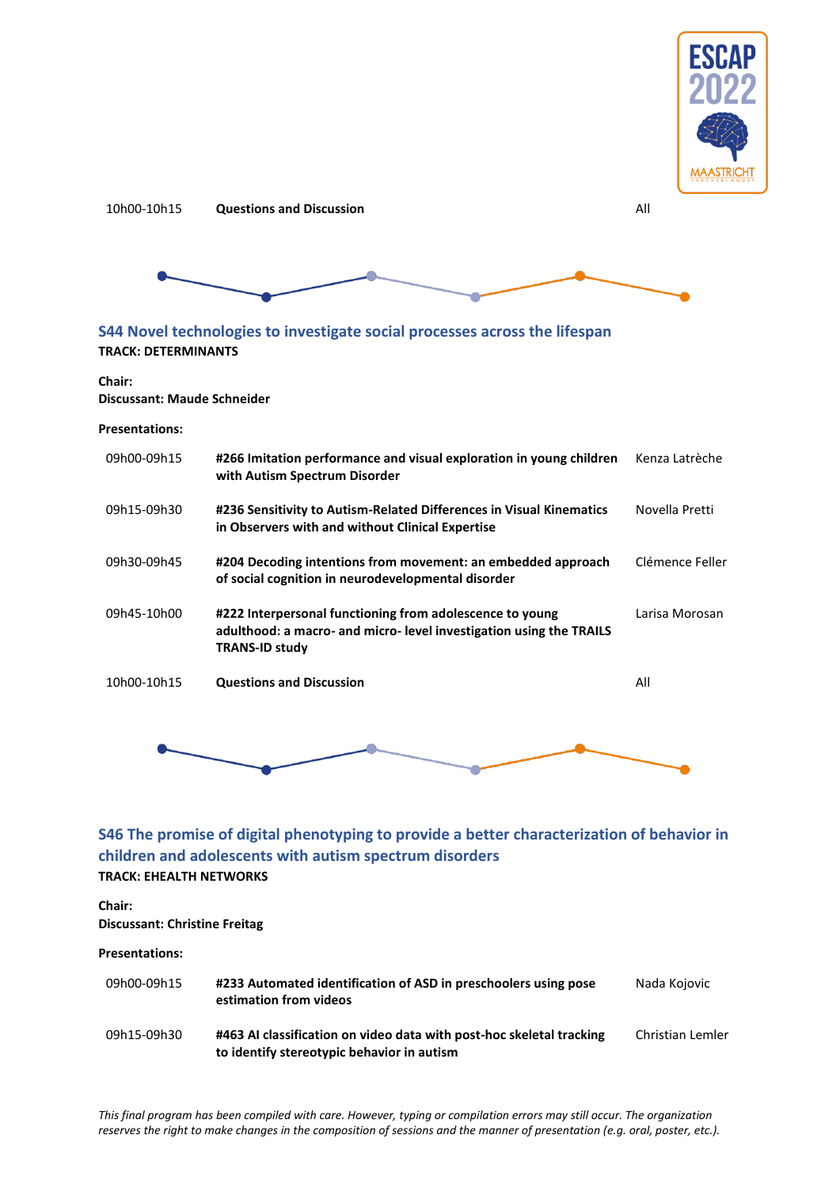| | | |
|---|---|---|
| 10h00-10h15 | **Questions and Discussion** | All |

## S44 Novel technologies to investigate social processes across the lifespan

**TRACK: DETERMINANTS**

**Chair:**
**Discussant: Maude Schneider**

**Presentations:**

| | | |
|---|---|---|
| 09h00-09h15 | **#266 Imitation performance and visual exploration in young children with Autism Spectrum Disorder** | Kenza Latrèche |
| 09h15-09h30 | **#236 Sensitivity to Autism-Related Differences in Visual Kinematics in Observers with and without Clinical Expertise** | Novella Pretti |
| 09h30-09h45 | **#204 Decoding intentions from movement: an embedded approach of social cognition in neurodevelopmental disorder** | Clémence Feller |
| 09h45-10h00 | **#222 Interpersonal functioning from adolescence to young adulthood: a macro- and micro- level investigation using the TRAILS TRANS-ID study** | Larisa Morosan |
| 10h00-10h15 | **Questions and Discussion** | All |

## S46 The promise of digital phenotyping to provide a better characterization of behavior in children and adolescents with autism spectrum disorders

**TRACK: EHEALTH NETWORKS**

**Chair:**
**Discussant: Christine Freitag**

**Presentations:**

| | | |
|---|---|---|
| 09h00-09h15 | **#233 Automated identification of ASD in preschoolers using pose estimation from videos** | Nada Kojovic |
| 09h15-09h30 | **#463 AI classification on video data with post-hoc skeletal tracking to identify stereotypic behavior in autism** | Christian Lemler |

*This final program has been compiled with care. However, typing or compilation errors may still occur. The organization reserves the right to make changes in the composition of sessions and the manner of presentation (e.g. oral, poster, etc.).*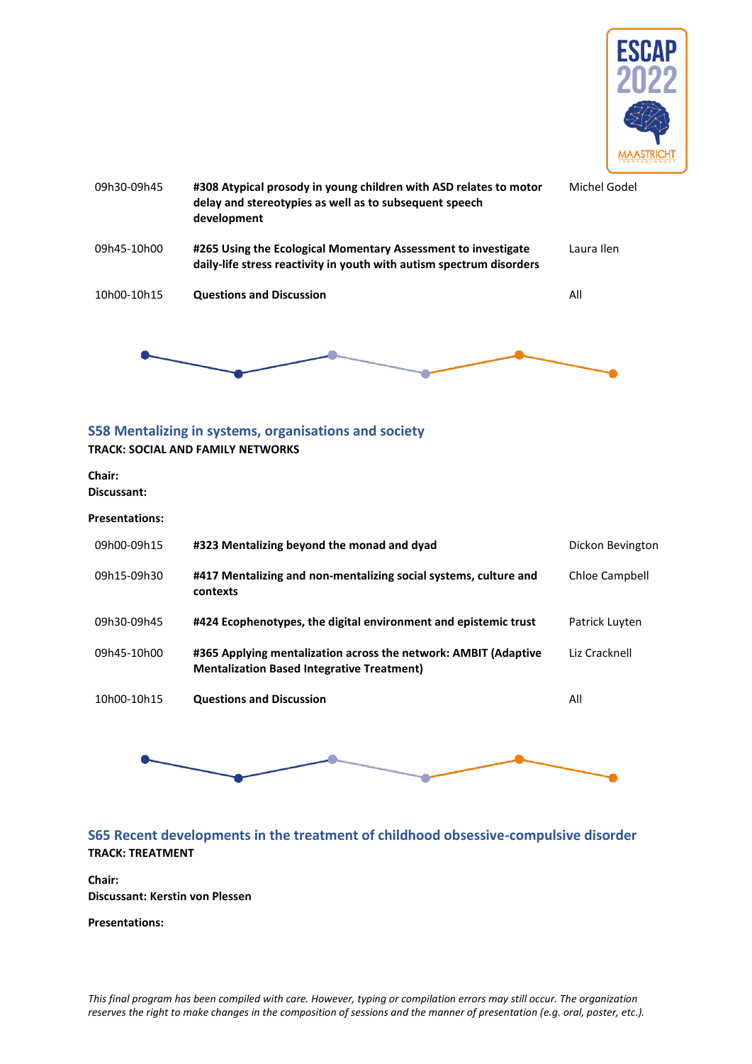| | | |
|---|---|---|
| 09h30-09h45 | **#308 Atypical prosody in young children with ASD relates to motor delay and stereotypies as well as to subsequent speech development** | Michel Godel |
| 09h45-10h00 | **#265 Using the Ecological Momentary Assessment to investigate daily-life stress reactivity in youth with autism spectrum disorders** | Laura Ilen |
| 10h00-10h15 | **Questions and Discussion** | All |

## S58 Mentalizing in systems, organisations and society

**TRACK: SOCIAL AND FAMILY NETWORKS**

**Chair:**
**Discussant:**

**Presentations:**

| | | |
|---|---|---|
| 09h00-09h15 | **#323 Mentalizing beyond the monad and dyad** | Dickon Bevington |
| 09h15-09h30 | **#417 Mentalizing and non-mentalizing social systems, culture and contexts** | Chloe Campbell |
| 09h30-09h45 | **#424 Ecophenotypes, the digital environment and epistemic trust** | Patrick Luyten |
| 09h45-10h00 | **#365 Applying mentalization across the network: AMBIT (Adaptive Mentalization Based Integrative Treatment)** | Liz Cracknell |
| 10h00-10h15 | **Questions and Discussion** | All |

## S65 Recent developments in the treatment of childhood obsessive-compulsive disorder

**TRACK: TREATMENT**

**Chair:**
**Discussant: Kerstin von Plessen**

**Presentations:**

*This final program has been compiled with care. However, typing or compilation errors may still occur. The organization reserves the right to make changes in the composition of sessions and the manner of presentation (e.g. oral, poster, etc.).*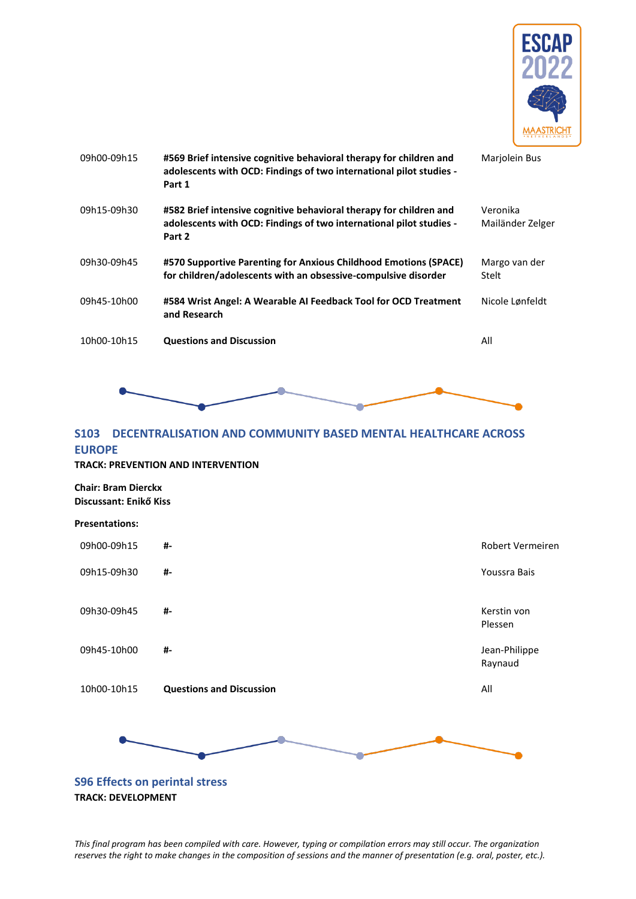| | | |
|---|---|---|
| 09h00-09h15 | **#569 Brief intensive cognitive behavioral therapy for children and adolescents with OCD: Findings of two international pilot studies - Part 1** | Marjolein Bus |
| 09h15-09h30 | **#582 Brief intensive cognitive behavioral therapy for children and adolescents with OCD: Findings of two international pilot studies - Part 2** | Veronika Mailänder Zelger |
| 09h30-09h45 | **#570 Supportive Parenting for Anxious Childhood Emotions (SPACE) for children/adolescents with an obsessive-compulsive disorder** | Margo van der Stelt |
| 09h45-10h00 | **#584 Wrist Angel: A Wearable AI Feedback Tool for OCD Treatment and Research** | Nicole Lønfeldt |
| 10h00-10h15 | **Questions and Discussion** | All |

## S103 DECENTRALISATION AND COMMUNITY BASED MENTAL HEALTHCARE ACROSS EUROPE

**TRACK: PREVENTION AND INTERVENTION**

**Chair: Bram Dierckx**
**Discussant: Enikő Kiss**

**Presentations:**

| | | |
|---|---|---|
| 09h00-09h15 | **#-** | Robert Vermeiren |
| 09h15-09h30 | **#-** | Youssra Bais |
| 09h30-09h45 | **#-** | Kerstin von Plessen |
| 09h45-10h00 | **#-** | Jean-Philippe Raynaud |
| 10h00-10h15 | **Questions and Discussion** | All |

## S96 Effects on perintal stress

**TRACK: DEVELOPMENT**

*This final program has been compiled with care. However, typing or compilation errors may still occur. The organization reserves the right to make changes in the composition of sessions and the manner of presentation (e.g. oral, poster, etc.).*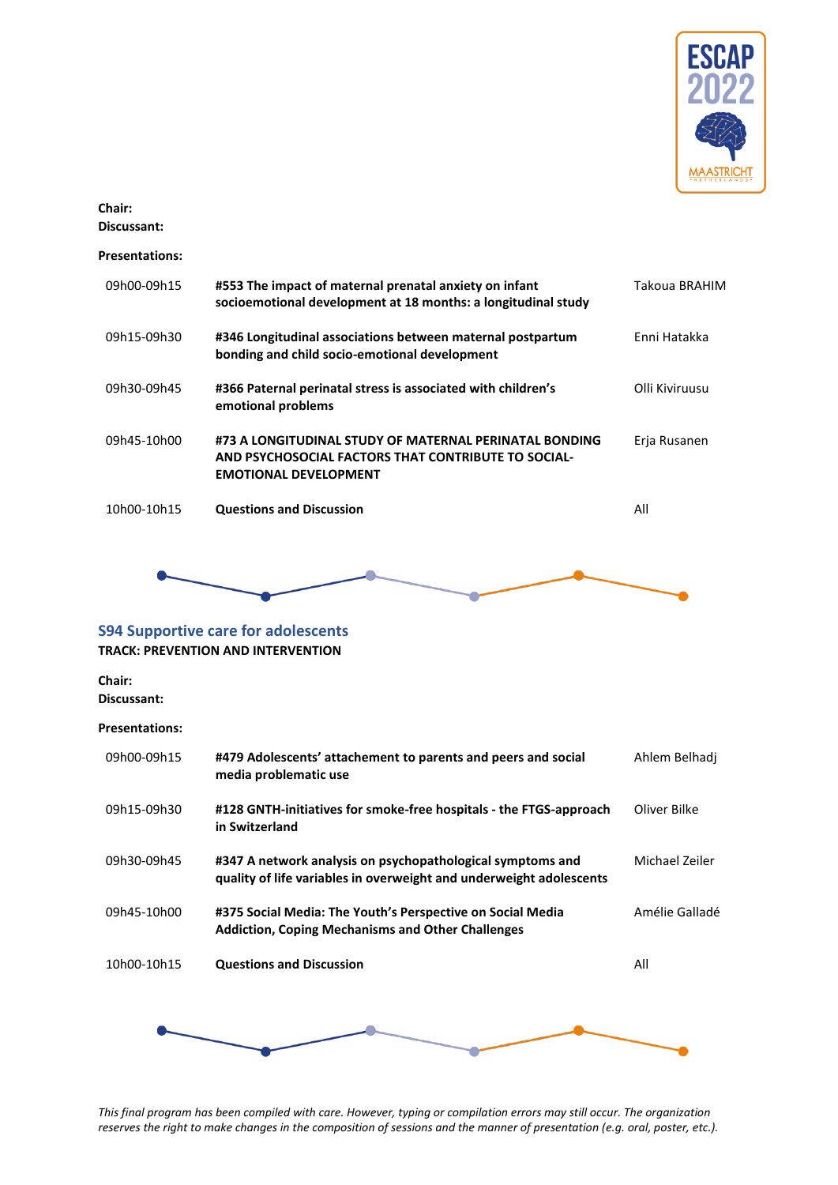**Chair:**
**Discussant:**

**Presentations:**

| | | |
|---|---|---|
| 09h00-09h15 | **#553 The impact of maternal prenatal anxiety on infant socioemotional development at 18 months: a longitudinal study** | Takoua BRAHIM |
| 09h15-09h30 | **#346 Longitudinal associations between maternal postpartum bonding and child socio-emotional development** | Enni Hatakka |
| 09h30-09h45 | **#366 Paternal perinatal stress is associated with children's emotional problems** | Olli Kiviruusu |
| 09h45-10h00 | **#73 A LONGITUDINAL STUDY OF MATERNAL PERINATAL BONDING AND PSYCHOSOCIAL FACTORS THAT CONTRIBUTE TO SOCIAL-EMOTIONAL DEVELOPMENT** | Erja Rusanen |
| 10h00-10h15 | **Questions and Discussion** | All |

## S94 Supportive care for adolescents

**TRACK: PREVENTION AND INTERVENTION**

**Chair:**
**Discussant:**

**Presentations:**

| | | |
|---|---|---|
| 09h00-09h15 | **#479 Adolescents' attachement to parents and peers and social media problematic use** | Ahlem Belhadj |
| 09h15-09h30 | **#128 GNTH-initiatives for smoke-free hospitals - the FTGS-approach in Switzerland** | Oliver Bilke |
| 09h30-09h45 | **#347 A network analysis on psychopathological symptoms and quality of life variables in overweight and underweight adolescents** | Michael Zeiler |
| 09h45-10h00 | **#375 Social Media: The Youth's Perspective on Social Media Addiction, Coping Mechanisms and Other Challenges** | Amélie Galladé |
| 10h00-10h15 | **Questions and Discussion** | All |

*This final program has been compiled with care. However, typing or compilation errors may still occur. The organization reserves the right to make changes in the composition of sessions and the manner of presentation (e.g. oral, poster, etc.).*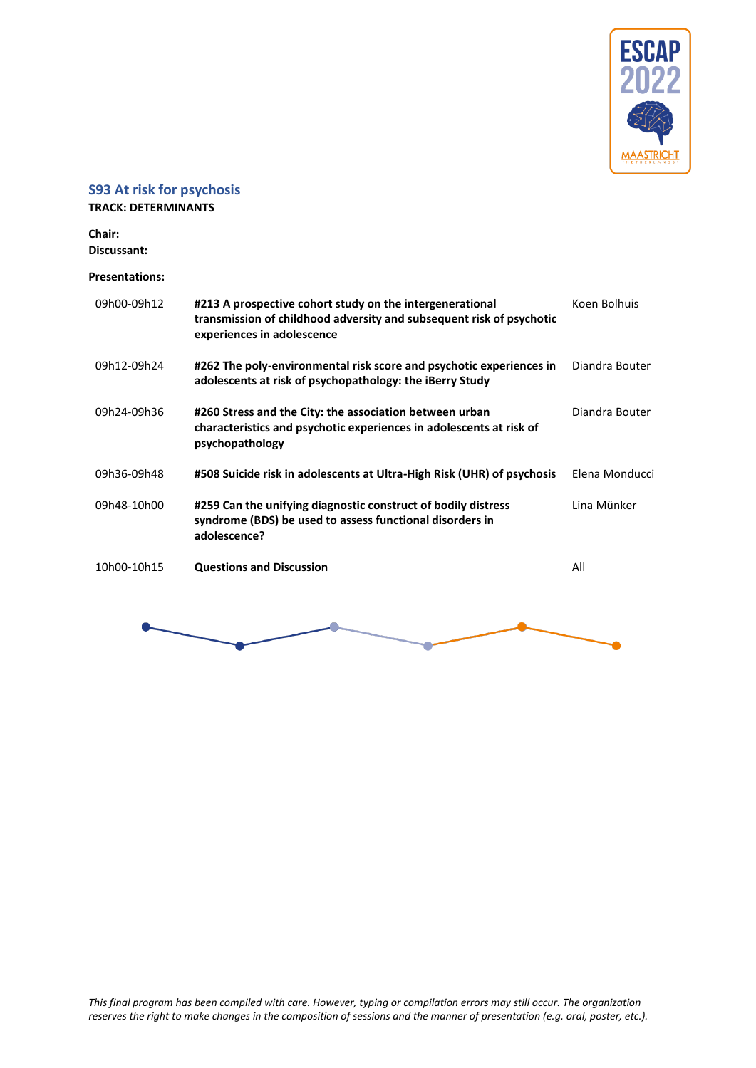## S93 At risk for psychosis

**TRACK: DETERMINANTS**

**Chair:**
**Discussant:**

**Presentations:**

| | | |
|---|---|---|
| 09h00-09h12 | **#213 A prospective cohort study on the intergenerational transmission of childhood adversity and subsequent risk of psychotic experiences in adolescence** | Koen Bolhuis |
| 09h12-09h24 | **#262 The poly-environmental risk score and psychotic experiences in adolescents at risk of psychopathology: the iBerry Study** | Diandra Bouter |
| 09h24-09h36 | **#260 Stress and the City: the association between urban characteristics and psychotic experiences in adolescents at risk of psychopathology** | Diandra Bouter |
| 09h36-09h48 | **#508 Suicide risk in adolescents at Ultra-High Risk (UHR) of psychosis** | Elena Monducci |
| 09h48-10h00 | **#259 Can the unifying diagnostic construct of bodily distress syndrome (BDS) be used to assess functional disorders in adolescence?** | Lina Münker |
| 10h00-10h15 | **Questions and Discussion** | All |

*This final program has been compiled with care. However, typing or compilation errors may still occur. The organization reserves the right to make changes in the composition of sessions and the manner of presentation (e.g. oral, poster, etc.).*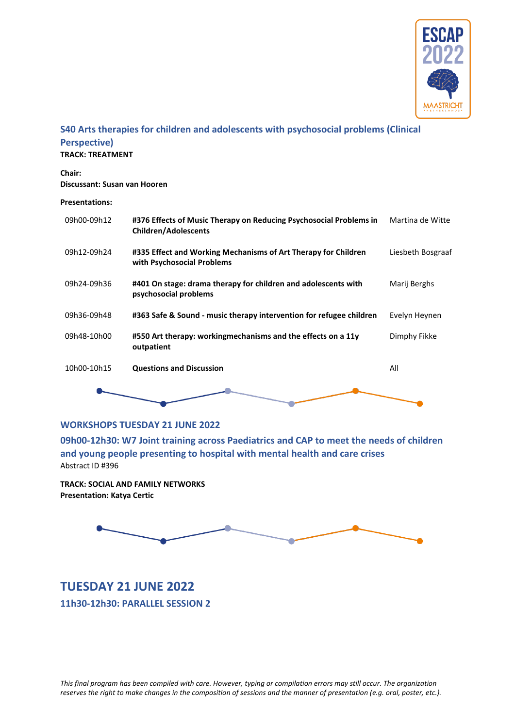### S40 Arts therapies for children and adolescents with psychosocial problems (Clinical Perspective)

**TRACK: TREATMENT**

**Chair:**
**Discussant: Susan van Hooren**

**Presentations:**

| | | |
|---|---|---|
| 09h00-09h12 | **#376 Effects of Music Therapy on Reducing Psychosocial Problems in Children/Adolescents** | Martina de Witte |
| 09h12-09h24 | **#335 Effect and Working Mechanisms of Art Therapy for Children with Psychosocial Problems** | Liesbeth Bosgraaf |
| 09h24-09h36 | **#401 On stage: drama therapy for children and adolescents with psychosocial problems** | Marij Berghs |
| 09h36-09h48 | **#363 Safe & Sound - music therapy intervention for refugee children** | Evelyn Heynen |
| 09h48-10h00 | **#550 Art therapy: workingmechanisms and the effects on a 11y outpatient** | Dimphy Fikke |
| 10h00-10h15 | **Questions and Discussion** | All |

## WORKSHOPS TUESDAY 21 JUNE 2022

### 09h00-12h30: W7 Joint training across Paediatrics and CAP to meet the needs of children and young people presenting to hospital with mental health and care crises

Abstract ID #396

**TRACK: SOCIAL AND FAMILY NETWORKS**
**Presentation: Katya Certic**

# TUESDAY 21 JUNE 2022

## 11h30-12h30: PARALLEL SESSION 2

*This final program has been compiled with care. However, typing or compilation errors may still occur. The organization reserves the right to make changes in the composition of sessions and the manner of presentation (e.g. oral, poster, etc.).*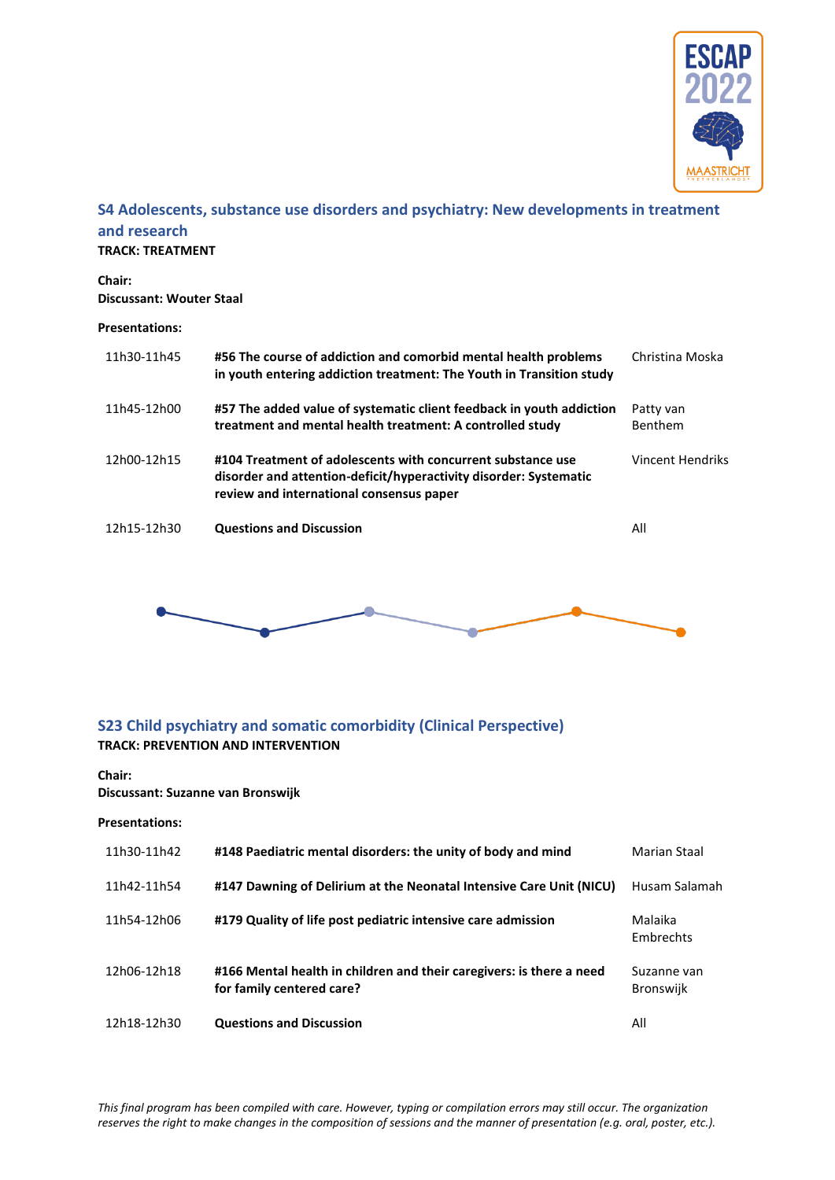## S4 Adolescents, substance use disorders and psychiatry: New developments in treatment and research

**TRACK: TREATMENT**

**Chair:**
**Discussant: Wouter Staal**

**Presentations:**

| | | |
|---|---|---|
| 11h30-11h45 | **#56 The course of addiction and comorbid mental health problems in youth entering addiction treatment: The Youth in Transition study** | Christina Moska |
| 11h45-12h00 | **#57 The added value of systematic client feedback in youth addiction treatment and mental health treatment: A controlled study** | Patty van Benthem |
| 12h00-12h15 | **#104 Treatment of adolescents with concurrent substance use disorder and attention-deficit/hyperactivity disorder: Systematic review and international consensus paper** | Vincent Hendriks |
| 12h15-12h30 | **Questions and Discussion** | All |

## S23 Child psychiatry and somatic comorbidity (Clinical Perspective)

**TRACK: PREVENTION AND INTERVENTION**

**Chair:**
**Discussant: Suzanne van Bronswijk**

**Presentations:**

| | | |
|---|---|---|
| 11h30-11h42 | **#148 Paediatric mental disorders: the unity of body and mind** | Marian Staal |
| 11h42-11h54 | **#147 Dawning of Delirium at the Neonatal Intensive Care Unit (NICU)** | Husam Salamah |
| 11h54-12h06 | **#179 Quality of life post pediatric intensive care admission** | Malaika Embrechts |
| 12h06-12h18 | **#166 Mental health in children and their caregivers: is there a need for family centered care?** | Suzanne van Bronswijk |
| 12h18-12h30 | **Questions and Discussion** | All |

*This final program has been compiled with care. However, typing or compilation errors may still occur. The organization reserves the right to make changes in the composition of sessions and the manner of presentation (e.g. oral, poster, etc.).*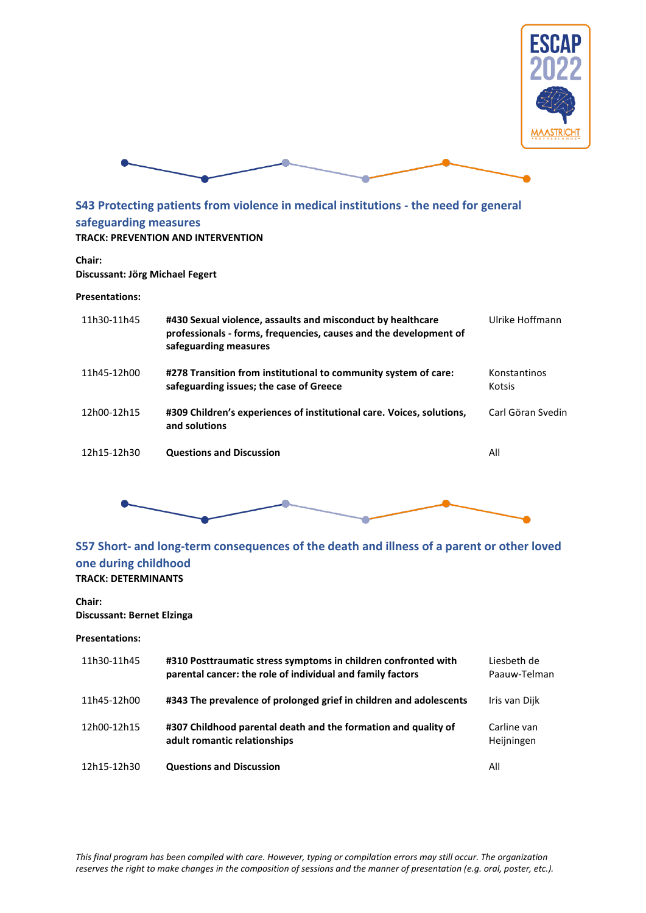## S43 Protecting patients from violence in medical institutions - the need for general safeguarding measures

**TRACK: PREVENTION AND INTERVENTION**

**Chair:**
**Discussant: Jörg Michael Fegert**

**Presentations:**

| | | |
|---|---|---|
| 11h30-11h45 | **#430 Sexual violence, assaults and misconduct by healthcare professionals - forms, frequencies, causes and the development of safeguarding measures** | Ulrike Hoffmann |
| 11h45-12h00 | **#278 Transition from institutional to community system of care: safeguarding issues; the case of Greece** | Konstantinos Kotsis |
| 12h00-12h15 | **#309 Children's experiences of institutional care. Voices, solutions, and solutions** | Carl Göran Svedin |
| 12h15-12h30 | **Questions and Discussion** | All |

## S57 Short- and long-term consequences of the death and illness of a parent or other loved one during childhood

**TRACK: DETERMINANTS**

**Chair:**
**Discussant: Bernet Elzinga**

**Presentations:**

| | | |
|---|---|---|
| 11h30-11h45 | **#310 Posttraumatic stress symptoms in children confronted with parental cancer: the role of individual and family factors** | Liesbeth de Paauw-Telman |
| 11h45-12h00 | **#343 The prevalence of prolonged grief in children and adolescents** | Iris van Dijk |
| 12h00-12h15 | **#307 Childhood parental death and the formation and quality of adult romantic relationships** | Carline van Heijningen |
| 12h15-12h30 | **Questions and Discussion** | All |

*This final program has been compiled with care. However, typing or compilation errors may still occur. The organization reserves the right to make changes in the composition of sessions and the manner of presentation (e.g. oral, poster, etc.).*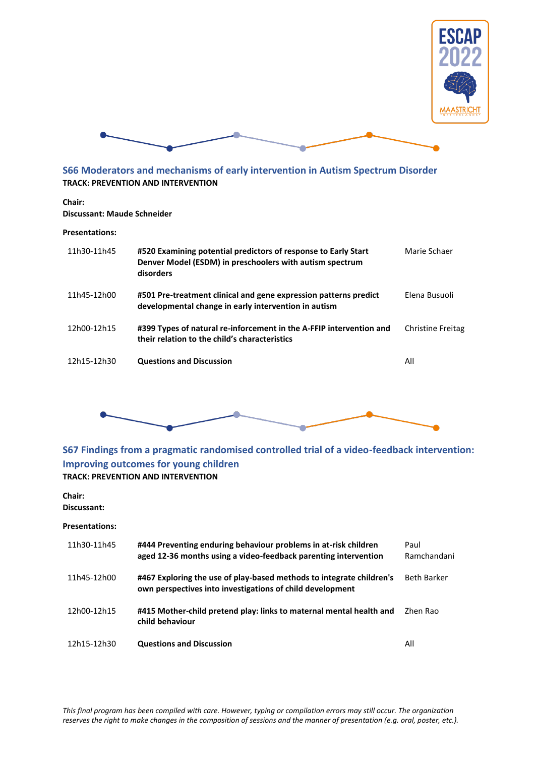## S66 Moderators and mechanisms of early intervention in Autism Spectrum Disorder

**TRACK: PREVENTION AND INTERVENTION**

**Chair:**
**Discussant: Maude Schneider**

**Presentations:**

| | | |
|---|---|---|
| 11h30-11h45 | **#520 Examining potential predictors of response to Early Start Denver Model (ESDM) in preschoolers with autism spectrum disorders** | Marie Schaer |
| 11h45-12h00 | **#501 Pre-treatment clinical and gene expression patterns predict developmental change in early intervention in autism** | Elena Busuoli |
| 12h00-12h15 | **#399 Types of natural re-inforcement in the A-FFIP intervention and their relation to the child's characteristics** | Christine Freitag |
| 12h15-12h30 | **Questions and Discussion** | All |

## S67 Findings from a pragmatic randomised controlled trial of a video-feedback intervention: Improving outcomes for young children

**TRACK: PREVENTION AND INTERVENTION**

**Chair:**
**Discussant:**

**Presentations:**

| | | |
|---|---|---|
| 11h30-11h45 | **#444 Preventing enduring behaviour problems in at-risk children aged 12-36 months using a video-feedback parenting intervention** | Paul Ramchandani |
| 11h45-12h00 | **#467 Exploring the use of play-based methods to integrate children's own perspectives into investigations of child development** | Beth Barker |
| 12h00-12h15 | **#415 Mother-child pretend play: links to maternal mental health and child behaviour** | Zhen Rao |
| 12h15-12h30 | **Questions and Discussion** | All |

*This final program has been compiled with care. However, typing or compilation errors may still occur. The organization reserves the right to make changes in the composition of sessions and the manner of presentation (e.g. oral, poster, etc.).*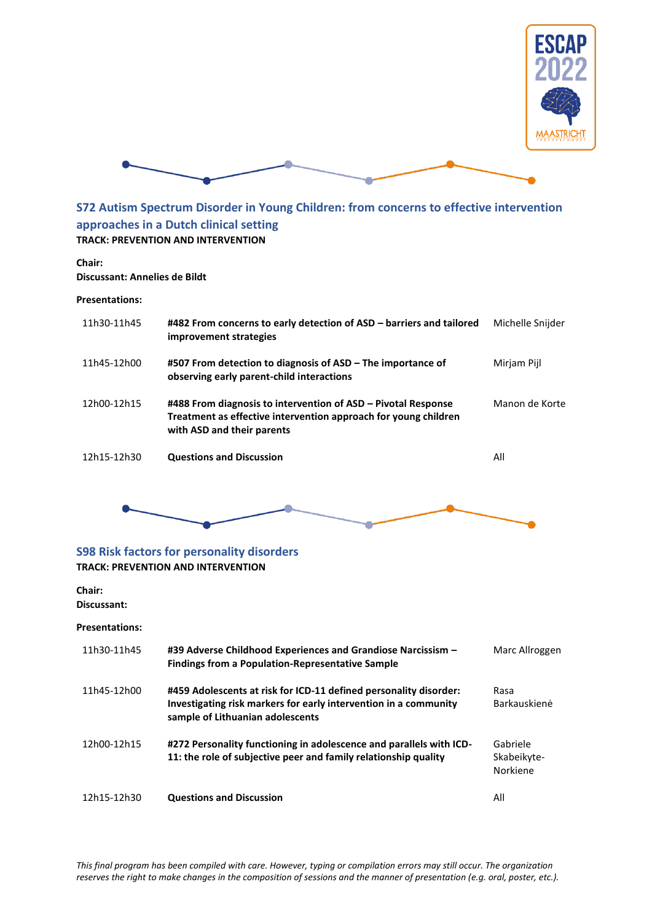## S72 Autism Spectrum Disorder in Young Children: from concerns to effective intervention approaches in a Dutch clinical setting

**TRACK: PREVENTION AND INTERVENTION**

**Chair:**
**Discussant: Annelies de Bildt**

**Presentations:**

| | | |
|---|---|---|
| 11h30-11h45 | **#482 From concerns to early detection of ASD – barriers and tailored improvement strategies** | Michelle Snijder |
| 11h45-12h00 | **#507 From detection to diagnosis of ASD – The importance of observing early parent-child interactions** | Mirjam Pijl |
| 12h00-12h15 | **#488 From diagnosis to intervention of ASD – Pivotal Response Treatment as effective intervention approach for young children with ASD and their parents** | Manon de Korte |
| 12h15-12h30 | **Questions and Discussion** | All |

## S98 Risk factors for personality disorders

**TRACK: PREVENTION AND INTERVENTION**

**Chair:**
**Discussant:**

**Presentations:**

| | | |
|---|---|---|
| 11h30-11h45 | **#39 Adverse Childhood Experiences and Grandiose Narcissism – Findings from a Population-Representative Sample** | Marc Allroggen |
| 11h45-12h00 | **#459 Adolescents at risk for ICD-11 defined personality disorder: Investigating risk markers for early intervention in a community sample of Lithuanian adolescents** | Rasa Barkauskienė |
| 12h00-12h15 | **#272 Personality functioning in adolescence and parallels with ICD-11: the role of subjective peer and family relationship quality** | Gabriele Skabeikyte-Norkiene |
| 12h15-12h30 | **Questions and Discussion** | All |

*This final program has been compiled with care. However, typing or compilation errors may still occur. The organization reserves the right to make changes in the composition of sessions and the manner of presentation (e.g. oral, poster, etc.).*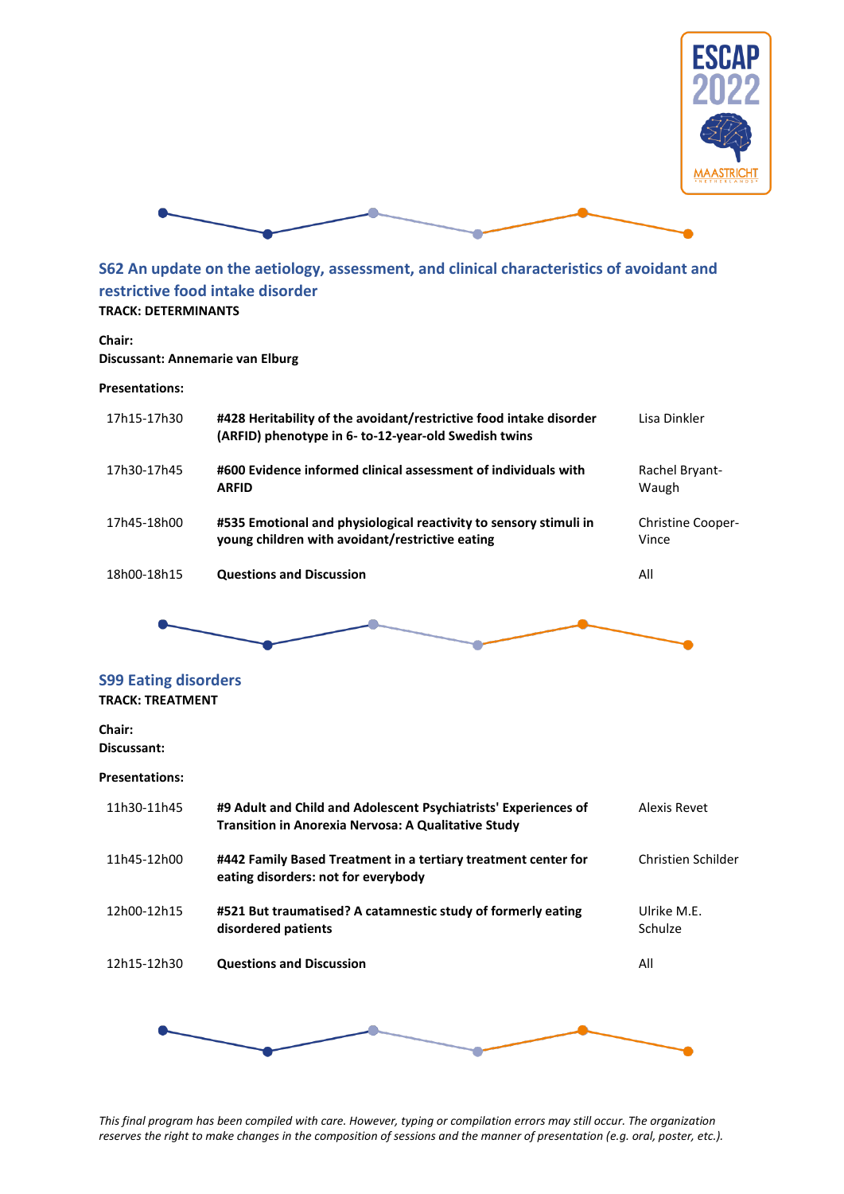## S62 An update on the aetiology, assessment, and clinical characteristics of avoidant and restrictive food intake disorder

**TRACK: DETERMINANTS**

**Chair:**
**Discussant: Annemarie van Elburg**

**Presentations:**

| | | |
|---|---|---|
| 17h15-17h30 | **#428 Heritability of the avoidant/restrictive food intake disorder (ARFID) phenotype in 6- to-12-year-old Swedish twins** | Lisa Dinkler |
| 17h30-17h45 | **#600 Evidence informed clinical assessment of individuals with ARFID** | Rachel Bryant-Waugh |
| 17h45-18h00 | **#535 Emotional and physiological reactivity to sensory stimuli in young children with avoidant/restrictive eating** | Christine Cooper-Vince |
| 18h00-18h15 | **Questions and Discussion** | All |

## S99 Eating disorders

**TRACK: TREATMENT**

**Chair:**
**Discussant:**

**Presentations:**

| | | |
|---|---|---|
| 11h30-11h45 | **#9 Adult and Child and Adolescent Psychiatrists' Experiences of Transition in Anorexia Nervosa: A Qualitative Study** | Alexis Revet |
| 11h45-12h00 | **#442 Family Based Treatment in a tertiary treatment center for eating disorders: not for everybody** | Christien Schilder |
| 12h00-12h15 | **#521 But traumatised? A catamnestic study of formerly eating disordered patients** | Ulrike M.E. Schulze |
| 12h15-12h30 | **Questions and Discussion** | All |

*This final program has been compiled with care. However, typing or compilation errors may still occur. The organization reserves the right to make changes in the composition of sessions and the manner of presentation (e.g. oral, poster, etc.).*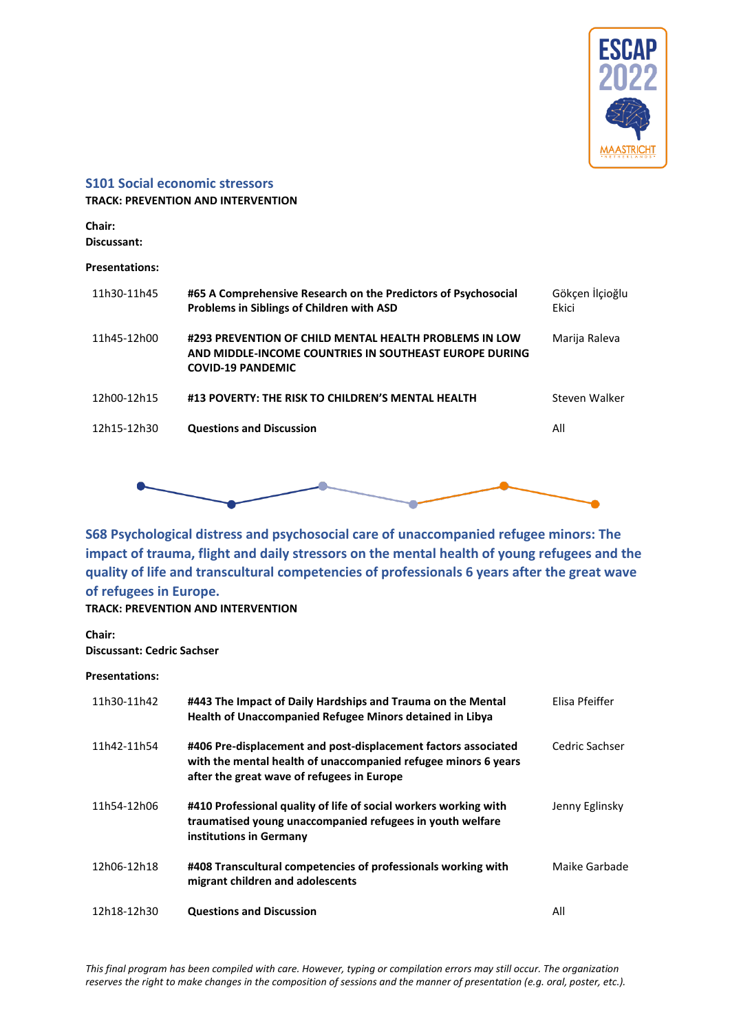## S101 Social economic stressors

**TRACK: PREVENTION AND INTERVENTION**

**Chair:**
**Discussant:**

**Presentations:**

| | | |
|---|---|---|
| 11h30-11h45 | **#65 A Comprehensive Research on the Predictors of Psychosocial Problems in Siblings of Children with ASD** | Gökçen İlçioğlu Ekici |
| 11h45-12h00 | **#293 PREVENTION OF CHILD MENTAL HEALTH PROBLEMS IN LOW AND MIDDLE-INCOME COUNTRIES IN SOUTHEAST EUROPE DURING COVID-19 PANDEMIC** | Marija Raleva |
| 12h00-12h15 | **#13 POVERTY: THE RISK TO CHILDREN'S MENTAL HEALTH** | Steven Walker |
| 12h15-12h30 | **Questions and Discussion** | All |

## S68 Psychological distress and psychosocial care of unaccompanied refugee minors: The impact of trauma, flight and daily stressors on the mental health of young refugees and the quality of life and transcultural competencies of professionals 6 years after the great wave of refugees in Europe.

**TRACK: PREVENTION AND INTERVENTION**

**Chair:**
**Discussant: Cedric Sachser**

**Presentations:**

| | | |
|---|---|---|
| 11h30-11h42 | **#443 The Impact of Daily Hardships and Trauma on the Mental Health of Unaccompanied Refugee Minors detained in Libya** | Elisa Pfeiffer |
| 11h42-11h54 | **#406 Pre-displacement and post-displacement factors associated with the mental health of unaccompanied refugee minors 6 years after the great wave of refugees in Europe** | Cedric Sachser |
| 11h54-12h06 | **#410 Professional quality of life of social workers working with traumatised young unaccompanied refugees in youth welfare institutions in Germany** | Jenny Eglinsky |
| 12h06-12h18 | **#408 Transcultural competencies of professionals working with migrant children and adolescents** | Maike Garbade |
| 12h18-12h30 | **Questions and Discussion** | All |

*This final program has been compiled with care. However, typing or compilation errors may still occur. The organization reserves the right to make changes in the composition of sessions and the manner of presentation (e.g. oral, poster, etc.).*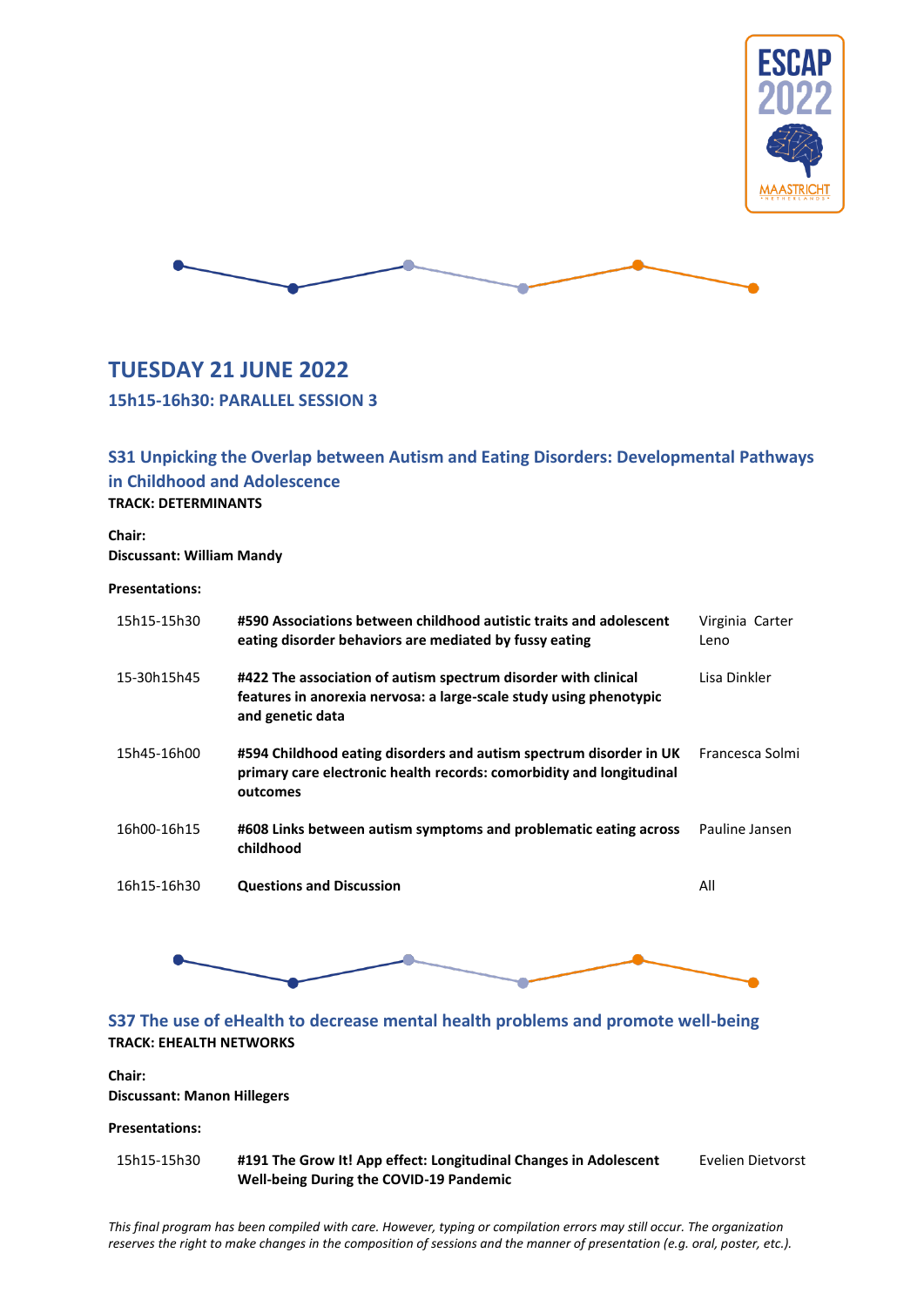# TUESDAY 21 JUNE 2022

## 15h15-16h30: PARALLEL SESSION 3

### S31 Unpicking the Overlap between Autism and Eating Disorders: Developmental Pathways in Childhood and Adolescence

**TRACK: DETERMINANTS**

**Chair:**
**Discussant: William Mandy**

**Presentations:**

| | | |
|---|---|---|
| 15h15-15h30 | **#590 Associations between childhood autistic traits and adolescent eating disorder behaviors are mediated by fussy eating** | Virginia Carter Leno |
| 15-30h15h45 | **#422 The association of autism spectrum disorder with clinical features in anorexia nervosa: a large-scale study using phenotypic and genetic data** | Lisa Dinkler |
| 15h45-16h00 | **#594 Childhood eating disorders and autism spectrum disorder in UK primary care electronic health records: comorbidity and longitudinal outcomes** | Francesca Solmi |
| 16h00-16h15 | **#608 Links between autism symptoms and problematic eating across childhood** | Pauline Jansen |
| 16h15-16h30 | **Questions and Discussion** | All |

### S37 The use of eHealth to decrease mental health problems and promote well-being

**TRACK: EHEALTH NETWORKS**

**Chair:**
**Discussant: Manon Hillegers**

**Presentations:**

| | | |
|---|---|---|
| 15h15-15h30 | **#191 The Grow It! App effect: Longitudinal Changes in Adolescent Well-being During the COVID-19 Pandemic** | Evelien Dietvorst |

*This final program has been compiled with care. However, typing or compilation errors may still occur. The organization reserves the right to make changes in the composition of sessions and the manner of presentation (e.g. oral, poster, etc.).*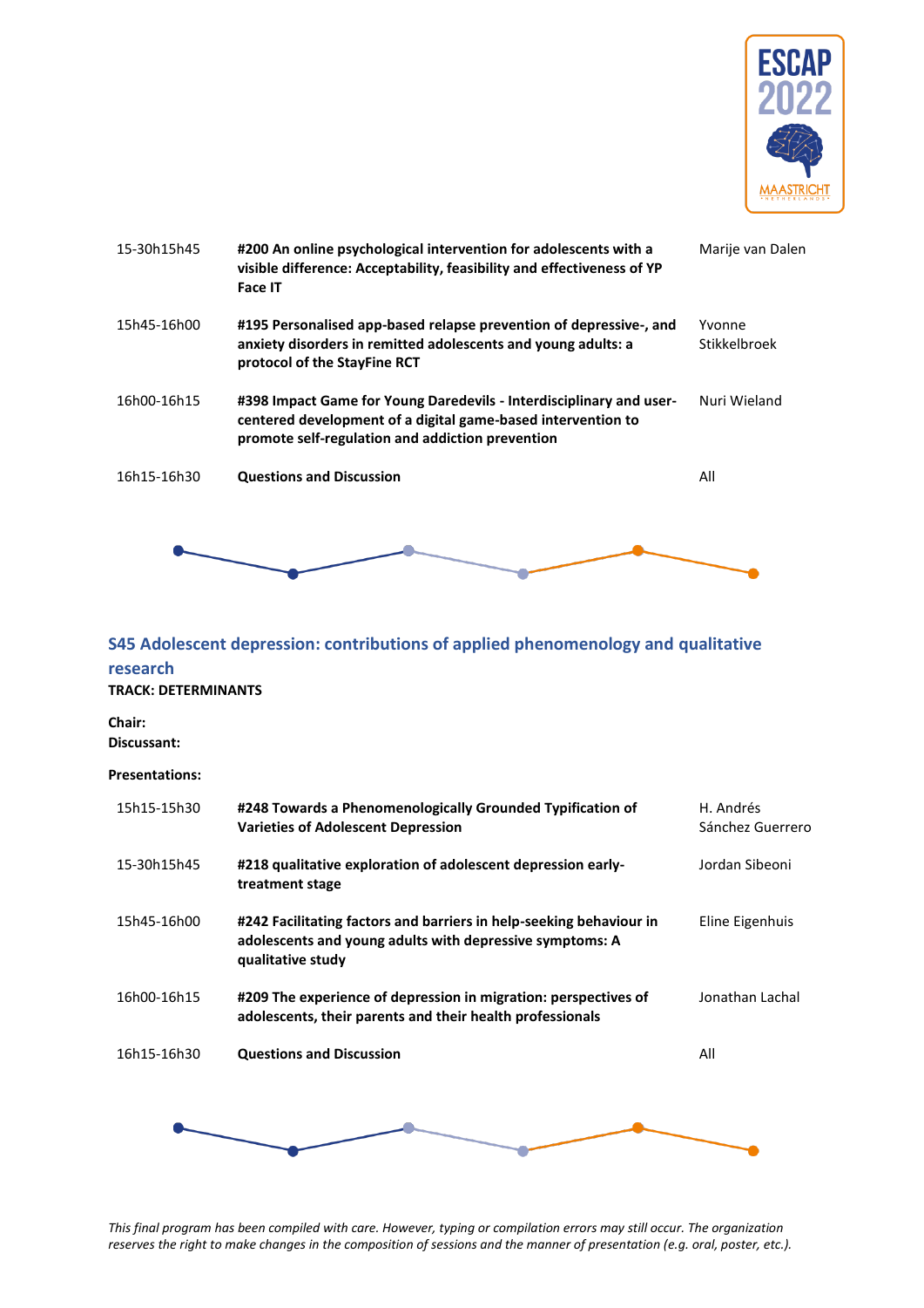| | | |
|---|---|---|
| 15-30h15h45 | **#200 An online psychological intervention for adolescents with a visible difference: Acceptability, feasibility and effectiveness of YP Face IT** | Marije van Dalen |
| 15h45-16h00 | **#195 Personalised app-based relapse prevention of depressive-, and anxiety disorders in remitted adolescents and young adults: a protocol of the StayFine RCT** | Yvonne Stikkelbroek |
| 16h00-16h15 | **#398 Impact Game for Young Daredevils - Interdisciplinary and user-centered development of a digital game-based intervention to promote self-regulation and addiction prevention** | Nuri Wieland |
| 16h15-16h30 | **Questions and Discussion** | All |

## S45 Adolescent depression: contributions of applied phenomenology and qualitative research

**TRACK: DETERMINANTS**

**Chair:**
**Discussant:**

**Presentations:**

| | | |
|---|---|---|
| 15h15-15h30 | **#248 Towards a Phenomenologically Grounded Typification of Varieties of Adolescent Depression** | H. Andrés Sánchez Guerrero |
| 15-30h15h45 | **#218 qualitative exploration of adolescent depression early-treatment stage** | Jordan Sibeoni |
| 15h45-16h00 | **#242 Facilitating factors and barriers in help-seeking behaviour in adolescents and young adults with depressive symptoms: A qualitative study** | Eline Eigenhuis |
| 16h00-16h15 | **#209 The experience of depression in migration: perspectives of adolescents, their parents and their health professionals** | Jonathan Lachal |
| 16h15-16h30 | **Questions and Discussion** | All |

*This final program has been compiled with care. However, typing or compilation errors may still occur. The organization reserves the right to make changes in the composition of sessions and the manner of presentation (e.g. oral, poster, etc.).*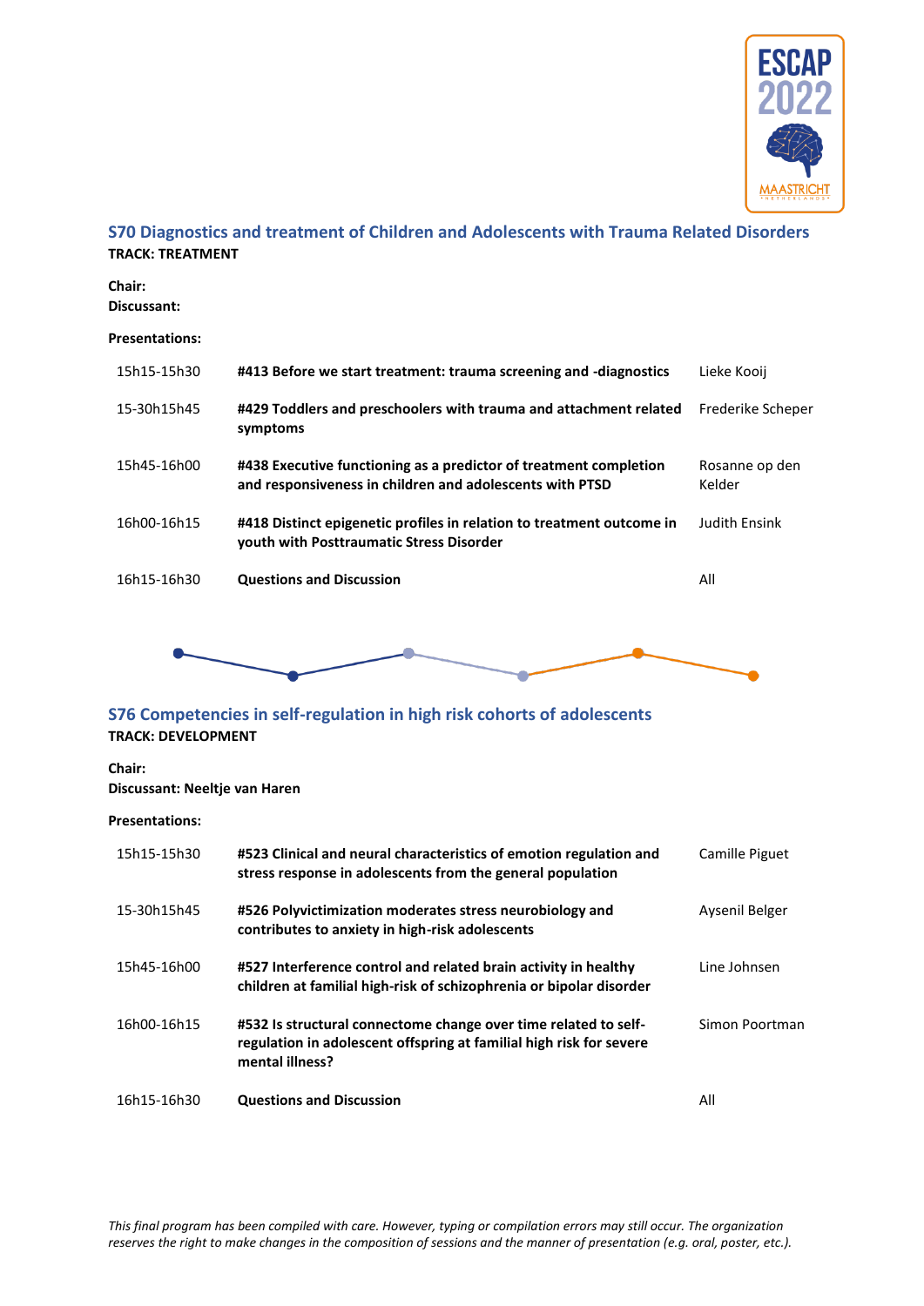## S70 Diagnostics and treatment of Children and Adolescents with Trauma Related Disorders

**TRACK: TREATMENT**

**Chair:**
**Discussant:**

**Presentations:**

| | | |
|---|---|---|
| 15h15-15h30 | **#413 Before we start treatment: trauma screening and -diagnostics** | Lieke Kooij |
| 15-30h15h45 | **#429 Toddlers and preschoolers with trauma and attachment related symptoms** | Frederike Scheper |
| 15h45-16h00 | **#438 Executive functioning as a predictor of treatment completion and responsiveness in children and adolescents with PTSD** | Rosanne op den Kelder |
| 16h00-16h15 | **#418 Distinct epigenetic profiles in relation to treatment outcome in youth with Posttraumatic Stress Disorder** | Judith Ensink |
| 16h15-16h30 | **Questions and Discussion** | All |

## S76 Competencies in self-regulation in high risk cohorts of adolescents

**TRACK: DEVELOPMENT**

**Chair:**
**Discussant: Neeltje van Haren**

**Presentations:**

| | | |
|---|---|---|
| 15h15-15h30 | **#523 Clinical and neural characteristics of emotion regulation and stress response in adolescents from the general population** | Camille Piguet |
| 15-30h15h45 | **#526 Polyvictimization moderates stress neurobiology and contributes to anxiety in high-risk adolescents** | Aysenil Belger |
| 15h45-16h00 | **#527 Interference control and related brain activity in healthy children at familial high-risk of schizophrenia or bipolar disorder** | Line Johnsen |
| 16h00-16h15 | **#532 Is structural connectome change over time related to self-regulation in adolescent offspring at familial high risk for severe mental illness?** | Simon Poortman |
| 16h15-16h30 | **Questions and Discussion** | All |

*This final program has been compiled with care. However, typing or compilation errors may still occur. The organization reserves the right to make changes in the composition of sessions and the manner of presentation (e.g. oral, poster, etc.).*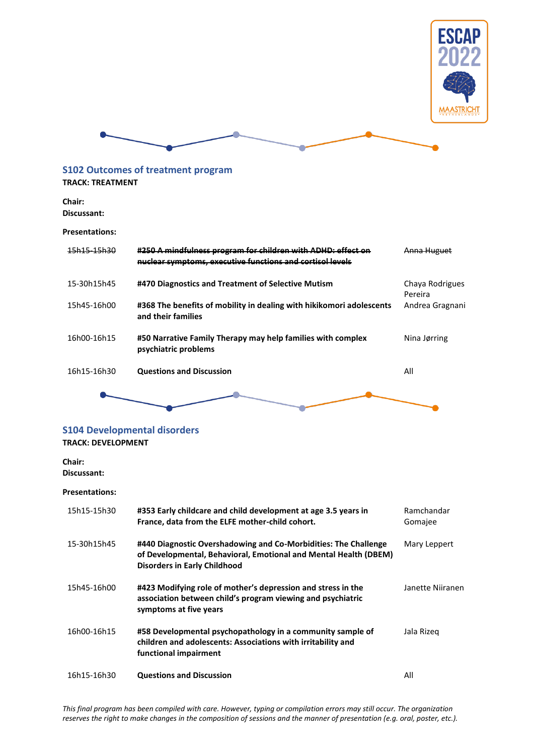## S102 Outcomes of treatment program

**TRACK: TREATMENT**

**Chair:**
**Discussant:**

**Presentations:**

| | | |
|---|---|---|
| ~~15h15-15h30~~ | ~~**#250 A mindfulness program for children with ADHD: effect on nuclear symptoms, executive functions and cortisol levels**~~ | ~~Anna Huguet~~ |
| 15-30h15h45 | **#470 Diagnostics and Treatment of Selective Mutism** | Chaya Rodrigues Pereira |
| 15h45-16h00 | **#368 The benefits of mobility in dealing with hikikomori adolescents and their families** | Andrea Gragnani |
| 16h00-16h15 | **#50 Narrative Family Therapy may help families with complex psychiatric problems** | Nina Jørring |
| 16h15-16h30 | **Questions and Discussion** | All |

## S104 Developmental disorders

**TRACK: DEVELOPMENT**

**Chair:**
**Discussant:**

**Presentations:**

| | | |
|---|---|---|
| 15h15-15h30 | **#353 Early childcare and child development at age 3.5 years in France, data from the ELFE mother-child cohort.** | Ramchandar Gomajee |
| 15-30h15h45 | **#440 Diagnostic Overshadowing and Co-Morbidities: The Challenge of Developmental, Behavioral, Emotional and Mental Health (DBEM) Disorders in Early Childhood** | Mary Leppert |
| 15h45-16h00 | **#423 Modifying role of mother's depression and stress in the association between child's program viewing and psychiatric symptoms at five years** | Janette Niiranen |
| 16h00-16h15 | **#58 Developmental psychopathology in a community sample of children and adolescents: Associations with irritability and functional impairment** | Jala Rizeq |
| 16h15-16h30 | **Questions and Discussion** | All |

*This final program has been compiled with care. However, typing or compilation errors may still occur. The organization reserves the right to make changes in the composition of sessions and the manner of presentation (e.g. oral, poster, etc.).*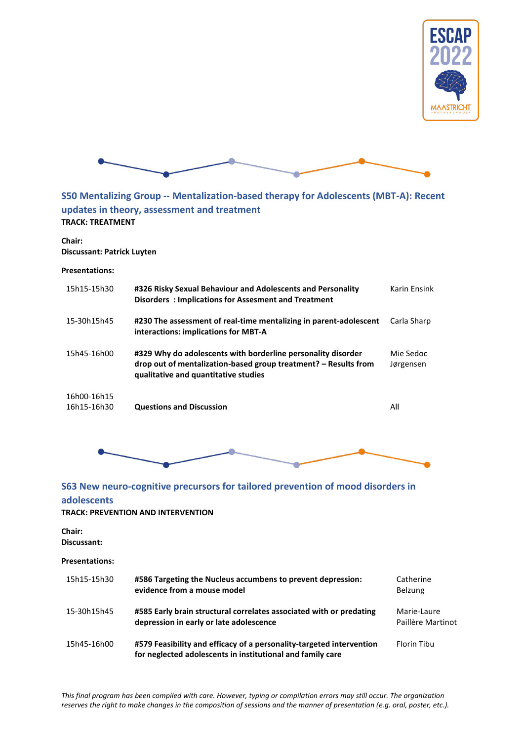## S50 Mentalizing Group -- Mentalization-based therapy for Adolescents (MBT-A): Recent updates in theory, assessment and treatment

**TRACK: TREATMENT**

**Chair:**
**Discussant: Patrick Luyten**

**Presentations:**

| | | |
|---|---|---|
| 15h15-15h30 | **#326 Risky Sexual Behaviour and Adolescents and Personality Disorders : Implications for Assesment and Treatment** | Karin Ensink |
| 15-30h15h45 | **#230 The assessment of real-time mentalizing in parent-adolescent interactions: implications for MBT-A** | Carla Sharp |
| 15h45-16h00 | **#329 Why do adolescents with borderline personality disorder drop out of mentalization-based group treatment? – Results from qualitative and quantitative studies** | Mie Sedoc Jørgensen |
| 16h00-16h15<br>16h15-16h30 | **Questions and Discussion** | All |

## S63 New neuro-cognitive precursors for tailored prevention of mood disorders in adolescents

**TRACK: PREVENTION AND INTERVENTION**

**Chair:**
**Discussant:**

**Presentations:**

| | | |
|---|---|---|
| 15h15-15h30 | **#586 Targeting the Nucleus accumbens to prevent depression: evidence from a mouse model** | Catherine Belzung |
| 15-30h15h45 | **#585 Early brain structural correlates associated with or predating depression in early or late adolescence** | Marie-Laure Paillère Martinot |
| 15h45-16h00 | **#579 Feasibility and efficacy of a personality-targeted intervention for neglected adolescents in institutional and family care** | Florin Tibu |

*This final program has been compiled with care. However, typing or compilation errors may still occur. The organization reserves the right to make changes in the composition of sessions and the manner of presentation (e.g. oral, poster, etc.).*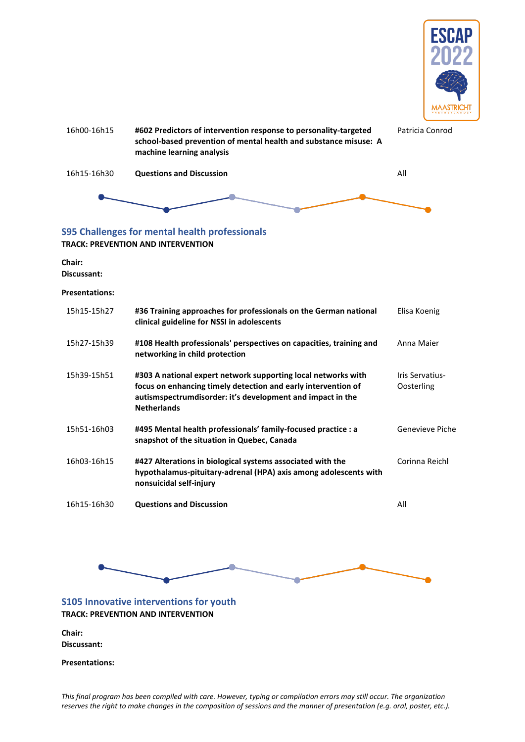| | | |
|---|---|---|
| 16h00-16h15 | **#602 Predictors of intervention response to personality-targeted school-based prevention of mental health and substance misuse: A machine learning analysis** | Patricia Conrod |
| 16h15-16h30 | **Questions and Discussion** | All |

## S95 Challenges for mental health professionals

**TRACK: PREVENTION AND INTERVENTION**

**Chair:**
**Discussant:**

**Presentations:**

| | | |
|---|---|---|
| 15h15-15h27 | **#36 Training approaches for professionals on the German national clinical guideline for NSSI in adolescents** | Elisa Koenig |
| 15h27-15h39 | **#108 Health professionals' perspectives on capacities, training and networking in child protection** | Anna Maier |
| 15h39-15h51 | **#303 A national expert network supporting local networks with focus on enhancing timely detection and early intervention of autismspectrumdisorder: it's development and impact in the Netherlands** | Iris Servatius-Oosterling |
| 15h51-16h03 | **#495 Mental health professionals' family-focused practice : a snapshot of the situation in Quebec, Canada** | Genevieve Piche |
| 16h03-16h15 | **#427 Alterations in biological systems associated with the hypothalamus-pituitary-adrenal (HPA) axis among adolescents with nonsuicidal self-injury** | Corinna Reichl |
| 16h15-16h30 | **Questions and Discussion** | All |

## S105 Innovative interventions for youth

**TRACK: PREVENTION AND INTERVENTION**

**Chair:**
**Discussant:**

**Presentations:**

*This final program has been compiled with care. However, typing or compilation errors may still occur. The organization reserves the right to make changes in the composition of sessions and the manner of presentation (e.g. oral, poster, etc.).*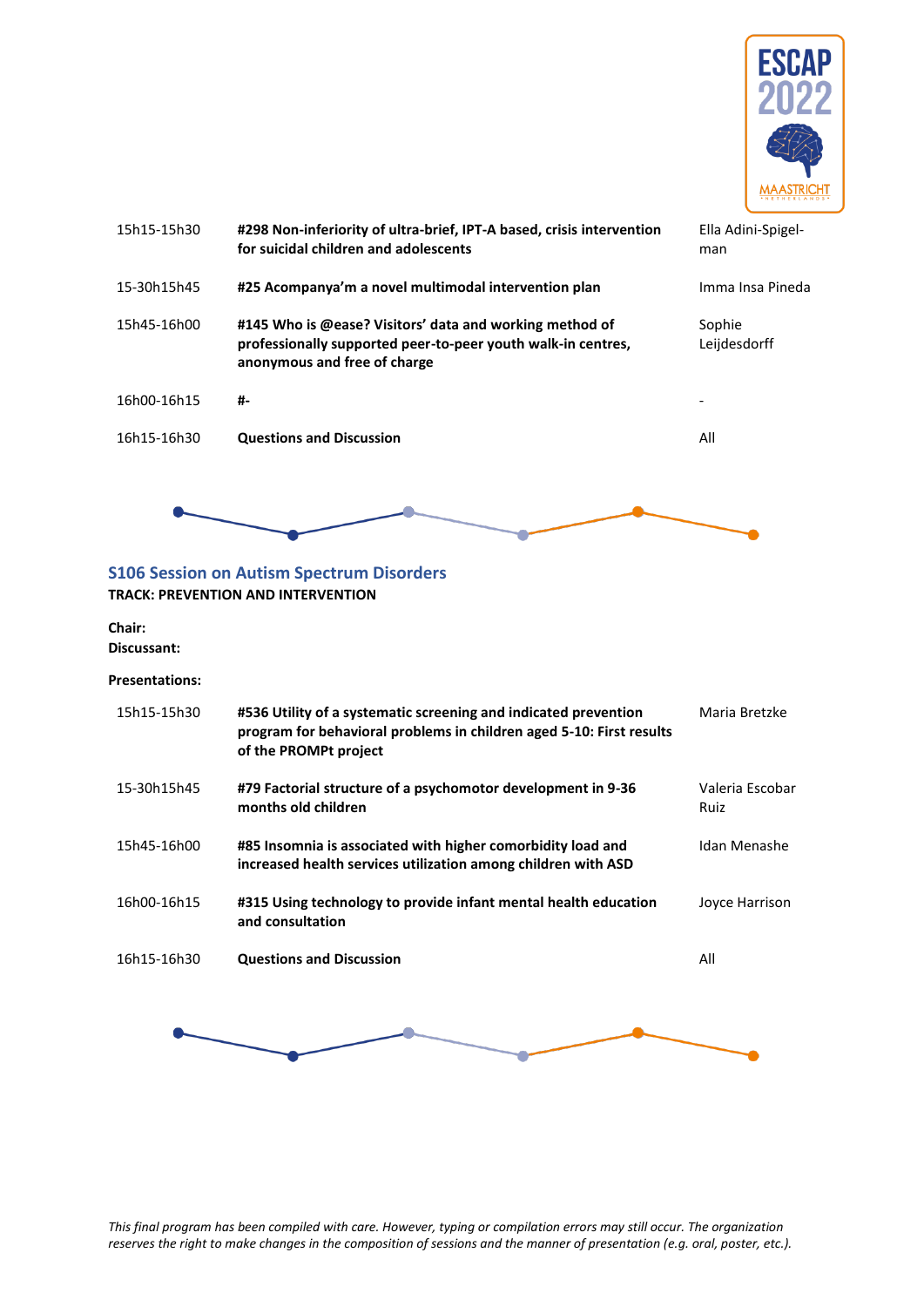| | | |
|---|---|---|
| 15h15-15h30 | **#298 Non-inferiority of ultra-brief, IPT-A based, crisis intervention for suicidal children and adolescents** | Ella Adini-Spigel-man |
| 15-30h15h45 | **#25 Acompanya'm a novel multimodal intervention plan** | Imma Insa Pineda |
| 15h45-16h00 | **#145 Who is @ease? Visitors' data and working method of professionally supported peer-to-peer youth walk-in centres, anonymous and free of charge** | Sophie Leijdesdorff |
| 16h00-16h15 | **#-** | - |
| 16h15-16h30 | **Questions and Discussion** | All |

## S106 Session on Autism Spectrum Disorders

**TRACK: PREVENTION AND INTERVENTION**

**Chair:**
**Discussant:**

**Presentations:**

| | | |
|---|---|---|
| 15h15-15h30 | **#536 Utility of a systematic screening and indicated prevention program for behavioral problems in children aged 5-10: First results of the PROMPt project** | Maria Bretzke |
| 15-30h15h45 | **#79 Factorial structure of a psychomotor development in 9-36 months old children** | Valeria Escobar Ruiz |
| 15h45-16h00 | **#85 Insomnia is associated with higher comorbidity load and increased health services utilization among children with ASD** | Idan Menashe |
| 16h00-16h15 | **#315 Using technology to provide infant mental health education and consultation** | Joyce Harrison |
| 16h15-16h30 | **Questions and Discussion** | All |

*This final program has been compiled with care. However, typing or compilation errors may still occur. The organization reserves the right to make changes in the composition of sessions and the manner of presentation (e.g. oral, poster, etc.).*